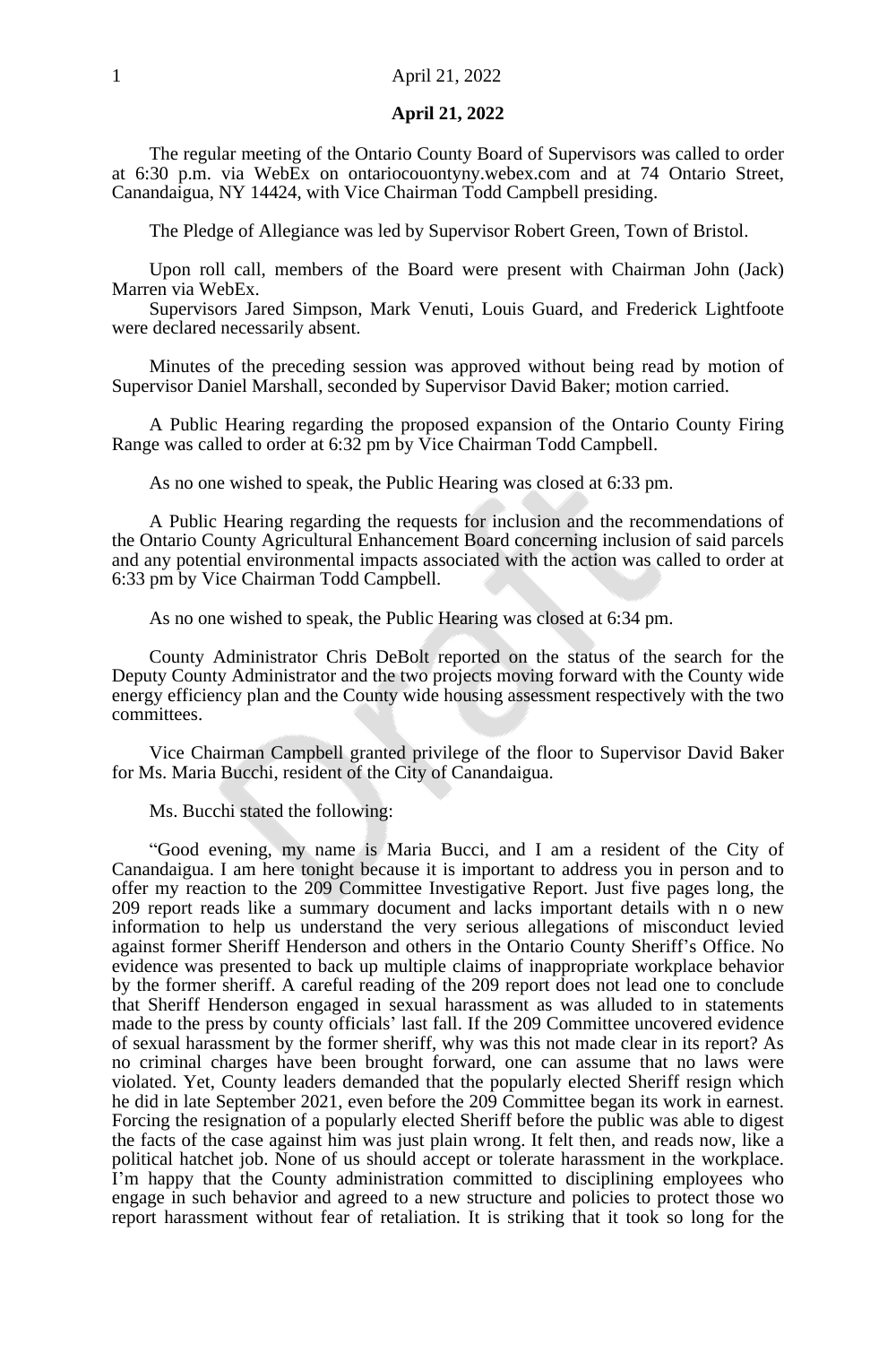**April 21, 2022**

The regular meeting of the Ontario County Board of Supervisors was called to order at 6:30 p.m. via WebEx on ontariocouontyny.webex.com and at 74 Ontario Street, Canandaigua, NY 14424, with Vice Chairman Todd Campbell presiding.

The Pledge of Allegiance was led by Supervisor Robert Green, Town of Bristol.

Upon roll call, members of the Board were present with Chairman John (Jack) Marren via WebEx.

Supervisors Jared Simpson, Mark Venuti, Louis Guard, and Frederick Lightfoote were declared necessarily absent.

Minutes of the preceding session was approved without being read by motion of Supervisor Daniel Marshall, seconded by Supervisor David Baker; motion carried.

A Public Hearing regarding the proposed expansion of the Ontario County Firing Range was called to order at 6:32 pm by Vice Chairman Todd Campbell.

As no one wished to speak, the Public Hearing was closed at 6:33 pm.

A Public Hearing regarding the requests for inclusion and the recommendations of the Ontario County Agricultural Enhancement Board concerning inclusion of said parcels and any potential environmental impacts associated with the action was called to order at 6:33 pm by Vice Chairman Todd Campbell.

As no one wished to speak, the Public Hearing was closed at 6:34 pm.

County Administrator Chris DeBolt reported on the status of the search for the Deputy County Administrator and the two projects moving forward with the County wide energy efficiency plan and the County wide housing assessment respectively with the two committees.

Vice Chairman Campbell granted privilege of the floor to Supervisor David Baker for Ms. Maria Bucchi, resident of the City of Canandaigua.

Ms. Bucchi stated the following:

"Good evening, my name is Maria Bucci, and I am a resident of the City of Canandaigua. I am here tonight because it is important to address you in person and to offer my reaction to the 209 Committee Investigative Report. Just five pages long, the 209 report reads like a summary document and lacks important details with n o new information to help us understand the very serious allegations of misconduct levied against former Sheriff Henderson and others in the Ontario County Sheriff's Office. No evidence was presented to back up multiple claims of inappropriate workplace behavior by the former sheriff. A careful reading of the 209 report does not lead one to conclude that Sheriff Henderson engaged in sexual harassment as was alluded to in statements made to the press by county officials' last fall. If the 209 Committee uncovered evidence of sexual harassment by the former sheriff, why was this not made clear in its report? As no criminal charges have been brought forward, one can assume that no laws were violated. Yet, County leaders demanded that the popularly elected Sheriff resign which he did in late September 2021, even before the 209 Committee began its work in earnest. Forcing the resignation of a popularly elected Sheriff before the public was able to digest the facts of the case against him was just plain wrong. It felt then, and reads now, like a political hatchet job. None of us should accept or tolerate harassment in the workplace. I'm happy that the County administration committed to disciplining employees who engage in such behavior and agreed to a new structure and policies to protect those wo report harassment without fear of retaliation. It is striking that it took so long for the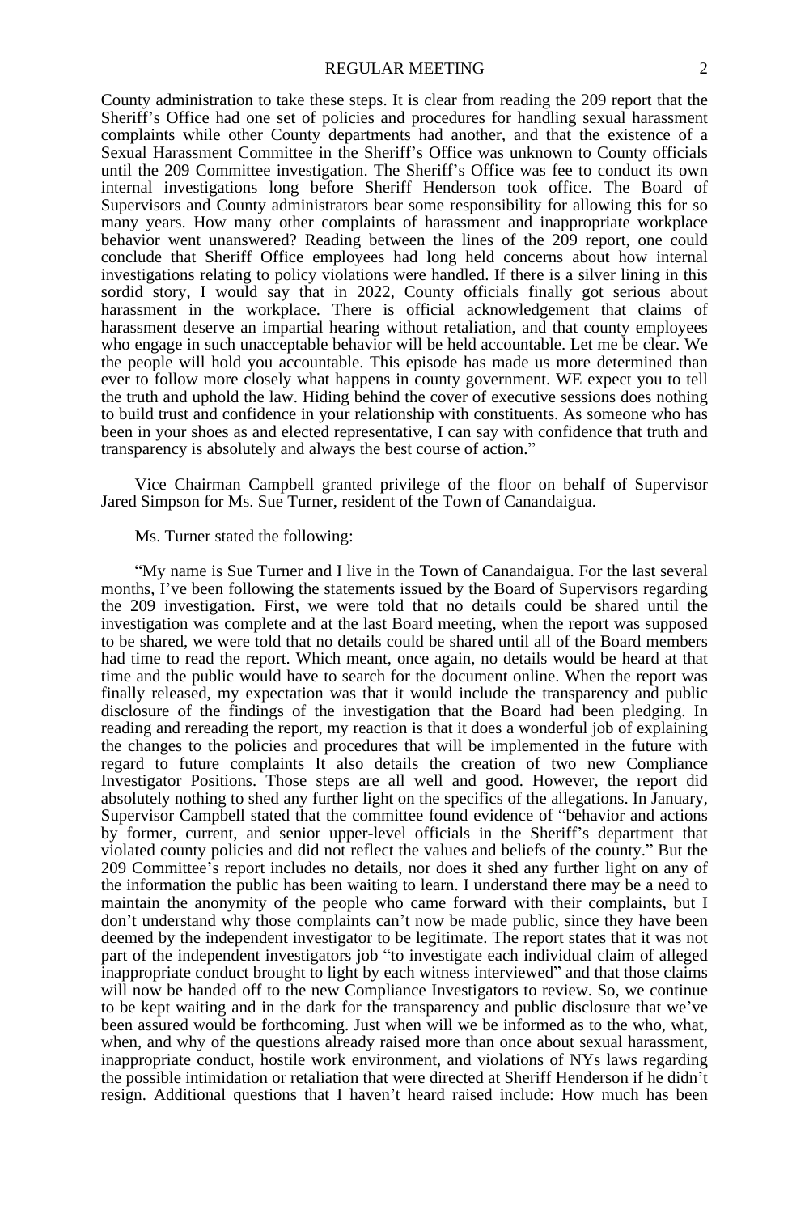County administration to take these steps. It is clear from reading the 209 report that the Sheriff's Office had one set of policies and procedures for handling sexual harassment complaints while other County departments had another, and that the existence of a Sexual Harassment Committee in the Sheriff's Office was unknown to County officials until the 209 Committee investigation. The Sheriff's Office was fee to conduct its own internal investigations long before Sheriff Henderson took office. The Board of Supervisors and County administrators bear some responsibility for allowing this for so many years. How many other complaints of harassment and inappropriate workplace behavior went unanswered? Reading between the lines of the 209 report, one could conclude that Sheriff Office employees had long held concerns about how internal investigations relating to policy violations were handled. If there is a silver lining in this sordid story, I would say that in 2022, County officials finally got serious about harassment in the workplace. There is official acknowledgement that claims of harassment deserve an impartial hearing without retaliation, and that county employees who engage in such unacceptable behavior will be held accountable. Let me be clear. We the people will hold you accountable. This episode has made us more determined than ever to follow more closely what happens in county government. WE expect you to tell the truth and uphold the law. Hiding behind the cover of executive sessions does nothing to build trust and confidence in your relationship with constituents. As someone who has been in your shoes as and elected representative, I can say with confidence that truth and transparency is absolutely and always the best course of action."

Vice Chairman Campbell granted privilege of the floor on behalf of Supervisor Jared Simpson for Ms. Sue Turner, resident of the Town of Canandaigua.

Ms. Turner stated the following:

"My name is Sue Turner and I live in the Town of Canandaigua. For the last several months, I've been following the statements issued by the Board of Supervisors regarding the 209 investigation. First, we were told that no details could be shared until the investigation was complete and at the last Board meeting, when the report was supposed to be shared, we were told that no details could be shared until all of the Board members had time to read the report. Which meant, once again, no details would be heard at that time and the public would have to search for the document online. When the report was finally released, my expectation was that it would include the transparency and public disclosure of the findings of the investigation that the Board had been pledging. In reading and rereading the report, my reaction is that it does a wonderful job of explaining the changes to the policies and procedures that will be implemented in the future with regard to future complaints It also details the creation of two new Compliance Investigator Positions. Those steps are all well and good. However, the report did absolutely nothing to shed any further light on the specifics of the allegations. In January, Supervisor Campbell stated that the committee found evidence of "behavior and actions by former, current, and senior upper-level officials in the Sheriff's department that violated county policies and did not reflect the values and beliefs of the county." But the 209 Committee's report includes no details, nor does it shed any further light on any of the information the public has been waiting to learn. I understand there may be a need to maintain the anonymity of the people who came forward with their complaints, but I don't understand why those complaints can't now be made public, since they have been deemed by the independent investigator to be legitimate. The report states that it was not part of the independent investigators job "to investigate each individual claim of alleged inappropriate conduct brought to light by each witness interviewed" and that those claims will now be handed off to the new Compliance Investigators to review. So, we continue to be kept waiting and in the dark for the transparency and public disclosure that we've been assured would be forthcoming. Just when will we be informed as to the who, what, when, and why of the questions already raised more than once about sexual harassment, inappropriate conduct, hostile work environment, and violations of NYs laws regarding the possible intimidation or retaliation that were directed at Sheriff Henderson if he didn't resign. Additional questions that I haven't heard raised include: How much has been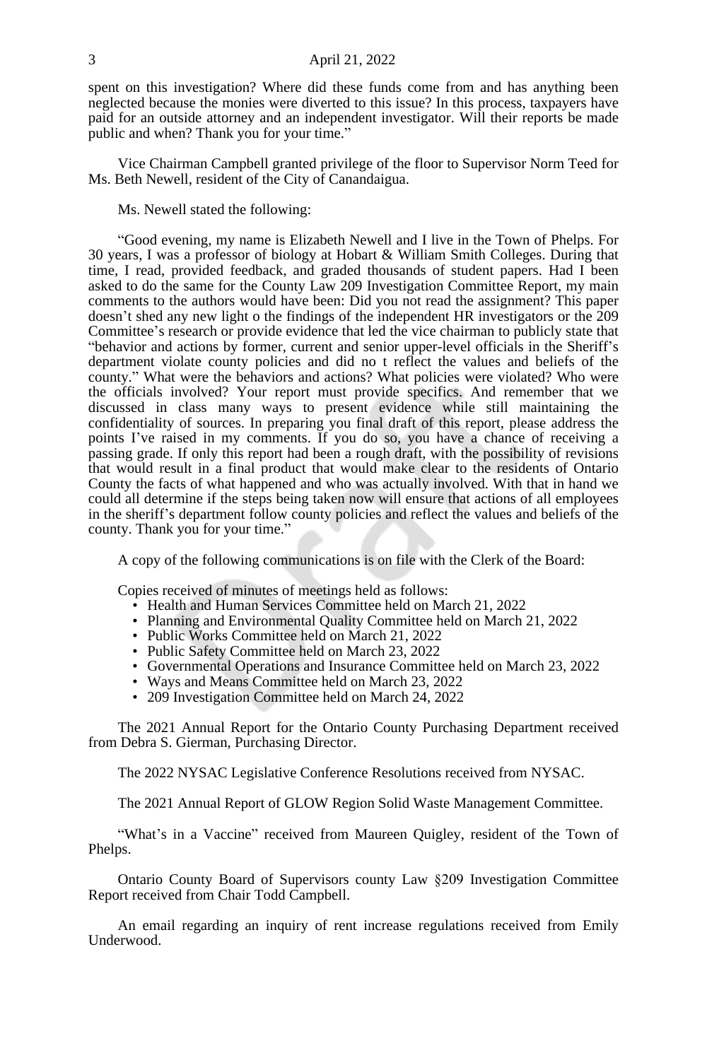spent on this investigation? Where did these funds come from and has anything been neglected because the monies were diverted to this issue? In this process, taxpayers have paid for an outside attorney and an independent investigator. Will their reports be made public and when? Thank you for your time."

Vice Chairman Campbell granted privilege of the floor to Supervisor Norm Teed for Ms. Beth Newell, resident of the City of Canandaigua.

Ms. Newell stated the following:

"Good evening, my name is Elizabeth Newell and I live in the Town of Phelps. For 30 years, I was a professor of biology at Hobart & William Smith Colleges. During that time, I read, provided feedback, and graded thousands of student papers. Had I been asked to do the same for the County Law 209 Investigation Committee Report, my main comments to the authors would have been: Did you not read the assignment? This paper doesn't shed any new light o the findings of the independent HR investigators or the 209 Committee's research or provide evidence that led the vice chairman to publicly state that "behavior and actions by former, current and senior upper-level officials in the Sheriff's department violate county policies and did no t reflect the values and beliefs of the county." What were the behaviors and actions? What policies were violated? Who were the officials involved? Your report must provide specifics. And remember that we discussed in class many ways to present evidence while still maintaining the confidentiality of sources. In preparing you final draft of this report, please address the points I've raised in my comments. If you do so, you have a chance of receiving a passing grade. If only this report had been a rough draft, with the possibility of revisions that would result in a final product that would make clear to the residents of Ontario County the facts of what happened and who was actually involved. With that in hand we could all determine if the steps being taken now will ensure that actions of all employees in the sheriff's department follow county policies and reflect the values and beliefs of the county. Thank you for your time."

A copy of the following communications is on file with the Clerk of the Board:

Copies received of minutes of meetings held as follows:

- Health and Human Services Committee held on March 21, 2022
- Planning and Environmental Quality Committee held on March 21, 2022
- Public Works Committee held on March 21, 2022
- Public Safety Committee held on March 23, 2022
- Governmental Operations and Insurance Committee held on March 23, 2022
- Ways and Means Committee held on March 23, 2022
- 209 Investigation Committee held on March 24, 2022

The 2021 Annual Report for the Ontario County Purchasing Department received from Debra S. Gierman, Purchasing Director.

The 2022 NYSAC Legislative Conference Resolutions received from NYSAC.

The 2021 Annual Report of GLOW Region Solid Waste Management Committee.

"What's in a Vaccine" received from Maureen Quigley, resident of the Town of Phelps.

Ontario County Board of Supervisors county Law §209 Investigation Committee Report received from Chair Todd Campbell.

An email regarding an inquiry of rent increase regulations received from Emily Underwood.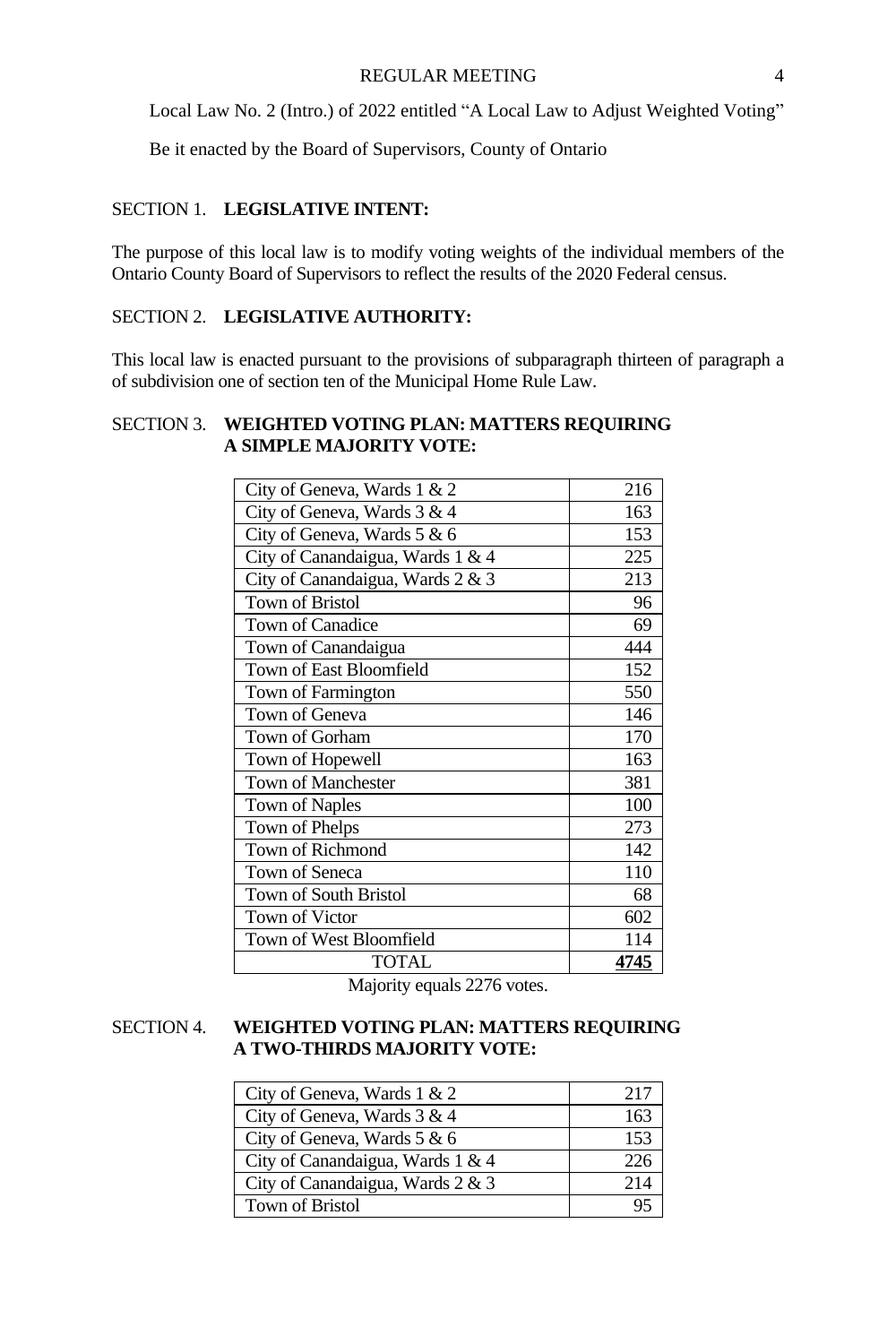Local Law No. 2 (Intro.) of 2022 entitled “A Local Law to Adjust Weighted Voting”

Be it enacted by the Board of Supervisors, County of Ontario

SECTION 1. **LEGISLATIVE INTENT:**

The purpose of this local law is to modify voting weights of the individual members of the Ontario County Board of Supervisors to reflect the results of the 2020 Federal census.

SECTION 2. **LEGISLATIVE AUTHORITY:**

This local law is enacted pursuant to the provisions of subparagraph thirteen of paragraph a of subdivision one of section ten of the Municipal Home Rule Law.

SECTION 3. **WEIGHTED VOTING PLAN: MATTERS REQUIRING A SIMPLE MAJORITY VOTE:**

| | |
|---|---:|
| City of Geneva, Wards 1 & 2 | 216 |
| City of Geneva, Wards 3 & 4 | 163 |
| City of Geneva, Wards 5 & 6 | 153 |
| City of Canandaigua, Wards 1 & 4 | 225 |
| City of Canandaigua, Wards 2 & 3 | 213 |
| Town of Bristol | 96 |
| Town of Canadice | 69 |
| Town of Canandaigua | 444 |
| Town of East Bloomfield | 152 |
| Town of Farmington | 550 |
| Town of Geneva | 146 |
| Town of Gorham | 170 |
| Town of Hopewell | 163 |
| Town of Manchester | 381 |
| Town of Naples | 100 |
| Town of Phelps | 273 |
| Town of Richmond | 142 |
| Town of Seneca | 110 |
| Town of South Bristol | 68 |
| Town of Victor | 602 |
| Town of West Bloomfield | 114 |
| TOTAL | **4745** |

Majority equals 2276 votes.

SECTION 4. **WEIGHTED VOTING PLAN: MATTERS REQUIRING A TWO-THIRDS MAJORITY VOTE:**

| | |
|---|---:|
| City of Geneva, Wards 1 & 2 | 217 |
| City of Geneva, Wards 3 & 4 | 163 |
| City of Geneva, Wards 5 & 6 | 153 |
| City of Canandaigua, Wards 1 & 4 | 226 |
| City of Canandaigua, Wards 2 & 3 | 214 |
| Town of Bristol | 95 |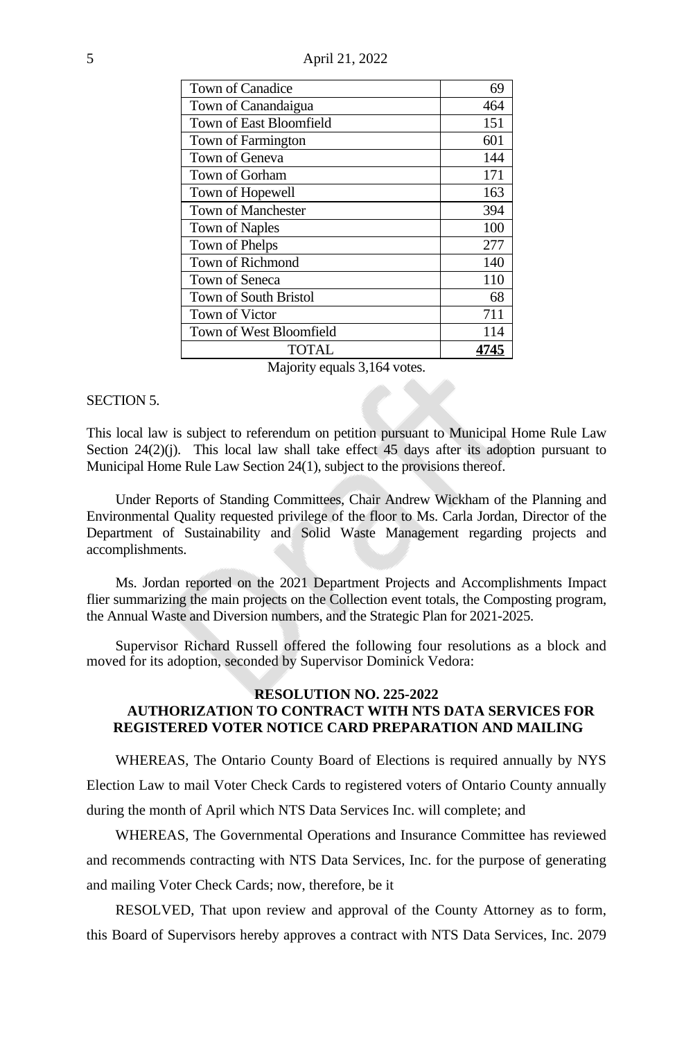| Town of Canadice | 69 |
|---|---|
| Town of Canandaigua | 464 |
| Town of East Bloomfield | 151 |
| Town of Farmington | 601 |
| Town of Geneva | 144 |
| Town of Gorham | 171 |
| Town of Hopewell | 163 |
| Town of Manchester | 394 |
| Town of Naples | 100 |
| Town of Phelps | 277 |
| Town of Richmond | 140 |
| Town of Seneca | 110 |
| Town of South Bristol | 68 |
| Town of Victor | 711 |
| Town of West Bloomfield | 114 |
| TOTAL | **4745** |

Majority equals 3,164 votes.

SECTION 5.

This local law is subject to referendum on petition pursuant to Municipal Home Rule Law Section 24(2)(j). This local law shall take effect 45 days after its adoption pursuant to Municipal Home Rule Law Section 24(1), subject to the provisions thereof.

Under Reports of Standing Committees, Chair Andrew Wickham of the Planning and Environmental Quality requested privilege of the floor to Ms. Carla Jordan, Director of the Department of Sustainability and Solid Waste Management regarding projects and accomplishments.

Ms. Jordan reported on the 2021 Department Projects and Accomplishments Impact flier summarizing the main projects on the Collection event totals, the Composting program, the Annual Waste and Diversion numbers, and the Strategic Plan for 2021-2025.

Supervisor Richard Russell offered the following four resolutions as a block and moved for its adoption, seconded by Supervisor Dominick Vedora:

**RESOLUTION NO. 225-2022**
**AUTHORIZATION TO CONTRACT WITH NTS DATA SERVICES FOR REGISTERED VOTER NOTICE CARD PREPARATION AND MAILING**

WHEREAS, The Ontario County Board of Elections is required annually by NYS Election Law to mail Voter Check Cards to registered voters of Ontario County annually during the month of April which NTS Data Services Inc. will complete; and

WHEREAS, The Governmental Operations and Insurance Committee has reviewed and recommends contracting with NTS Data Services, Inc. for the purpose of generating and mailing Voter Check Cards; now, therefore, be it

RESOLVED, That upon review and approval of the County Attorney as to form, this Board of Supervisors hereby approves a contract with NTS Data Services, Inc. 2079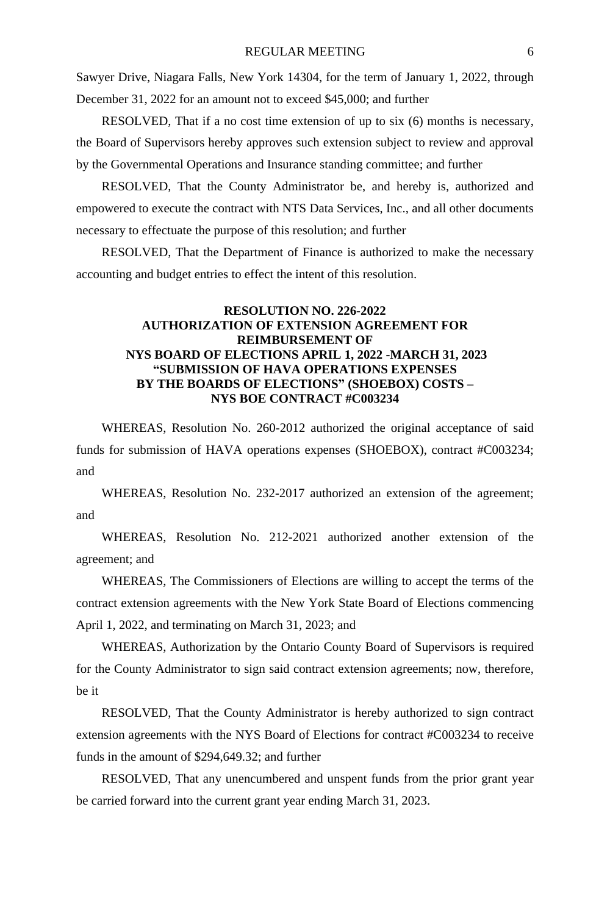Sawyer Drive, Niagara Falls, New York 14304, for the term of January 1, 2022, through December 31, 2022 for an amount not to exceed $45,000; and further

RESOLVED, That if a no cost time extension of up to six (6) months is necessary, the Board of Supervisors hereby approves such extension subject to review and approval by the Governmental Operations and Insurance standing committee; and further

RESOLVED, That the County Administrator be, and hereby is, authorized and empowered to execute the contract with NTS Data Services, Inc., and all other documents necessary to effectuate the purpose of this resolution; and further

RESOLVED, That the Department of Finance is authorized to make the necessary accounting and budget entries to effect the intent of this resolution.

**RESOLUTION NO. 226-2022**
**AUTHORIZATION OF EXTENSION AGREEMENT FOR REIMBURSEMENT OF**
**NYS BOARD OF ELECTIONS APRIL 1, 2022 -MARCH 31, 2023**
**"SUBMISSION OF HAVA OPERATIONS EXPENSES BY THE BOARDS OF ELECTIONS" (SHOEBOX) COSTS –**
**NYS BOE CONTRACT #C003234**

WHEREAS, Resolution No. 260-2012 authorized the original acceptance of said funds for submission of HAVA operations expenses (SHOEBOX), contract #C003234; and

WHEREAS, Resolution No. 232-2017 authorized an extension of the agreement; and

WHEREAS, Resolution No. 212-2021 authorized another extension of the agreement; and

WHEREAS, The Commissioners of Elections are willing to accept the terms of the contract extension agreements with the New York State Board of Elections commencing April 1, 2022, and terminating on March 31, 2023; and

WHEREAS, Authorization by the Ontario County Board of Supervisors is required for the County Administrator to sign said contract extension agreements; now, therefore, be it

RESOLVED, That the County Administrator is hereby authorized to sign contract extension agreements with the NYS Board of Elections for contract #C003234 to receive funds in the amount of $294,649.32; and further

RESOLVED, That any unencumbered and unspent funds from the prior grant year be carried forward into the current grant year ending March 31, 2023.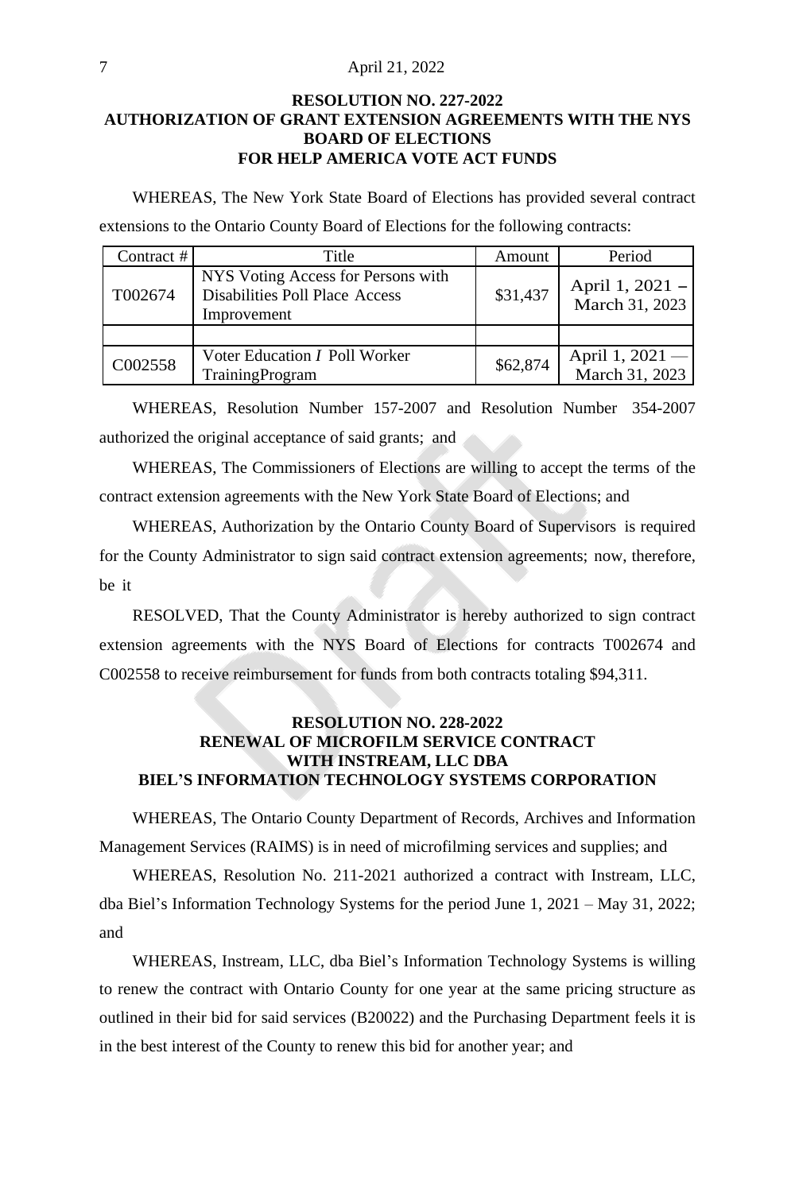### RESOLUTION NO. 227-2022
### AUTHORIZATION OF GRANT EXTENSION AGREEMENTS WITH THE NYS BOARD OF ELECTIONS FOR HELP AMERICA VOTE ACT FUNDS

WHEREAS, The New York State Board of Elections has provided several contract extensions to the Ontario County Board of Elections for the following contracts:

| Contract # | Title | Amount | Period |
|---|---|---|---|
| T002674 | NYS Voting Access for Persons with Disabilities Poll Place Access Improvement | $31,437 | April 1, 2021 – March 31, 2023 |
| | | | |
| C002558 | Voter Education / Poll Worker TrainingProgram | $62,874 | April 1, 2021 — March 31, 2023 |

WHEREAS, Resolution Number 157-2007 and Resolution Number 354-2007 authorized the original acceptance of said grants; and

WHEREAS, The Commissioners of Elections are willing to accept the terms of the contract extension agreements with the New York State Board of Elections; and

WHEREAS, Authorization by the Ontario County Board of Supervisors is required for the County Administrator to sign said contract extension agreements; now, therefore, be it

RESOLVED, That the County Administrator is hereby authorized to sign contract extension agreements with the NYS Board of Elections for contracts T002674 and C002558 to receive reimbursement for funds from both contracts totaling $94,311.

### RESOLUTION NO. 228-2022
### RENEWAL OF MICROFILM SERVICE CONTRACT WITH INSTREAM, LLC DBA BIEL'S INFORMATION TECHNOLOGY SYSTEMS CORPORATION

WHEREAS, The Ontario County Department of Records, Archives and Information Management Services (RAIMS) is in need of microfilming services and supplies; and

WHEREAS, Resolution No. 211-2021 authorized a contract with Instream, LLC, dba Biel's Information Technology Systems for the period June 1, 2021 – May 31, 2022; and

WHEREAS, Instream, LLC, dba Biel's Information Technology Systems is willing to renew the contract with Ontario County for one year at the same pricing structure as outlined in their bid for said services (B20022) and the Purchasing Department feels it is in the best interest of the County to renew this bid for another year; and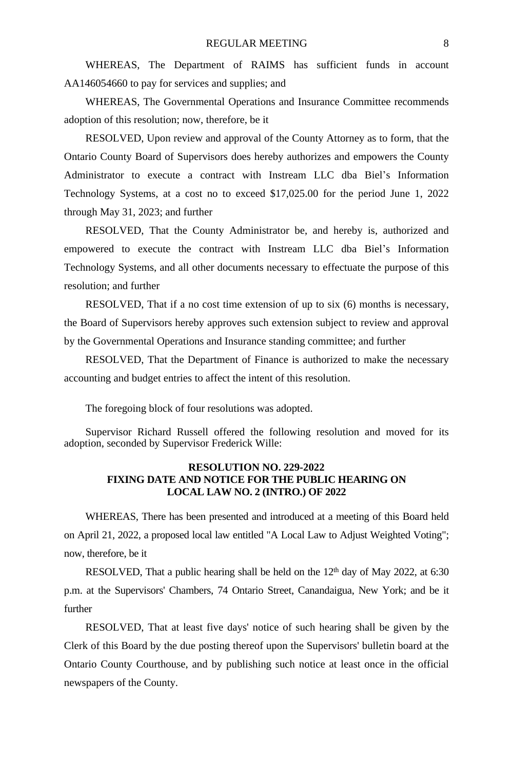WHEREAS, The Department of RAIMS has sufficient funds in account AA146054660 to pay for services and supplies; and

WHEREAS, The Governmental Operations and Insurance Committee recommends adoption of this resolution; now, therefore, be it

RESOLVED, Upon review and approval of the County Attorney as to form, that the Ontario County Board of Supervisors does hereby authorizes and empowers the County Administrator to execute a contract with Instream LLC dba Biel's Information Technology Systems, at a cost no to exceed $17,025.00 for the period June 1, 2022 through May 31, 2023; and further

RESOLVED, That the County Administrator be, and hereby is, authorized and empowered to execute the contract with Instream LLC dba Biel's Information Technology Systems, and all other documents necessary to effectuate the purpose of this resolution; and further

RESOLVED, That if a no cost time extension of up to six (6) months is necessary, the Board of Supervisors hereby approves such extension subject to review and approval by the Governmental Operations and Insurance standing committee; and further

RESOLVED, That the Department of Finance is authorized to make the necessary accounting and budget entries to affect the intent of this resolution.

The foregoing block of four resolutions was adopted.

Supervisor Richard Russell offered the following resolution and moved for its adoption, seconded by Supervisor Frederick Wille:

**RESOLUTION NO. 229-2022**
**FIXING DATE AND NOTICE FOR THE PUBLIC HEARING ON LOCAL LAW NO. 2 (INTRO.) OF 2022**

WHEREAS, There has been presented and introduced at a meeting of this Board held on April 21, 2022, a proposed local law entitled "A Local Law to Adjust Weighted Voting"; now, therefore, be it

RESOLVED, That a public hearing shall be held on the 12th day of May 2022, at 6:30 p.m. at the Supervisors' Chambers, 74 Ontario Street, Canandaigua, New York; and be it further

RESOLVED, That at least five days' notice of such hearing shall be given by the Clerk of this Board by the due posting thereof upon the Supervisors' bulletin board at the Ontario County Courthouse, and by publishing such notice at least once in the official newspapers of the County.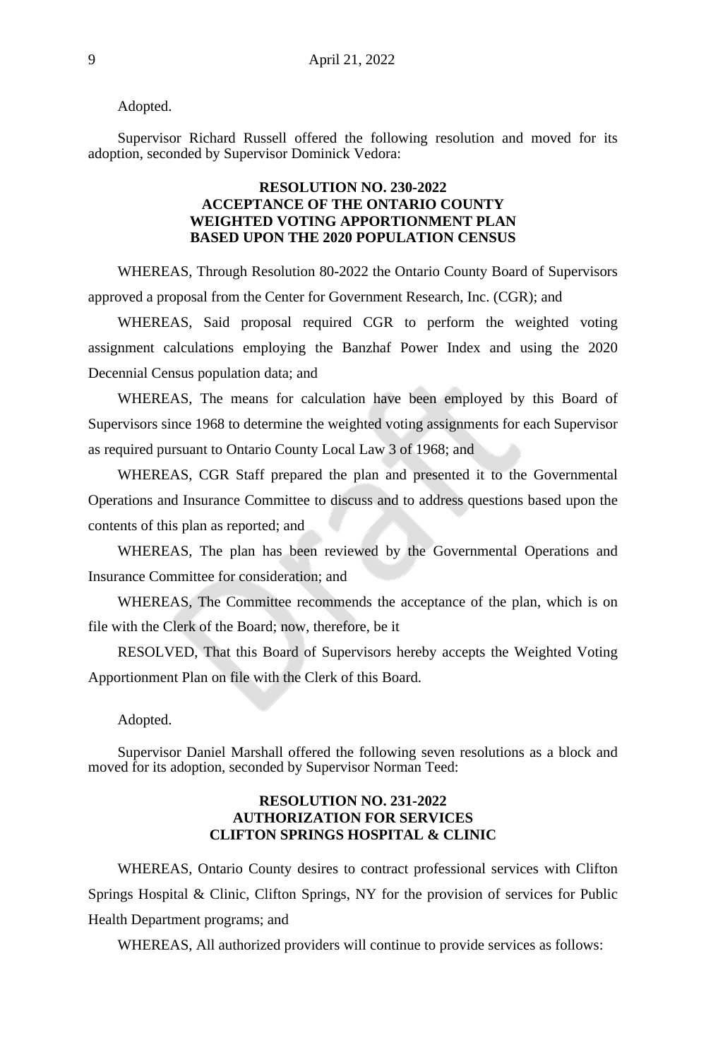Adopted.

Supervisor Richard Russell offered the following resolution and moved for its adoption, seconded by Supervisor Dominick Vedora:

**RESOLUTION NO. 230-2022**
**ACCEPTANCE OF THE ONTARIO COUNTY**
**WEIGHTED VOTING APPORTIONMENT PLAN**
**BASED UPON THE 2020 POPULATION CENSUS**

WHEREAS, Through Resolution 80-2022 the Ontario County Board of Supervisors approved a proposal from the Center for Government Research, Inc. (CGR); and

WHEREAS, Said proposal required CGR to perform the weighted voting assignment calculations employing the Banzhaf Power Index and using the 2020 Decennial Census population data; and

WHEREAS, The means for calculation have been employed by this Board of Supervisors since 1968 to determine the weighted voting assignments for each Supervisor as required pursuant to Ontario County Local Law 3 of 1968; and

WHEREAS, CGR Staff prepared the plan and presented it to the Governmental Operations and Insurance Committee to discuss and to address questions based upon the contents of this plan as reported; and

WHEREAS, The plan has been reviewed by the Governmental Operations and Insurance Committee for consideration; and

WHEREAS, The Committee recommends the acceptance of the plan, which is on file with the Clerk of the Board; now, therefore, be it

RESOLVED, That this Board of Supervisors hereby accepts the Weighted Voting Apportionment Plan on file with the Clerk of this Board.

Adopted.

Supervisor Daniel Marshall offered the following seven resolutions as a block and moved for its adoption, seconded by Supervisor Norman Teed:

**RESOLUTION NO. 231-2022**
**AUTHORIZATION FOR SERVICES**
**CLIFTON SPRINGS HOSPITAL & CLINIC**

WHEREAS, Ontario County desires to contract professional services with Clifton Springs Hospital & Clinic, Clifton Springs, NY for the provision of services for Public Health Department programs; and

WHEREAS, All authorized providers will continue to provide services as follows: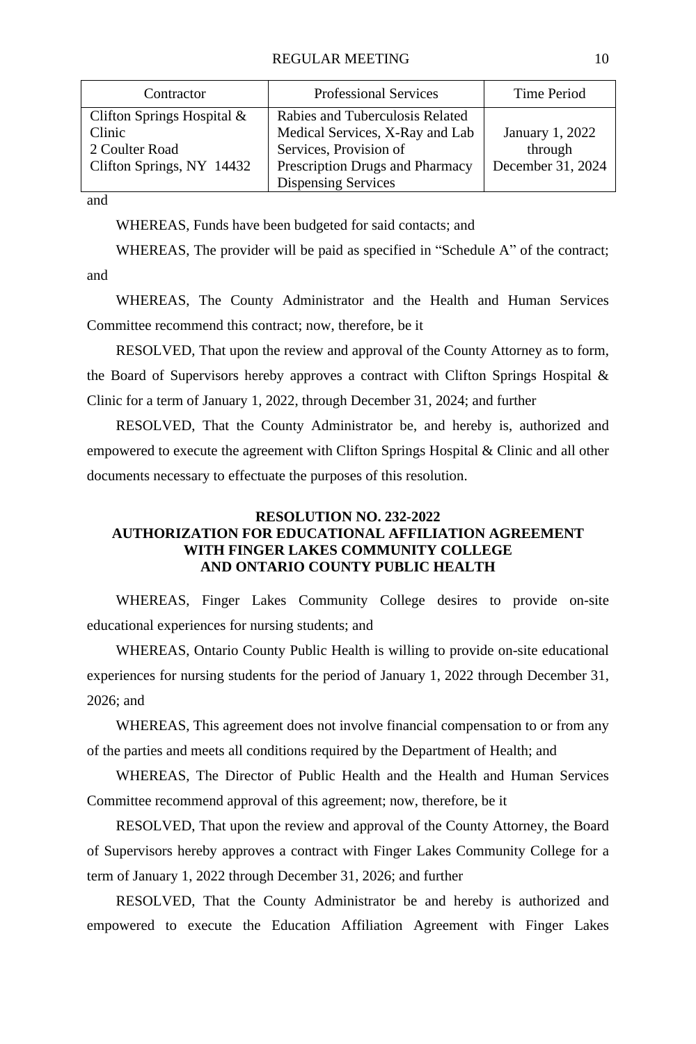| Contractor | Professional Services | Time Period |
|---|---|---|
| Clifton Springs Hospital & Clinic<br>2 Coulter Road<br>Clifton Springs, NY 14432 | Rabies and Tuberculosis Related Medical Services, X-Ray and Lab Services, Provision of Prescription Drugs and Pharmacy Dispensing Services | January 1, 2022 through December 31, 2024 |

and

WHEREAS, Funds have been budgeted for said contacts; and

WHEREAS, The provider will be paid as specified in "Schedule A" of the contract; and

WHEREAS, The County Administrator and the Health and Human Services Committee recommend this contract; now, therefore, be it

RESOLVED, That upon the review and approval of the County Attorney as to form, the Board of Supervisors hereby approves a contract with Clifton Springs Hospital & Clinic for a term of January 1, 2022, through December 31, 2024; and further

RESOLVED, That the County Administrator be, and hereby is, authorized and empowered to execute the agreement with Clifton Springs Hospital & Clinic and all other documents necessary to effectuate the purposes of this resolution.

## RESOLUTION NO. 232-2022
## AUTHORIZATION FOR EDUCATIONAL AFFILIATION AGREEMENT WITH FINGER LAKES COMMUNITY COLLEGE AND ONTARIO COUNTY PUBLIC HEALTH

WHEREAS, Finger Lakes Community College desires to provide on-site educational experiences for nursing students; and

WHEREAS, Ontario County Public Health is willing to provide on-site educational experiences for nursing students for the period of January 1, 2022 through December 31, 2026; and

WHEREAS, This agreement does not involve financial compensation to or from any of the parties and meets all conditions required by the Department of Health; and

WHEREAS, The Director of Public Health and the Health and Human Services Committee recommend approval of this agreement; now, therefore, be it

RESOLVED, That upon the review and approval of the County Attorney, the Board of Supervisors hereby approves a contract with Finger Lakes Community College for a term of January 1, 2022 through December 31, 2026; and further

RESOLVED, That the County Administrator be and hereby is authorized and empowered to execute the Education Affiliation Agreement with Finger Lakes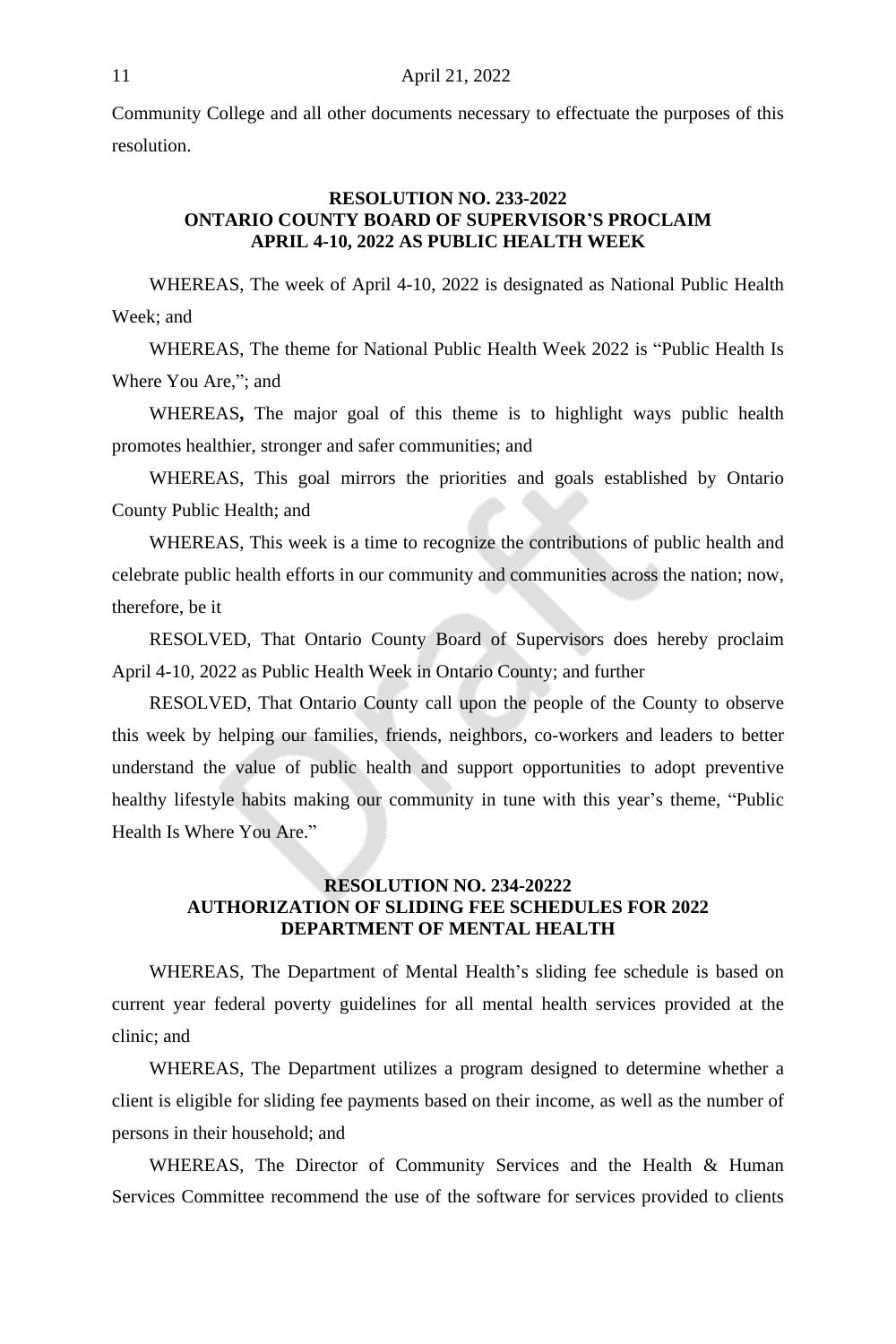Community College and all other documents necessary to effectuate the purposes of this resolution.

**RESOLUTION NO. 233-2022**
**ONTARIO COUNTY BOARD OF SUPERVISOR'S PROCLAIM APRIL 4-10, 2022 AS PUBLIC HEALTH WEEK**

WHEREAS, The week of April 4-10, 2022 is designated as National Public Health Week; and

WHEREAS, The theme for National Public Health Week 2022 is "Public Health Is Where You Are,"; and

WHEREAS**,** The major goal of this theme is to highlight ways public health promotes healthier, stronger and safer communities; and

WHEREAS, This goal mirrors the priorities and goals established by Ontario County Public Health; and

WHEREAS, This week is a time to recognize the contributions of public health and celebrate public health efforts in our community and communities across the nation; now, therefore, be it

RESOLVED, That Ontario County Board of Supervisors does hereby proclaim April 4-10, 2022 as Public Health Week in Ontario County; and further

RESOLVED, That Ontario County call upon the people of the County to observe this week by helping our families, friends, neighbors, co-workers and leaders to better understand the value of public health and support opportunities to adopt preventive healthy lifestyle habits making our community in tune with this year's theme, "Public Health Is Where You Are."

**RESOLUTION NO. 234-20222**
**AUTHORIZATION OF SLIDING FEE SCHEDULES FOR 2022 DEPARTMENT OF MENTAL HEALTH**

WHEREAS, The Department of Mental Health's sliding fee schedule is based on current year federal poverty guidelines for all mental health services provided at the clinic; and

WHEREAS, The Department utilizes a program designed to determine whether a client is eligible for sliding fee payments based on their income, as well as the number of persons in their household; and

WHEREAS, The Director of Community Services and the Health & Human Services Committee recommend the use of the software for services provided to clients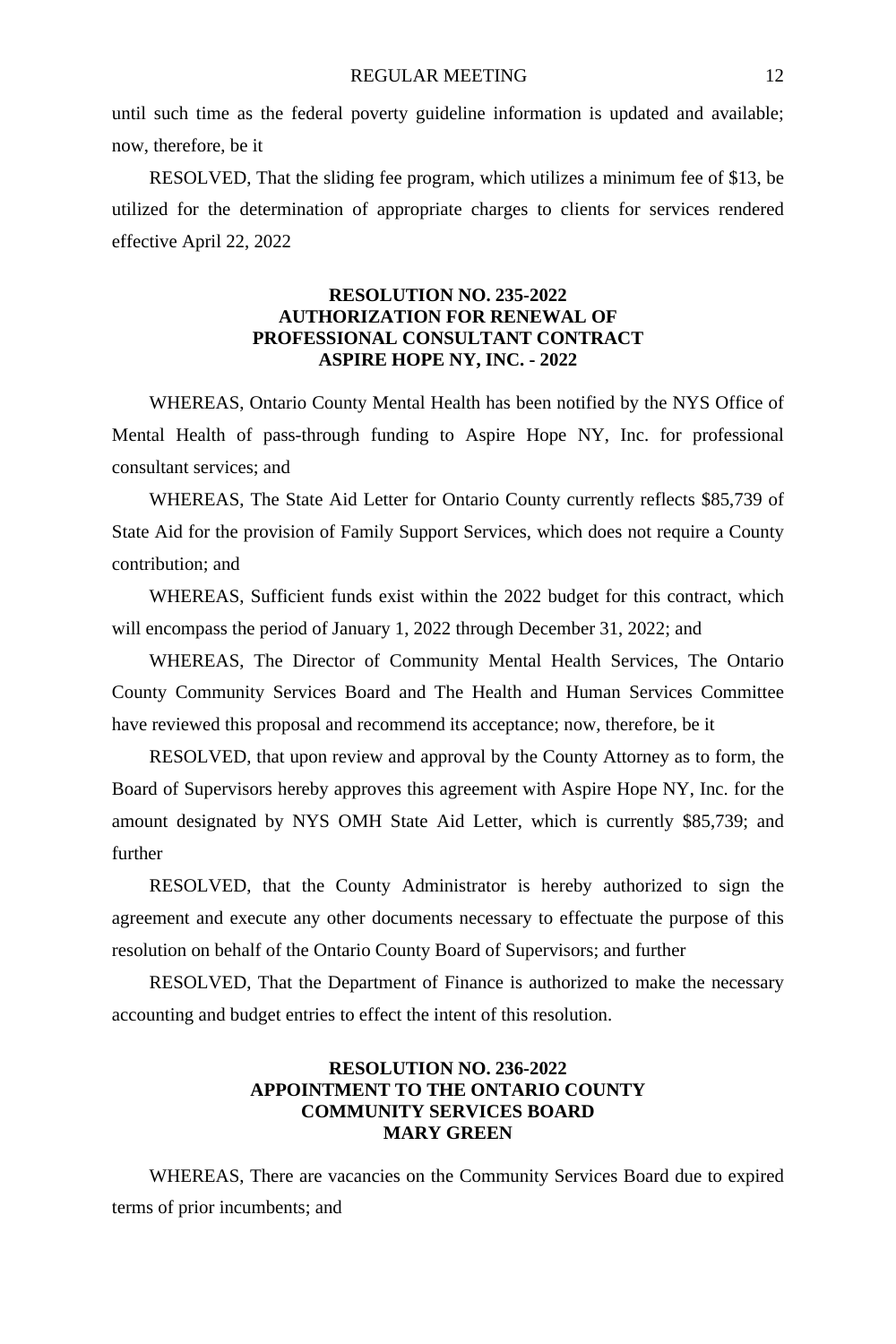until such time as the federal poverty guideline information is updated and available; now, therefore, be it

RESOLVED, That the sliding fee program, which utilizes a minimum fee of $13, be utilized for the determination of appropriate charges to clients for services rendered effective April 22, 2022

**RESOLUTION NO. 235-2022**
**AUTHORIZATION FOR RENEWAL OF**
**PROFESSIONAL CONSULTANT CONTRACT**
**ASPIRE HOPE NY, INC. - 2022**

WHEREAS, Ontario County Mental Health has been notified by the NYS Office of Mental Health of pass-through funding to Aspire Hope NY, Inc. for professional consultant services; and

WHEREAS, The State Aid Letter for Ontario County currently reflects $85,739 of State Aid for the provision of Family Support Services, which does not require a County contribution; and

WHEREAS, Sufficient funds exist within the 2022 budget for this contract, which will encompass the period of January 1, 2022 through December 31, 2022; and

WHEREAS, The Director of Community Mental Health Services, The Ontario County Community Services Board and The Health and Human Services Committee have reviewed this proposal and recommend its acceptance; now, therefore, be it

RESOLVED, that upon review and approval by the County Attorney as to form, the Board of Supervisors hereby approves this agreement with Aspire Hope NY, Inc. for the amount designated by NYS OMH State Aid Letter, which is currently $85,739; and further

RESOLVED, that the County Administrator is hereby authorized to sign the agreement and execute any other documents necessary to effectuate the purpose of this resolution on behalf of the Ontario County Board of Supervisors; and further

RESOLVED, That the Department of Finance is authorized to make the necessary accounting and budget entries to effect the intent of this resolution.

**RESOLUTION NO. 236-2022**
**APPOINTMENT TO THE ONTARIO COUNTY**
**COMMUNITY SERVICES BOARD**
**MARY GREEN**

WHEREAS, There are vacancies on the Community Services Board due to expired terms of prior incumbents; and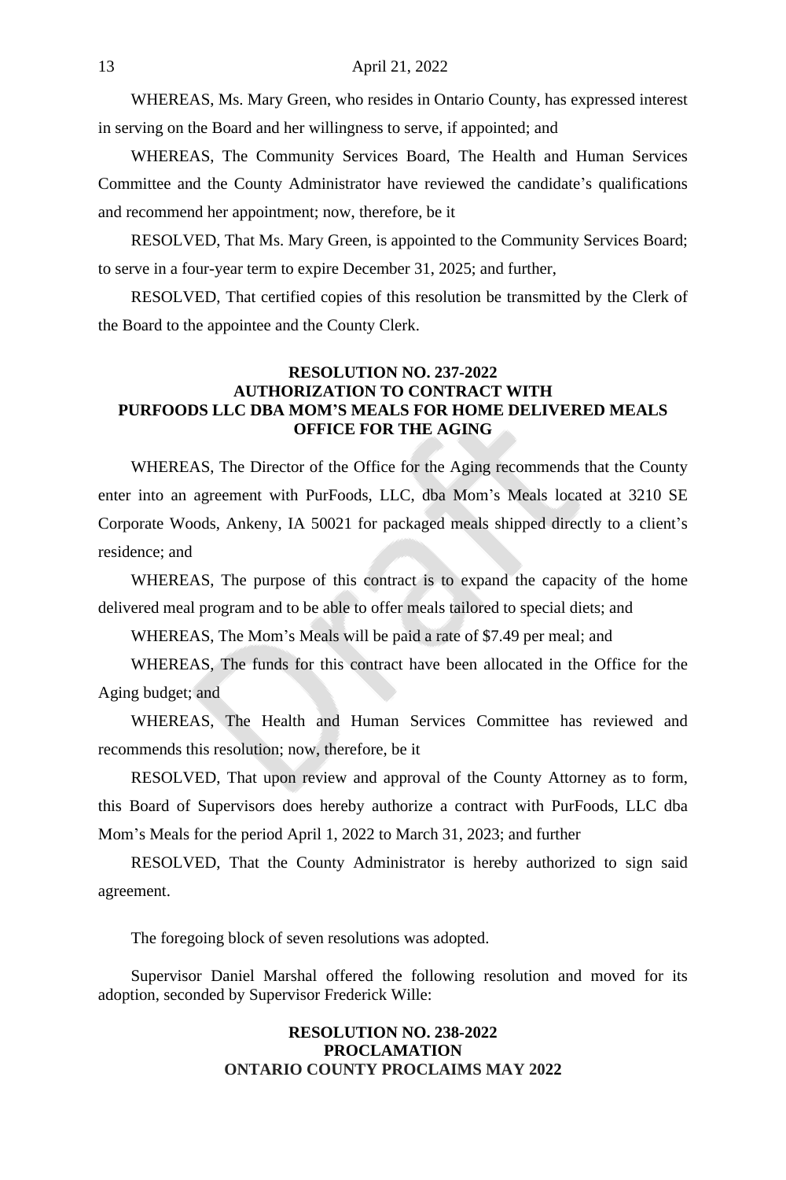WHEREAS, Ms. Mary Green, who resides in Ontario County, has expressed interest in serving on the Board and her willingness to serve, if appointed; and

WHEREAS, The Community Services Board, The Health and Human Services Committee and the County Administrator have reviewed the candidate's qualifications and recommend her appointment; now, therefore, be it

RESOLVED, That Ms. Mary Green, is appointed to the Community Services Board; to serve in a four-year term to expire December 31, 2025; and further,

RESOLVED, That certified copies of this resolution be transmitted by the Clerk of the Board to the appointee and the County Clerk.

**RESOLUTION NO. 237-2022**
**AUTHORIZATION TO CONTRACT WITH**
**PURFOODS LLC DBA MOM'S MEALS FOR HOME DELIVERED MEALS**
**OFFICE FOR THE AGING**

WHEREAS, The Director of the Office for the Aging recommends that the County enter into an agreement with PurFoods, LLC, dba Mom's Meals located at 3210 SE Corporate Woods, Ankeny, IA 50021 for packaged meals shipped directly to a client's residence; and

WHEREAS, The purpose of this contract is to expand the capacity of the home delivered meal program and to be able to offer meals tailored to special diets; and

WHEREAS, The Mom's Meals will be paid a rate of $7.49 per meal; and

WHEREAS, The funds for this contract have been allocated in the Office for the Aging budget; and

WHEREAS, The Health and Human Services Committee has reviewed and recommends this resolution; now, therefore, be it

RESOLVED, That upon review and approval of the County Attorney as to form, this Board of Supervisors does hereby authorize a contract with PurFoods, LLC dba Mom's Meals for the period April 1, 2022 to March 31, 2023; and further

RESOLVED, That the County Administrator is hereby authorized to sign said agreement.

The foregoing block of seven resolutions was adopted.

Supervisor Daniel Marshal offered the following resolution and moved for its adoption, seconded by Supervisor Frederick Wille:

**RESOLUTION NO. 238-2022**
**PROCLAMATION**
**ONTARIO COUNTY PROCLAIMS MAY 2022**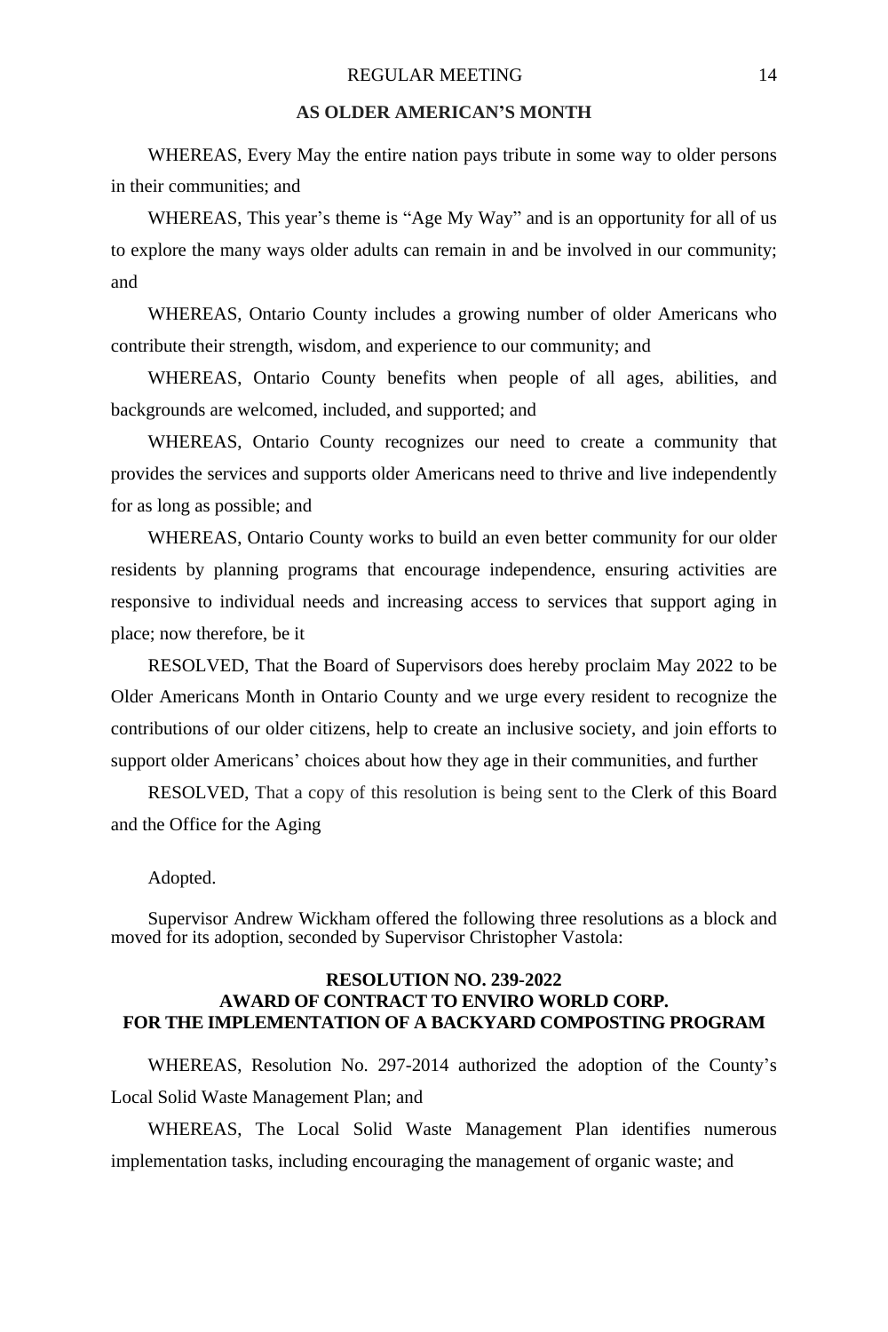**AS OLDER AMERICAN'S MONTH**

WHEREAS, Every May the entire nation pays tribute in some way to older persons in their communities; and

WHEREAS, This year's theme is "Age My Way" and is an opportunity for all of us to explore the many ways older adults can remain in and be involved in our community; and

WHEREAS, Ontario County includes a growing number of older Americans who contribute their strength, wisdom, and experience to our community; and

WHEREAS, Ontario County benefits when people of all ages, abilities, and backgrounds are welcomed, included, and supported; and

WHEREAS, Ontario County recognizes our need to create a community that provides the services and supports older Americans need to thrive and live independently for as long as possible; and

WHEREAS, Ontario County works to build an even better community for our older residents by planning programs that encourage independence, ensuring activities are responsive to individual needs and increasing access to services that support aging in place; now therefore, be it

RESOLVED, That the Board of Supervisors does hereby proclaim May 2022 to be Older Americans Month in Ontario County and we urge every resident to recognize the contributions of our older citizens, help to create an inclusive society, and join efforts to support older Americans' choices about how they age in their communities, and further

RESOLVED, That a copy of this resolution is being sent to the Clerk of this Board and the Office for the Aging

Adopted.

Supervisor Andrew Wickham offered the following three resolutions as a block and moved for its adoption, seconded by Supervisor Christopher Vastola:

**RESOLUTION NO. 239-2022**
**AWARD OF CONTRACT TO ENVIRO WORLD CORP.**
**FOR THE IMPLEMENTATION OF A BACKYARD COMPOSTING PROGRAM**

WHEREAS, Resolution No. 297-2014 authorized the adoption of the County's Local Solid Waste Management Plan; and

WHEREAS, The Local Solid Waste Management Plan identifies numerous implementation tasks, including encouraging the management of organic waste; and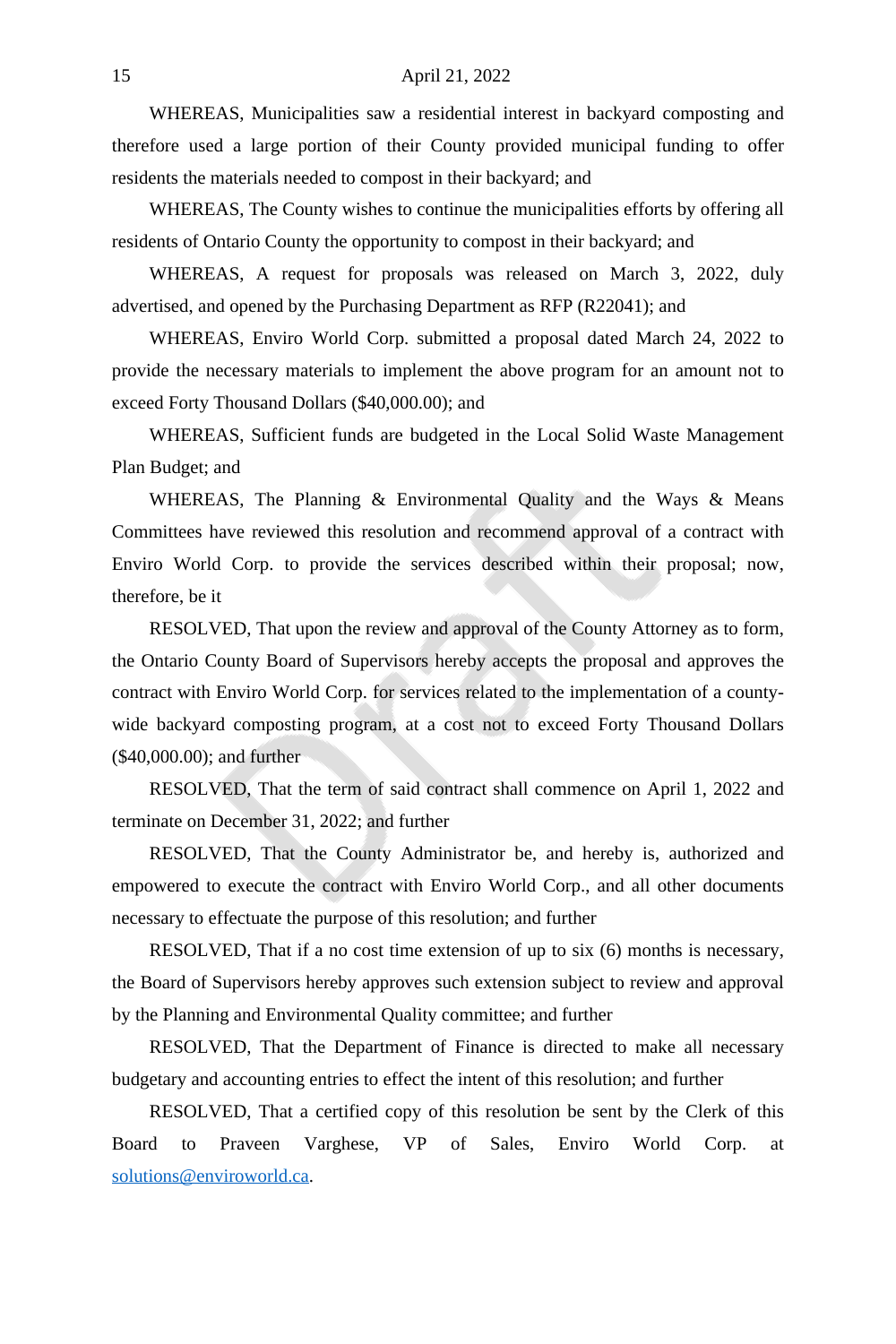WHEREAS, Municipalities saw a residential interest in backyard composting and therefore used a large portion of their County provided municipal funding to offer residents the materials needed to compost in their backyard; and

WHEREAS, The County wishes to continue the municipalities efforts by offering all residents of Ontario County the opportunity to compost in their backyard; and

WHEREAS, A request for proposals was released on March 3, 2022, duly advertised, and opened by the Purchasing Department as RFP (R22041); and

WHEREAS, Enviro World Corp. submitted a proposal dated March 24, 2022 to provide the necessary materials to implement the above program for an amount not to exceed Forty Thousand Dollars ($40,000.00); and

WHEREAS, Sufficient funds are budgeted in the Local Solid Waste Management Plan Budget; and

WHEREAS, The Planning & Environmental Quality and the Ways & Means Committees have reviewed this resolution and recommend approval of a contract with Enviro World Corp. to provide the services described within their proposal; now, therefore, be it

RESOLVED, That upon the review and approval of the County Attorney as to form, the Ontario County Board of Supervisors hereby accepts the proposal and approves the contract with Enviro World Corp. for services related to the implementation of a county-wide backyard composting program, at a cost not to exceed Forty Thousand Dollars ($40,000.00); and further

RESOLVED, That the term of said contract shall commence on April 1, 2022 and terminate on December 31, 2022; and further

RESOLVED, That the County Administrator be, and hereby is, authorized and empowered to execute the contract with Enviro World Corp., and all other documents necessary to effectuate the purpose of this resolution; and further

RESOLVED, That if a no cost time extension of up to six (6) months is necessary, the Board of Supervisors hereby approves such extension subject to review and approval by the Planning and Environmental Quality committee; and further

RESOLVED, That the Department of Finance is directed to make all necessary budgetary and accounting entries to effect the intent of this resolution; and further

RESOLVED, That a certified copy of this resolution be sent by the Clerk of this Board to Praveen Varghese, VP of Sales, Enviro World Corp. at solutions@enviroworld.ca.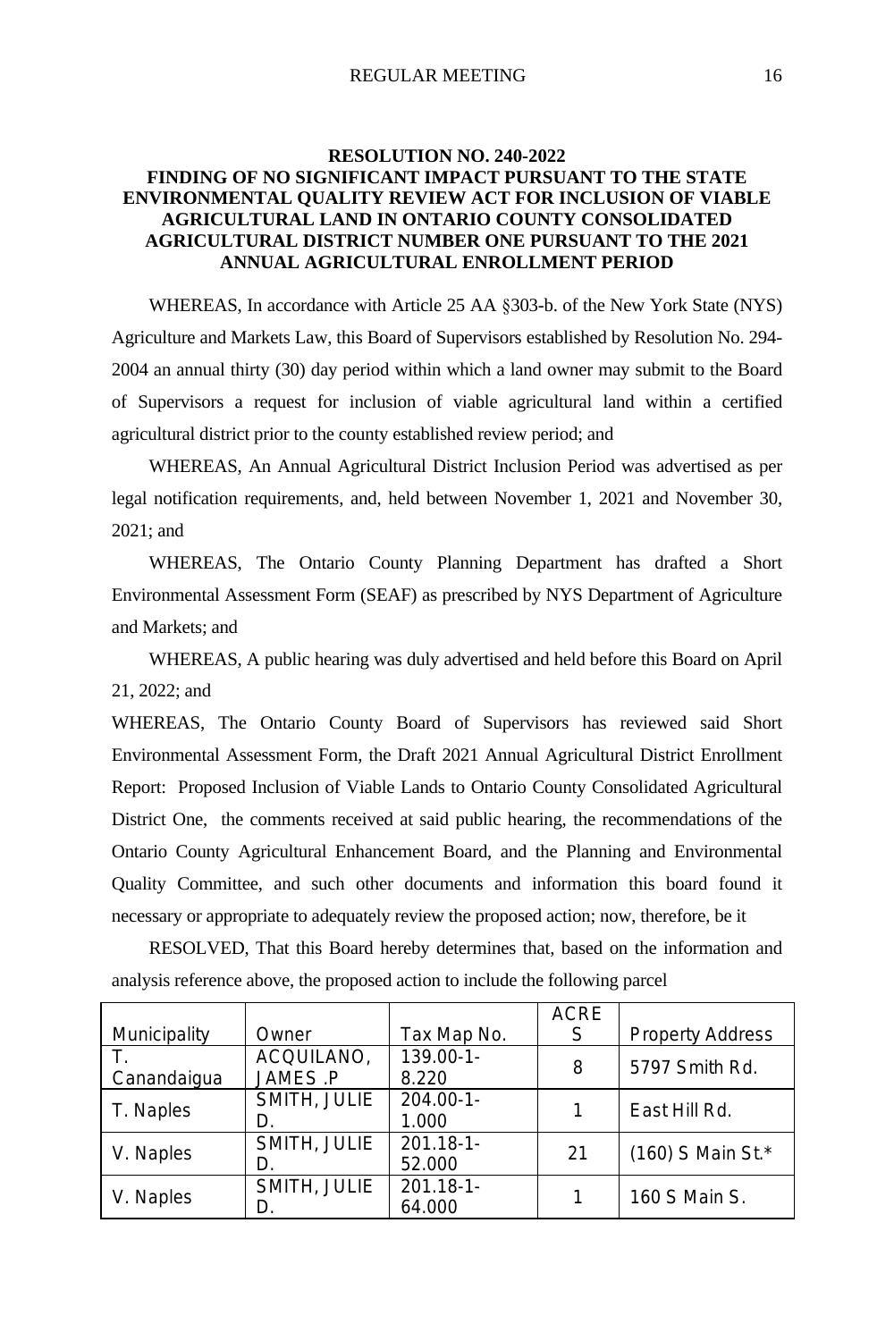**RESOLUTION NO. 240-2022**

**FINDING OF NO SIGNIFICANT IMPACT PURSUANT TO THE STATE ENVIRONMENTAL QUALITY REVIEW ACT FOR INCLUSION OF VIABLE AGRICULTURAL LAND IN ONTARIO COUNTY CONSOLIDATED AGRICULTURAL DISTRICT NUMBER ONE PURSUANT TO THE 2021 ANNUAL AGRICULTURAL ENROLLMENT PERIOD**

WHEREAS, In accordance with Article 25 AA §303-b. of the New York State (NYS) Agriculture and Markets Law, this Board of Supervisors established by Resolution No. 294-2004 an annual thirty (30) day period within which a land owner may submit to the Board of Supervisors a request for inclusion of viable agricultural land within a certified agricultural district prior to the county established review period; and

WHEREAS, An Annual Agricultural District Inclusion Period was advertised as per legal notification requirements, and, held between November 1, 2021 and November 30, 2021; and

WHEREAS, The Ontario County Planning Department has drafted a Short Environmental Assessment Form (SEAF) as prescribed by NYS Department of Agriculture and Markets; and

WHEREAS, A public hearing was duly advertised and held before this Board on April 21, 2022; and

WHEREAS, The Ontario County Board of Supervisors has reviewed said Short Environmental Assessment Form, the Draft 2021 Annual Agricultural District Enrollment Report: Proposed Inclusion of Viable Lands to Ontario County Consolidated Agricultural District One, the comments received at said public hearing, the recommendations of the Ontario County Agricultural Enhancement Board, and the Planning and Environmental Quality Committee, and such other documents and information this board found it necessary or appropriate to adequately review the proposed action; now, therefore, be it

RESOLVED, That this Board hereby determines that, based on the information and analysis reference above, the proposed action to include the following parcel

| Municipality | Owner | Tax Map No. | ACRES | Property Address |
|---|---|---|---|---|
| T. Canandaigua | ACQUILANO, JAMES .P | 139.00-1-8.220 | 8 | 5797 Smith Rd. |
| T. Naples | SMITH, JULIE D. | 204.00-1-1.000 | 1 | East Hill Rd. |
| V. Naples | SMITH, JULIE D. | 201.18-1-52.000 | 21 | (160) S Main St.* |
| V. Naples | SMITH, JULIE D. | 201.18-1-64.000 | 1 | 160 S Main S. |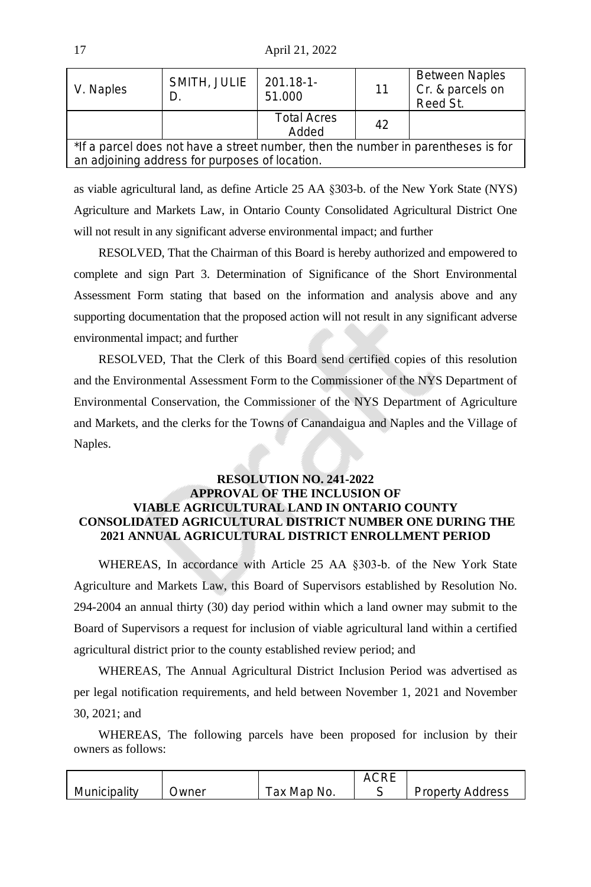| V. Naples | SMITH, JULIE D. | 201.18-1-51.000 | 11 | Between Naples Cr. & parcels on Reed St. |
|---|---|---|---|---|
| | | Total Acres Added | 42 | |
| *If a parcel does not have a street number, then the number in parentheses is for an adjoining address for purposes of location. | | | | |

as viable agricultural land, as define Article 25 AA §303-b. of the New York State (NYS) Agriculture and Markets Law, in Ontario County Consolidated Agricultural District One will not result in any significant adverse environmental impact; and further

RESOLVED, That the Chairman of this Board is hereby authorized and empowered to complete and sign Part 3. Determination of Significance of the Short Environmental Assessment Form stating that based on the information and analysis above and any supporting documentation that the proposed action will not result in any significant adverse environmental impact; and further

RESOLVED, That the Clerk of this Board send certified copies of this resolution and the Environmental Assessment Form to the Commissioner of the NYS Department of Environmental Conservation, the Commissioner of the NYS Department of Agriculture and Markets, and the clerks for the Towns of Canandaigua and Naples and the Village of Naples.

**RESOLUTION NO. 241-2022**
**APPROVAL OF THE INCLUSION OF**
**VIABLE AGRICULTURAL LAND IN ONTARIO COUNTY**
**CONSOLIDATED AGRICULTURAL DISTRICT NUMBER ONE DURING THE**
**2021 ANNUAL AGRICULTURAL DISTRICT ENROLLMENT PERIOD**

WHEREAS, In accordance with Article 25 AA §303-b. of the New York State Agriculture and Markets Law, this Board of Supervisors established by Resolution No. 294-2004 an annual thirty (30) day period within which a land owner may submit to the Board of Supervisors a request for inclusion of viable agricultural land within a certified agricultural district prior to the county established review period; and

WHEREAS, The Annual Agricultural District Inclusion Period was advertised as per legal notification requirements, and held between November 1, 2021 and November 30, 2021; and

WHEREAS, The following parcels have been proposed for inclusion by their owners as follows:

| Municipality | Owner | Tax Map No. | ACRES | Property Address |
|---|---|---|---|---|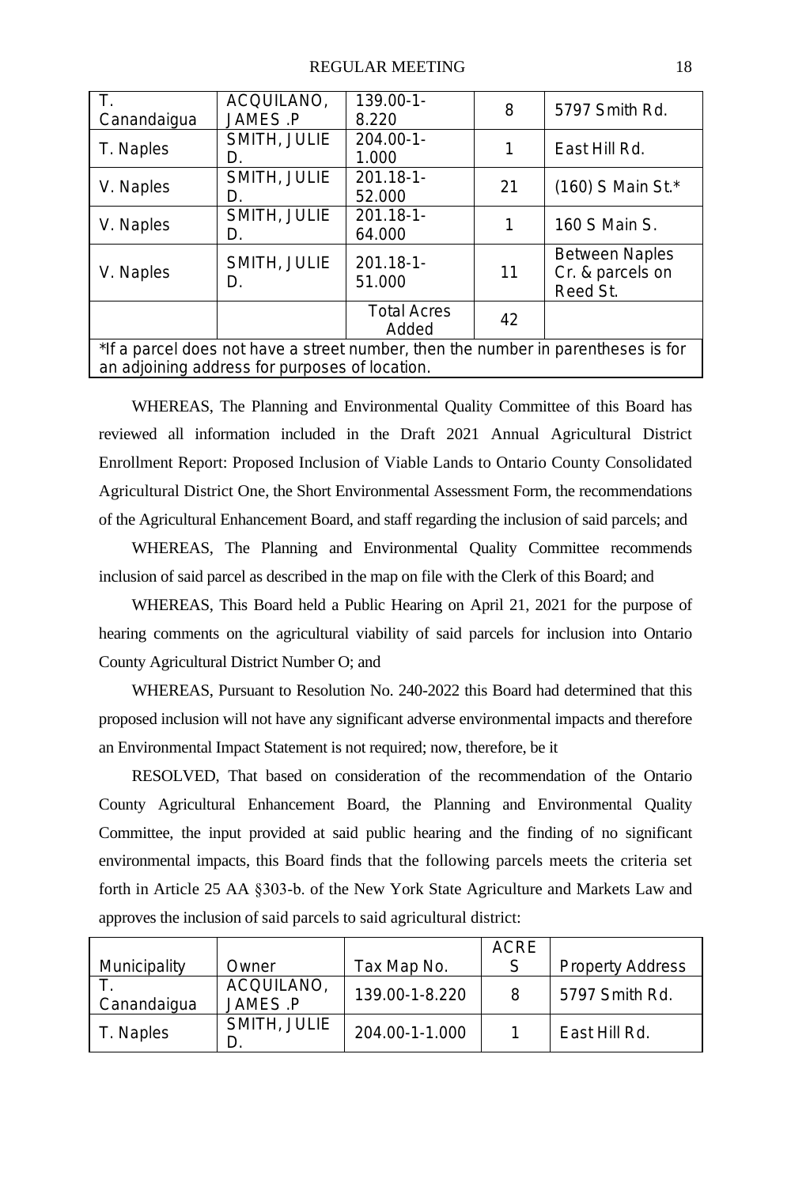| T. Canandaigua | ACQUILANO, JAMES .P | 139.00-1-8.220 | 8 | 5797 Smith Rd. |
|---|---|---|---|---|
| T. Naples | SMITH, JULIE D. | 204.00-1-1.000 | 1 | East Hill Rd. |
| V. Naples | SMITH, JULIE D. | 201.18-1-52.000 | 21 | (160) S Main St.* |
| V. Naples | SMITH, JULIE D. | 201.18-1-64.000 | 1 | 160 S Main S. |
| V. Naples | SMITH, JULIE D. | 201.18-1-51.000 | 11 | Between Naples Cr. & parcels on Reed St. |
| | | Total Acres Added | 42 | |
| *If a parcel does not have a street number, then the number in parentheses is for an adjoining address for purposes of location. | | | | |

WHEREAS, The Planning and Environmental Quality Committee of this Board has reviewed all information included in the Draft 2021 Annual Agricultural District Enrollment Report: Proposed Inclusion of Viable Lands to Ontario County Consolidated Agricultural District One, the Short Environmental Assessment Form, the recommendations of the Agricultural Enhancement Board, and staff regarding the inclusion of said parcels; and

WHEREAS, The Planning and Environmental Quality Committee recommends inclusion of said parcel as described in the map on file with the Clerk of this Board; and

WHEREAS, This Board held a Public Hearing on April 21, 2021 for the purpose of hearing comments on the agricultural viability of said parcels for inclusion into Ontario County Agricultural District Number O; and

WHEREAS, Pursuant to Resolution No. 240-2022 this Board had determined that this proposed inclusion will not have any significant adverse environmental impacts and therefore an Environmental Impact Statement is not required; now, therefore, be it

RESOLVED, That based on consideration of the recommendation of the Ontario County Agricultural Enhancement Board, the Planning and Environmental Quality Committee, the input provided at said public hearing and the finding of no significant environmental impacts, this Board finds that the following parcels meets the criteria set forth in Article 25 AA §303-b. of the New York State Agriculture and Markets Law and approves the inclusion of said parcels to said agricultural district:

| Municipality | Owner | Tax Map No. | ACRES | Property Address |
|---|---|---|---|---|
| T. Canandaigua | ACQUILANO, JAMES .P | 139.00-1-8.220 | 8 | 5797 Smith Rd. |
| T. Naples | SMITH, JULIE D. | 204.00-1-1.000 | 1 | East Hill Rd. |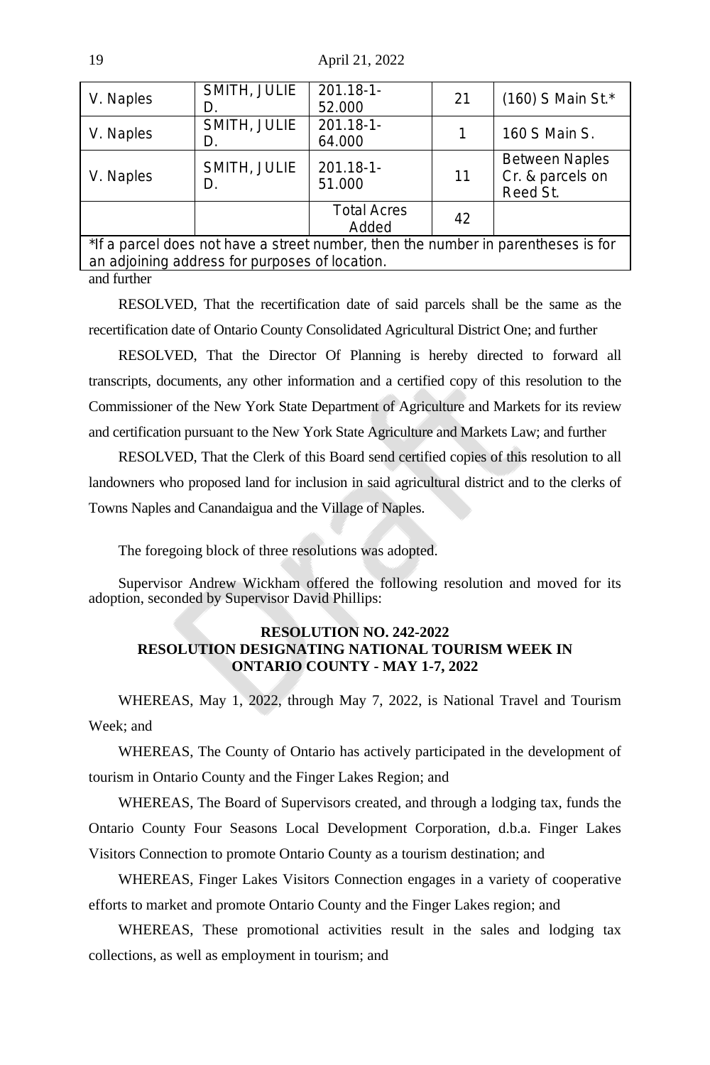| V. Naples | SMITH, JULIE D. | 201.18-1-52.000 | 21 | (160) S Main St.* |
|---|---|---|---|---|
| V. Naples | SMITH, JULIE D. | 201.18-1-64.000 | 1 | 160 S Main S. |
| V. Naples | SMITH, JULIE D. | 201.18-1-51.000 | 11 | Between Naples Cr. & parcels on Reed St. |
| | | Total Acres Added | 42 | |

*If a parcel does not have a street number, then the number in parentheses is for an adjoining address for purposes of location.

and further

RESOLVED, That the recertification date of said parcels shall be the same as the recertification date of Ontario County Consolidated Agricultural District One; and further

RESOLVED, That the Director Of Planning is hereby directed to forward all transcripts, documents, any other information and a certified copy of this resolution to the Commissioner of the New York State Department of Agriculture and Markets for its review and certification pursuant to the New York State Agriculture and Markets Law; and further

RESOLVED, That the Clerk of this Board send certified copies of this resolution to all landowners who proposed land for inclusion in said agricultural district and to the clerks of Towns Naples and Canandaigua and the Village of Naples.

The foregoing block of three resolutions was adopted.

Supervisor Andrew Wickham offered the following resolution and moved for its adoption, seconded by Supervisor David Phillips:

**RESOLUTION NO. 242-2022**
**RESOLUTION DESIGNATING NATIONAL TOURISM WEEK IN ONTARIO COUNTY - MAY 1-7, 2022**

WHEREAS, May 1, 2022, through May 7, 2022, is National Travel and Tourism Week; and

WHEREAS, The County of Ontario has actively participated in the development of tourism in Ontario County and the Finger Lakes Region; and

WHEREAS, The Board of Supervisors created, and through a lodging tax, funds the Ontario County Four Seasons Local Development Corporation, d.b.a. Finger Lakes Visitors Connection to promote Ontario County as a tourism destination; and

WHEREAS, Finger Lakes Visitors Connection engages in a variety of cooperative efforts to market and promote Ontario County and the Finger Lakes region; and

WHEREAS, These promotional activities result in the sales and lodging tax collections, as well as employment in tourism; and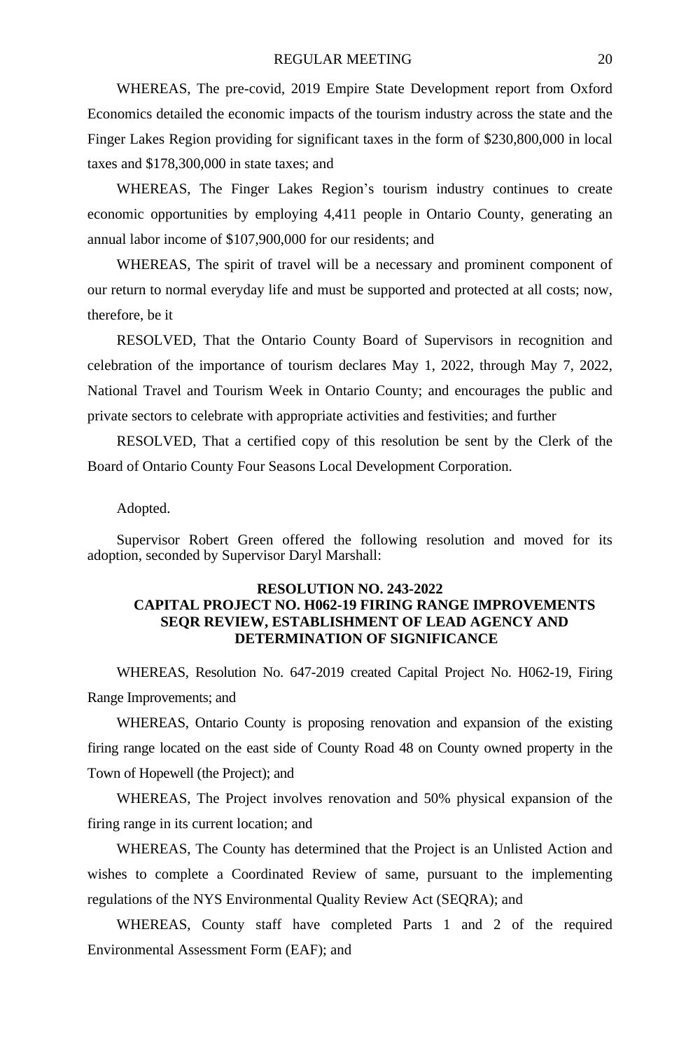WHEREAS, The pre-covid, 2019 Empire State Development report from Oxford Economics detailed the economic impacts of the tourism industry across the state and the Finger Lakes Region providing for significant taxes in the form of $230,800,000 in local taxes and $178,300,000 in state taxes; and

WHEREAS, The Finger Lakes Region's tourism industry continues to create economic opportunities by employing 4,411 people in Ontario County, generating an annual labor income of $107,900,000 for our residents; and

WHEREAS, The spirit of travel will be a necessary and prominent component of our return to normal everyday life and must be supported and protected at all costs; now, therefore, be it

RESOLVED, That the Ontario County Board of Supervisors in recognition and celebration of the importance of tourism declares May 1, 2022, through May 7, 2022, National Travel and Tourism Week in Ontario County; and encourages the public and private sectors to celebrate with appropriate activities and festivities; and further

RESOLVED, That a certified copy of this resolution be sent by the Clerk of the Board of Ontario County Four Seasons Local Development Corporation.

Adopted.

Supervisor Robert Green offered the following resolution and moved for its adoption, seconded by Supervisor Daryl Marshall:

**RESOLUTION NO. 243-2022**
**CAPITAL PROJECT NO. H062-19 FIRING RANGE IMPROVEMENTS SEQR REVIEW, ESTABLISHMENT OF LEAD AGENCY AND DETERMINATION OF SIGNIFICANCE**

WHEREAS, Resolution No. 647-2019 created Capital Project No. H062-19, Firing Range Improvements; and

WHEREAS, Ontario County is proposing renovation and expansion of the existing firing range located on the east side of County Road 48 on County owned property in the Town of Hopewell (the Project); and

WHEREAS, The Project involves renovation and 50% physical expansion of the firing range in its current location; and

WHEREAS, The County has determined that the Project is an Unlisted Action and wishes to complete a Coordinated Review of same, pursuant to the implementing regulations of the NYS Environmental Quality Review Act (SEQRA); and

WHEREAS, County staff have completed Parts 1 and 2 of the required Environmental Assessment Form (EAF); and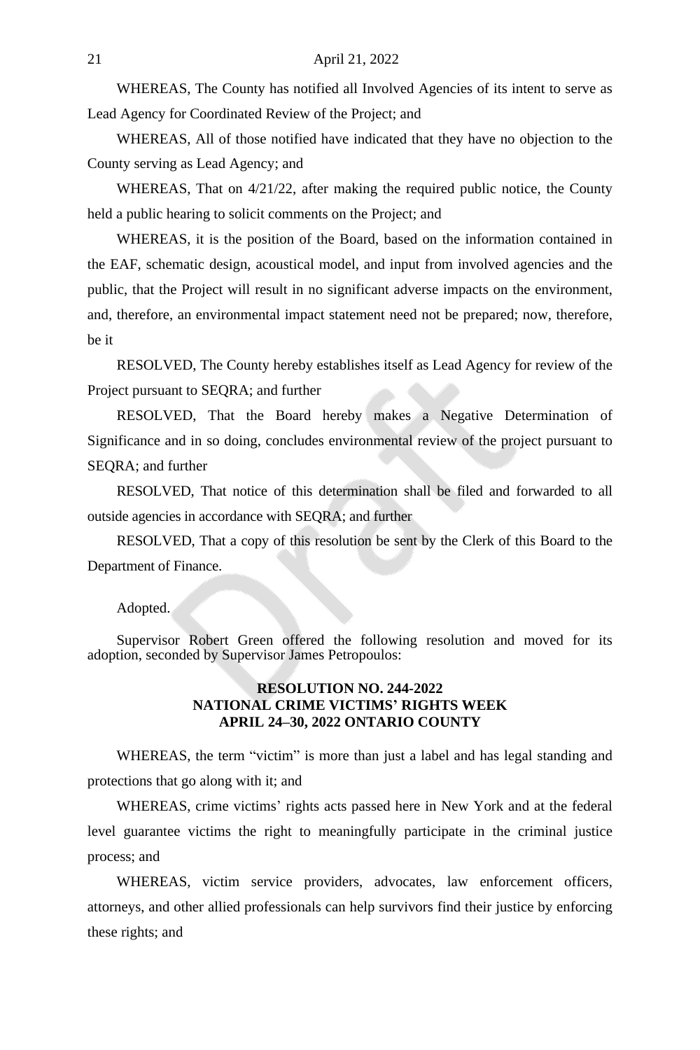WHEREAS, The County has notified all Involved Agencies of its intent to serve as Lead Agency for Coordinated Review of the Project; and

WHEREAS, All of those notified have indicated that they have no objection to the County serving as Lead Agency; and

WHEREAS, That on 4/21/22, after making the required public notice, the County held a public hearing to solicit comments on the Project; and

WHEREAS, it is the position of the Board, based on the information contained in the EAF, schematic design, acoustical model, and input from involved agencies and the public, that the Project will result in no significant adverse impacts on the environment, and, therefore, an environmental impact statement need not be prepared; now, therefore, be it

RESOLVED, The County hereby establishes itself as Lead Agency for review of the Project pursuant to SEQRA; and further

RESOLVED, That the Board hereby makes a Negative Determination of Significance and in so doing, concludes environmental review of the project pursuant to SEQRA; and further

RESOLVED, That notice of this determination shall be filed and forwarded to all outside agencies in accordance with SEQRA; and further

RESOLVED, That a copy of this resolution be sent by the Clerk of this Board to the Department of Finance.

Adopted.

Supervisor Robert Green offered the following resolution and moved for its adoption, seconded by Supervisor James Petropoulos:

**RESOLUTION NO. 244-2022**
**NATIONAL CRIME VICTIMS' RIGHTS WEEK**
**APRIL 24–30, 2022 ONTARIO COUNTY**

WHEREAS, the term "victim" is more than just a label and has legal standing and protections that go along with it; and

WHEREAS, crime victims' rights acts passed here in New York and at the federal level guarantee victims the right to meaningfully participate in the criminal justice process; and

WHEREAS, victim service providers, advocates, law enforcement officers, attorneys, and other allied professionals can help survivors find their justice by enforcing these rights; and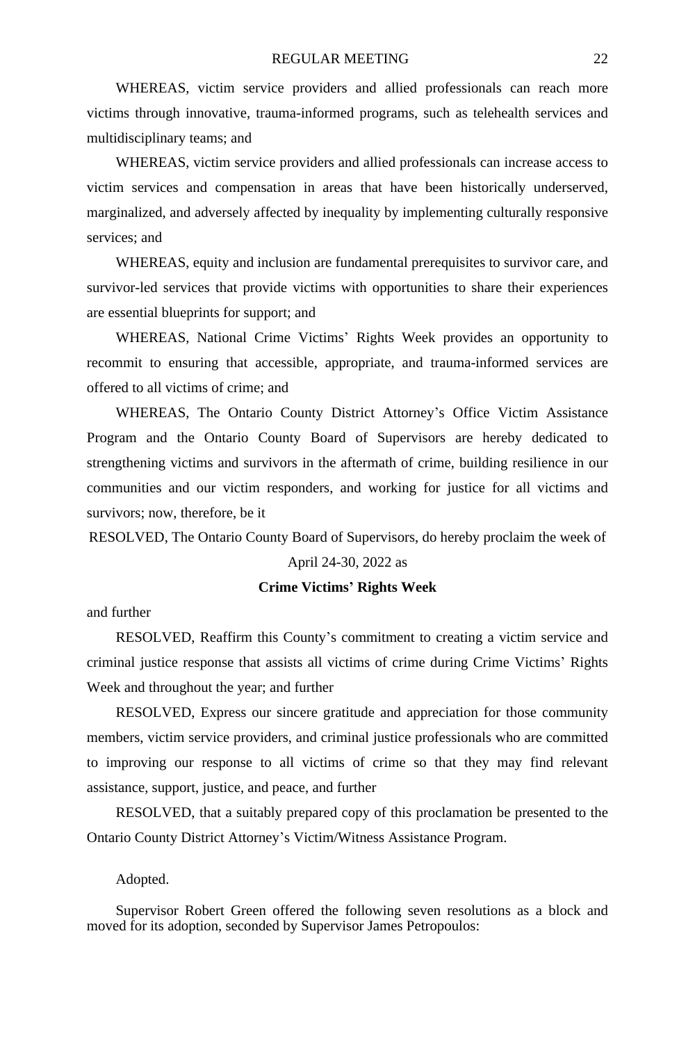WHEREAS, victim service providers and allied professionals can reach more victims through innovative, trauma-informed programs, such as telehealth services and multidisciplinary teams; and

WHEREAS, victim service providers and allied professionals can increase access to victim services and compensation in areas that have been historically underserved, marginalized, and adversely affected by inequality by implementing culturally responsive services; and

WHEREAS, equity and inclusion are fundamental prerequisites to survivor care, and survivor-led services that provide victims with opportunities to share their experiences are essential blueprints for support; and

WHEREAS, National Crime Victims' Rights Week provides an opportunity to recommit to ensuring that accessible, appropriate, and trauma-informed services are offered to all victims of crime; and

WHEREAS, The Ontario County District Attorney's Office Victim Assistance Program and the Ontario County Board of Supervisors are hereby dedicated to strengthening victims and survivors in the aftermath of crime, building resilience in our communities and our victim responders, and working for justice for all victims and survivors; now, therefore, be it

RESOLVED, The Ontario County Board of Supervisors, do hereby proclaim the week of

April 24-30, 2022 as

**Crime Victims' Rights Week**

and further

RESOLVED, Reaffirm this County's commitment to creating a victim service and criminal justice response that assists all victims of crime during Crime Victims' Rights Week and throughout the year; and further

RESOLVED, Express our sincere gratitude and appreciation for those community members, victim service providers, and criminal justice professionals who are committed to improving our response to all victims of crime so that they may find relevant assistance, support, justice, and peace, and further

RESOLVED, that a suitably prepared copy of this proclamation be presented to the Ontario County District Attorney's Victim/Witness Assistance Program.

Adopted.

Supervisor Robert Green offered the following seven resolutions as a block and moved for its adoption, seconded by Supervisor James Petropoulos: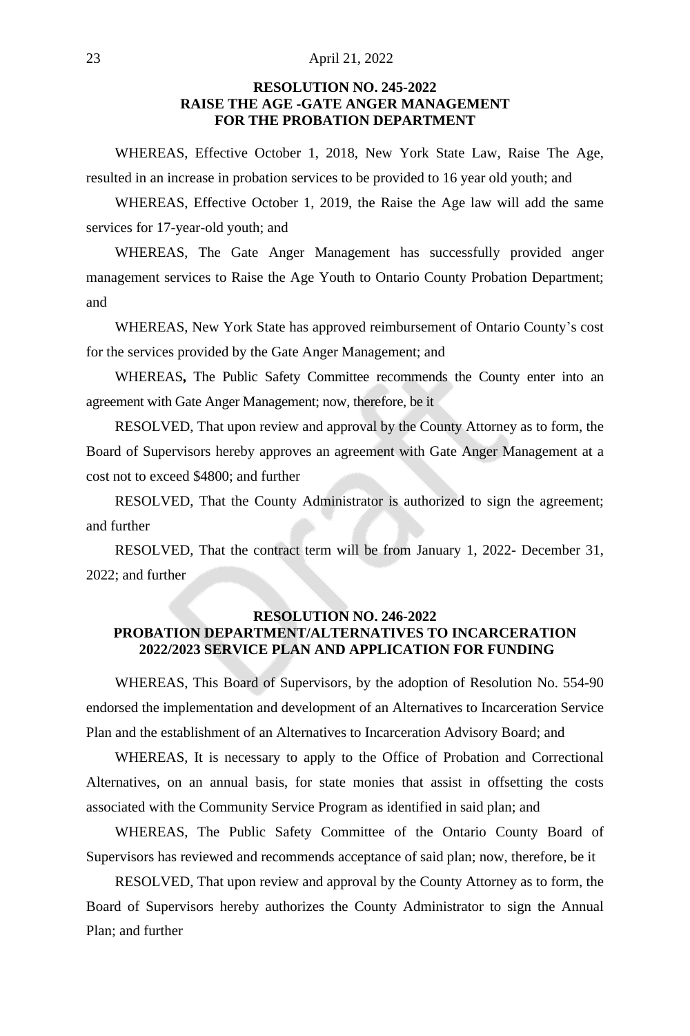**RESOLUTION NO. 245-2022**
**RAISE THE AGE -GATE ANGER MANAGEMENT**
**FOR THE PROBATION DEPARTMENT**

WHEREAS, Effective October 1, 2018, New York State Law, Raise The Age, resulted in an increase in probation services to be provided to 16 year old youth; and

WHEREAS, Effective October 1, 2019, the Raise the Age law will add the same services for 17-year-old youth; and

WHEREAS, The Gate Anger Management has successfully provided anger management services to Raise the Age Youth to Ontario County Probation Department; and

WHEREAS, New York State has approved reimbursement of Ontario County's cost for the services provided by the Gate Anger Management; and

WHEREAS**,** The Public Safety Committee recommends the County enter into an agreement with Gate Anger Management; now, therefore, be it

RESOLVED, That upon review and approval by the County Attorney as to form, the Board of Supervisors hereby approves an agreement with Gate Anger Management at a cost not to exceed $4800; and further

RESOLVED, That the County Administrator is authorized to sign the agreement; and further

RESOLVED, That the contract term will be from January 1, 2022- December 31, 2022; and further

**RESOLUTION NO. 246-2022**
**PROBATION DEPARTMENT/ALTERNATIVES TO INCARCERATION**
**2022/2023 SERVICE PLAN AND APPLICATION FOR FUNDING**

WHEREAS, This Board of Supervisors, by the adoption of Resolution No. 554-90 endorsed the implementation and development of an Alternatives to Incarceration Service Plan and the establishment of an Alternatives to Incarceration Advisory Board; and

WHEREAS, It is necessary to apply to the Office of Probation and Correctional Alternatives, on an annual basis, for state monies that assist in offsetting the costs associated with the Community Service Program as identified in said plan; and

WHEREAS, The Public Safety Committee of the Ontario County Board of Supervisors has reviewed and recommends acceptance of said plan; now, therefore, be it

RESOLVED, That upon review and approval by the County Attorney as to form, the Board of Supervisors hereby authorizes the County Administrator to sign the Annual Plan; and further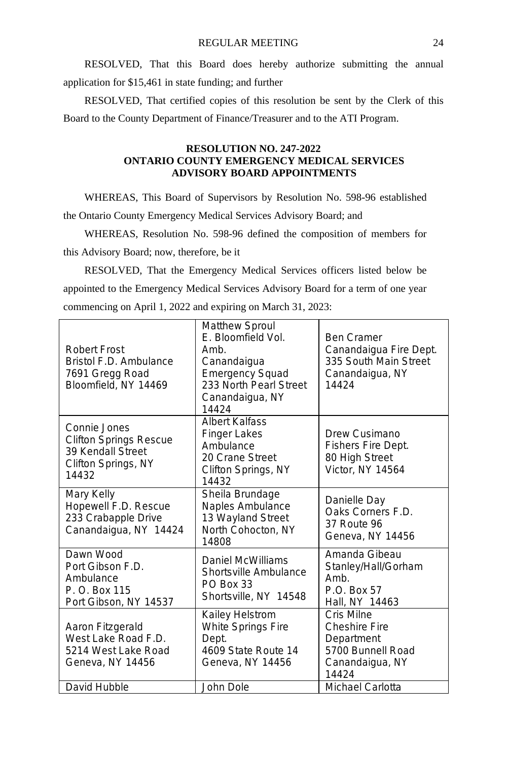RESOLVED, That this Board does hereby authorize submitting the annual application for $15,461 in state funding; and further

RESOLVED, That certified copies of this resolution be sent by the Clerk of this Board to the County Department of Finance/Treasurer and to the ATI Program.

### RESOLUTION NO. 247-2022
### ONTARIO COUNTY EMERGENCY MEDICAL SERVICES ADVISORY BOARD APPOINTMENTS

WHEREAS, This Board of Supervisors by Resolution No. 598-96 established the Ontario County Emergency Medical Services Advisory Board; and

WHEREAS, Resolution No. 598-96 defined the composition of members for this Advisory Board; now, therefore, be it

RESOLVED, That the Emergency Medical Services officers listed below be appointed to the Emergency Medical Services Advisory Board for a term of one year commencing on April 1, 2022 and expiring on March 31, 2023:

| | | |
|---|---|---|
| Robert Frost<br>Bristol F.D. Ambulance<br>7691 Gregg Road<br>Bloomfield, NY 14469 | Matthew Sproul<br>E. Bloomfield Vol. Amb.<br>Canandaigua Emergency Squad<br>233 North Pearl Street<br>Canandaigua, NY 14424 | Ben Cramer<br>Canandaigua Fire Dept.<br>335 South Main Street<br>Canandaigua, NY 14424 |
| Connie Jones<br>Clifton Springs Rescue<br>39 Kendall Street<br>Clifton Springs, NY 14432 | Albert Kalfass<br>Finger Lakes Ambulance<br>20 Crane Street<br>Clifton Springs, NY 14432 | Drew Cusimano<br>Fishers Fire Dept.<br>80 High Street<br>Victor, NY 14564 |
| Mary Kelly<br>Hopewell F.D. Rescue<br>233 Crabapple Drive<br>Canandaigua, NY 14424 | Sheila Brundage<br>Naples Ambulance<br>13 Wayland Street<br>North Cohocton, NY 14808 | Danielle Day<br>Oaks Corners F.D.<br>37 Route 96<br>Geneva, NY 14456 |
| Dawn Wood<br>Port Gibson F.D. Ambulance<br>P. O. Box 115<br>Port Gibson, NY 14537 | Daniel McWilliams<br>Shortsville Ambulance<br>PO Box 33<br>Shortsville, NY 14548 | Amanda Gibeau<br>Stanley/Hall/Gorham Amb.<br>P.O. Box 57<br>Hall, NY 14463 |
| Aaron Fitzgerald<br>West Lake Road F.D.<br>5214 West Lake Road<br>Geneva, NY 14456 | Kailey Helstrom<br>White Springs Fire Dept.<br>4609 State Route 14<br>Geneva, NY 14456 | Cris Milne<br>Cheshire Fire Department<br>5700 Bunnell Road<br>Canandaigua, NY 14424 |
| David Hubble | John Dole | Michael Carlotta |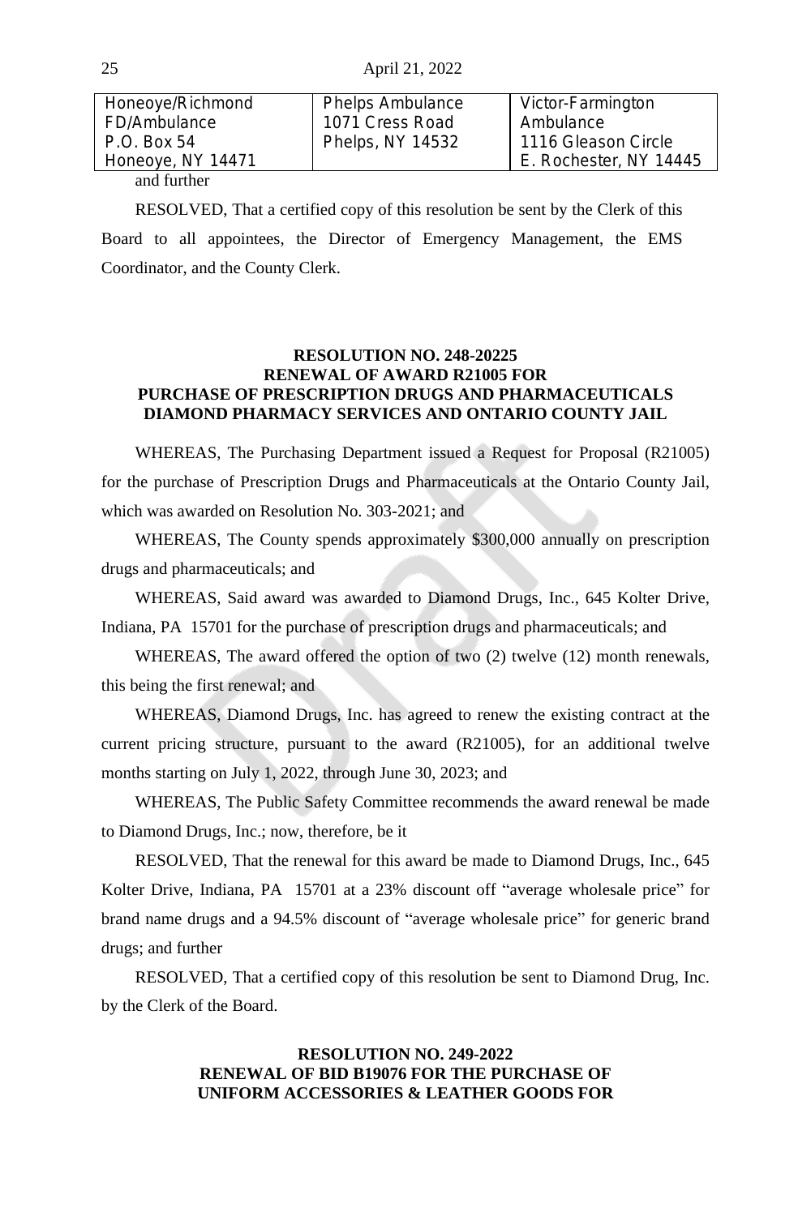| Honeoye/Richmond FD/Ambulance P.O. Box 54 Honeoye, NY 14471 | Phelps Ambulance 1071 Cress Road Phelps, NY 14532 | Victor-Farmington Ambulance 1116 Gleason Circle E. Rochester, NY 14445 |
|---|---|---|

and further

RESOLVED, That a certified copy of this resolution be sent by the Clerk of this Board to all appointees, the Director of Emergency Management, the EMS Coordinator, and the County Clerk.

**RESOLUTION NO. 248-20225**
**RENEWAL OF AWARD R21005 FOR**
**PURCHASE OF PRESCRIPTION DRUGS AND PHARMACEUTICALS**
**DIAMOND PHARMACY SERVICES AND ONTARIO COUNTY JAIL**

WHEREAS, The Purchasing Department issued a Request for Proposal (R21005) for the purchase of Prescription Drugs and Pharmaceuticals at the Ontario County Jail, which was awarded on Resolution No. 303-2021; and

WHEREAS, The County spends approximately $300,000 annually on prescription drugs and pharmaceuticals; and

WHEREAS, Said award was awarded to Diamond Drugs, Inc., 645 Kolter Drive, Indiana, PA 15701 for the purchase of prescription drugs and pharmaceuticals; and

WHEREAS, The award offered the option of two (2) twelve (12) month renewals, this being the first renewal; and

WHEREAS, Diamond Drugs, Inc. has agreed to renew the existing contract at the current pricing structure, pursuant to the award (R21005), for an additional twelve months starting on July 1, 2022, through June 30, 2023; and

WHEREAS, The Public Safety Committee recommends the award renewal be made to Diamond Drugs, Inc.; now, therefore, be it

RESOLVED, That the renewal for this award be made to Diamond Drugs, Inc., 645 Kolter Drive, Indiana, PA 15701 at a 23% discount off "average wholesale price" for brand name drugs and a 94.5% discount of "average wholesale price" for generic brand drugs; and further

RESOLVED, That a certified copy of this resolution be sent to Diamond Drug, Inc. by the Clerk of the Board.

**RESOLUTION NO. 249-2022**
**RENEWAL OF BID B19076 FOR THE PURCHASE OF**
**UNIFORM ACCESSORIES & LEATHER GOODS FOR**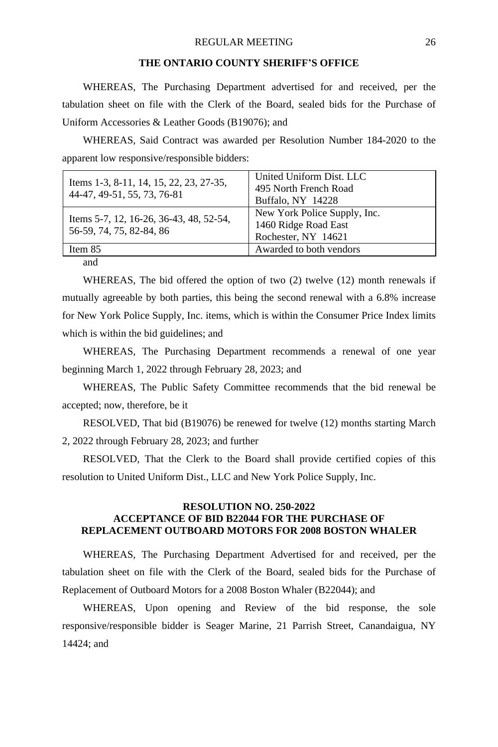**THE ONTARIO COUNTY SHERIFF'S OFFICE**

WHEREAS, The Purchasing Department advertised for and received, per the tabulation sheet on file with the Clerk of the Board, sealed bids for the Purchase of Uniform Accessories & Leather Goods (B19076); and

WHEREAS, Said Contract was awarded per Resolution Number 184-2020 to the apparent low responsive/responsible bidders:

| | |
|---|---|
| Items 1-3, 8-11, 14, 15, 22, 23, 27-35, 44-47, 49-51, 55, 73, 76-81 | United Uniform Dist. LLC<br>495 North French Road<br>Buffalo, NY 14228 |
| Items 5-7, 12, 16-26, 36-43, 48, 52-54, 56-59, 74, 75, 82-84, 86 | New York Police Supply, Inc.<br>1460 Ridge Road East<br>Rochester, NY 14621 |
| Item 85 | Awarded to both vendors |

and

WHEREAS, The bid offered the option of two (2) twelve (12) month renewals if mutually agreeable by both parties, this being the second renewal with a 6.8% increase for New York Police Supply, Inc. items, which is within the Consumer Price Index limits which is within the bid guidelines; and

WHEREAS, The Purchasing Department recommends a renewal of one year beginning March 1, 2022 through February 28, 2023; and

WHEREAS, The Public Safety Committee recommends that the bid renewal be accepted; now, therefore, be it

RESOLVED, That bid (B19076) be renewed for twelve (12) months starting March 2, 2022 through February 28, 2023; and further

RESOLVED, That the Clerk to the Board shall provide certified copies of this resolution to United Uniform Dist., LLC and New York Police Supply, Inc.

**RESOLUTION NO. 250-2022**
**ACCEPTANCE OF BID B22044 FOR THE PURCHASE OF REPLACEMENT OUTBOARD MOTORS FOR 2008 BOSTON WHALER**

WHEREAS, The Purchasing Department Advertised for and received, per the tabulation sheet on file with the Clerk of the Board, sealed bids for the Purchase of Replacement of Outboard Motors for a 2008 Boston Whaler (B22044); and

WHEREAS, Upon opening and Review of the bid response, the sole responsive/responsible bidder is Seager Marine, 21 Parrish Street, Canandaigua, NY 14424; and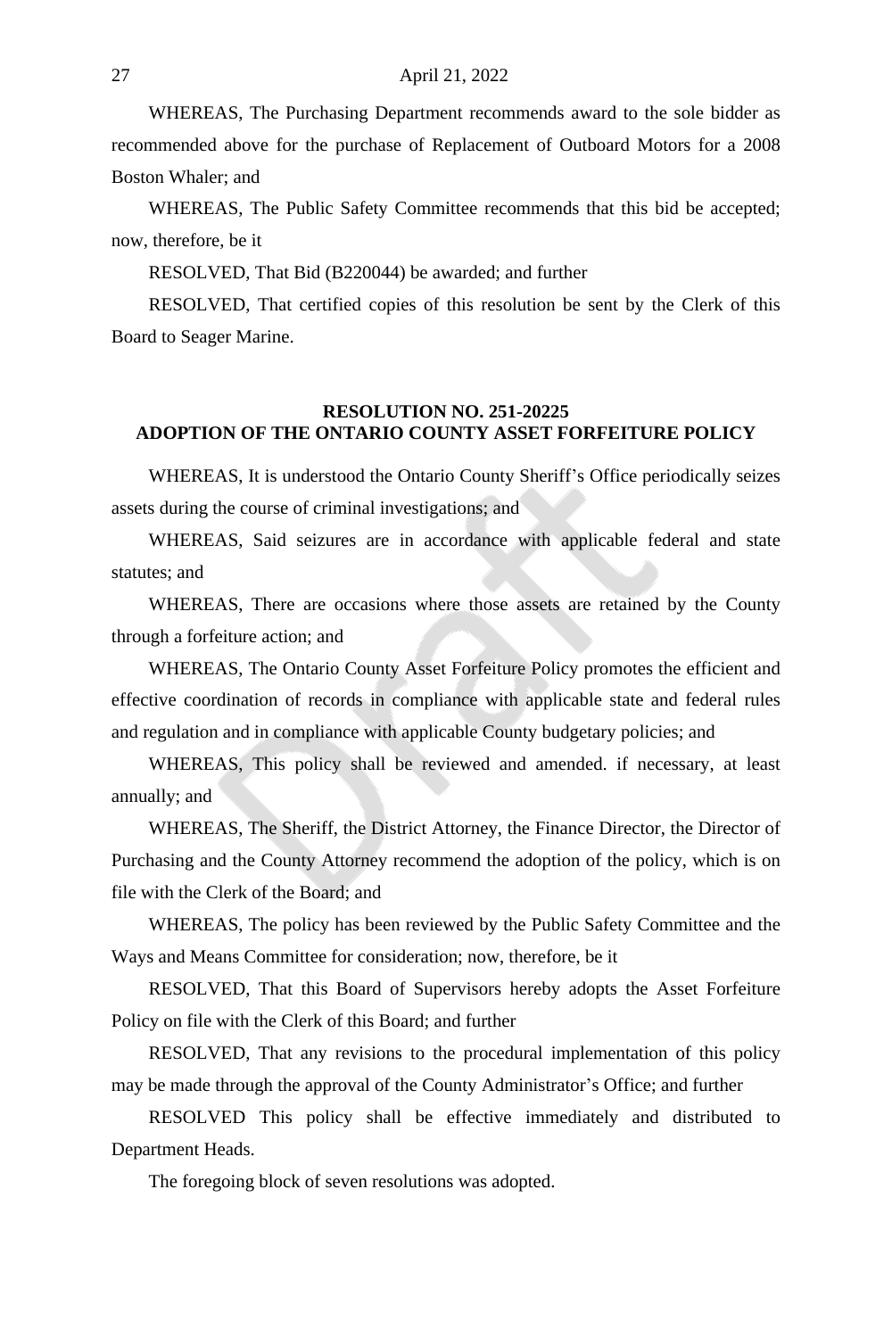WHEREAS, The Purchasing Department recommends award to the sole bidder as recommended above for the purchase of Replacement of Outboard Motors for a 2008 Boston Whaler; and

WHEREAS, The Public Safety Committee recommends that this bid be accepted; now, therefore, be it

RESOLVED, That Bid (B220044) be awarded; and further

RESOLVED, That certified copies of this resolution be sent by the Clerk of this Board to Seager Marine.

**RESOLUTION NO. 251-20225**
**ADOPTION OF THE ONTARIO COUNTY ASSET FORFEITURE POLICY**

WHEREAS, It is understood the Ontario County Sheriff's Office periodically seizes assets during the course of criminal investigations; and

WHEREAS, Said seizures are in accordance with applicable federal and state statutes; and

WHEREAS, There are occasions where those assets are retained by the County through a forfeiture action; and

WHEREAS, The Ontario County Asset Forfeiture Policy promotes the efficient and effective coordination of records in compliance with applicable state and federal rules and regulation and in compliance with applicable County budgetary policies; and

WHEREAS, This policy shall be reviewed and amended. if necessary, at least annually; and

WHEREAS, The Sheriff, the District Attorney, the Finance Director, the Director of Purchasing and the County Attorney recommend the adoption of the policy, which is on file with the Clerk of the Board; and

WHEREAS, The policy has been reviewed by the Public Safety Committee and the Ways and Means Committee for consideration; now, therefore, be it

RESOLVED, That this Board of Supervisors hereby adopts the Asset Forfeiture Policy on file with the Clerk of this Board; and further

RESOLVED, That any revisions to the procedural implementation of this policy may be made through the approval of the County Administrator's Office; and further

RESOLVED This policy shall be effective immediately and distributed to Department Heads.

The foregoing block of seven resolutions was adopted.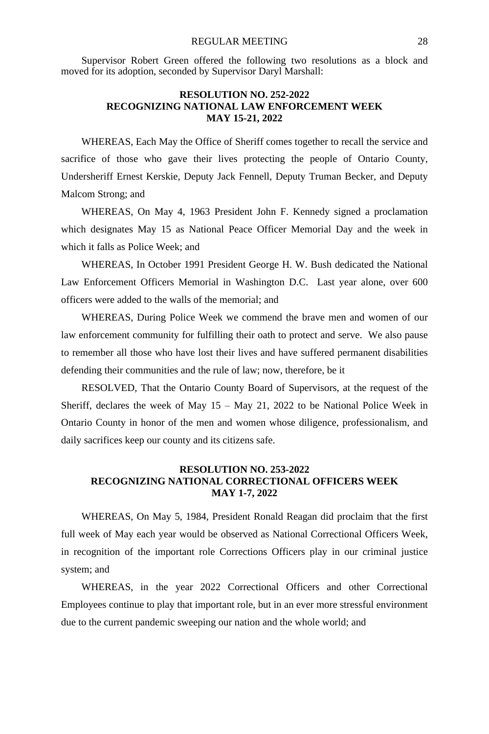Supervisor Robert Green offered the following two resolutions as a block and moved for its adoption, seconded by Supervisor Daryl Marshall:

**RESOLUTION NO. 252-2022**
**RECOGNIZING NATIONAL LAW ENFORCEMENT WEEK**
**MAY 15-21, 2022**

WHEREAS, Each May the Office of Sheriff comes together to recall the service and sacrifice of those who gave their lives protecting the people of Ontario County, Undersheriff Ernest Kerskie, Deputy Jack Fennell, Deputy Truman Becker, and Deputy Malcom Strong; and

WHEREAS, On May 4, 1963 President John F. Kennedy signed a proclamation which designates May 15 as National Peace Officer Memorial Day and the week in which it falls as Police Week; and

WHEREAS, In October 1991 President George H. W. Bush dedicated the National Law Enforcement Officers Memorial in Washington D.C. Last year alone, over 600 officers were added to the walls of the memorial; and

WHEREAS, During Police Week we commend the brave men and women of our law enforcement community for fulfilling their oath to protect and serve. We also pause to remember all those who have lost their lives and have suffered permanent disabilities defending their communities and the rule of law; now, therefore, be it

RESOLVED, That the Ontario County Board of Supervisors, at the request of the Sheriff, declares the week of May 15 – May 21, 2022 to be National Police Week in Ontario County in honor of the men and women whose diligence, professionalism, and daily sacrifices keep our county and its citizens safe.

**RESOLUTION NO. 253-2022**
**RECOGNIZING NATIONAL CORRECTIONAL OFFICERS WEEK**
**MAY 1-7, 2022**

WHEREAS, On May 5, 1984, President Ronald Reagan did proclaim that the first full week of May each year would be observed as National Correctional Officers Week, in recognition of the important role Corrections Officers play in our criminal justice system; and

WHEREAS, in the year 2022 Correctional Officers and other Correctional Employees continue to play that important role, but in an ever more stressful environment due to the current pandemic sweeping our nation and the whole world; and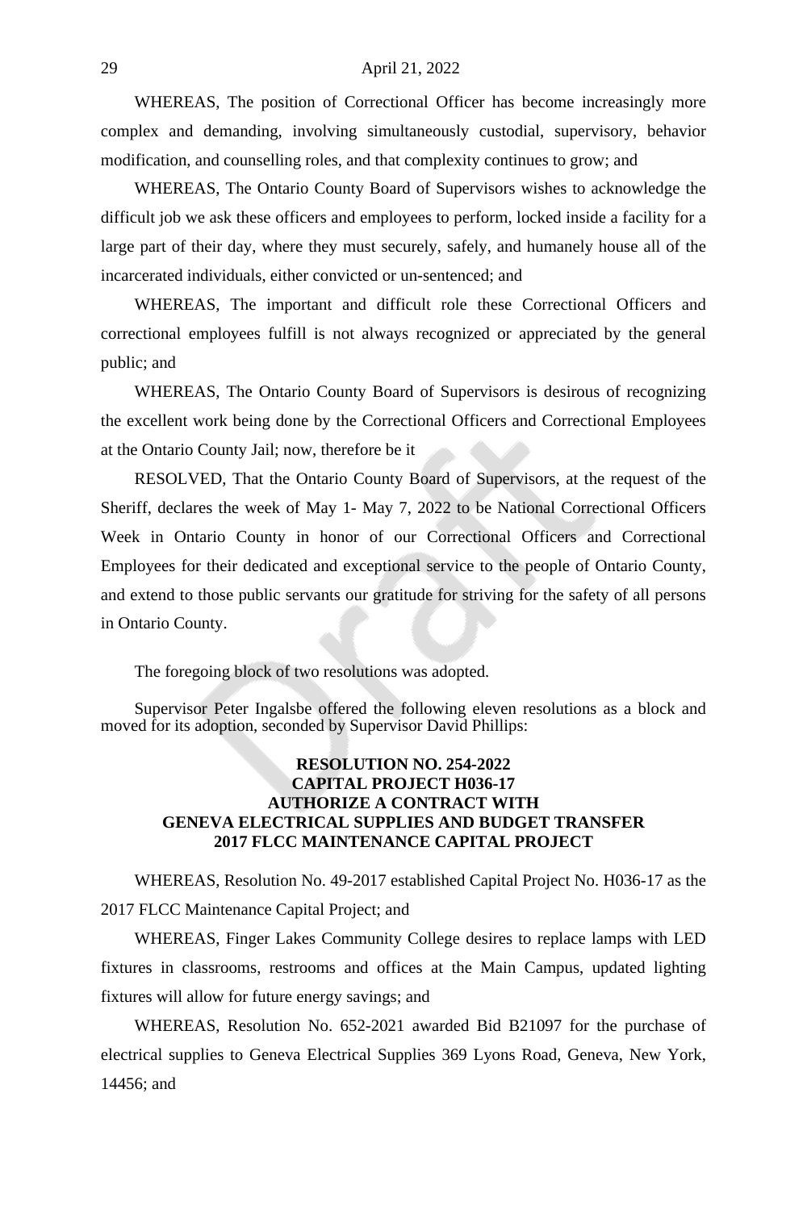WHEREAS, The position of Correctional Officer has become increasingly more complex and demanding, involving simultaneously custodial, supervisory, behavior modification, and counselling roles, and that complexity continues to grow; and

WHEREAS, The Ontario County Board of Supervisors wishes to acknowledge the difficult job we ask these officers and employees to perform, locked inside a facility for a large part of their day, where they must securely, safely, and humanely house all of the incarcerated individuals, either convicted or un-sentenced; and

WHEREAS, The important and difficult role these Correctional Officers and correctional employees fulfill is not always recognized or appreciated by the general public; and

WHEREAS, The Ontario County Board of Supervisors is desirous of recognizing the excellent work being done by the Correctional Officers and Correctional Employees at the Ontario County Jail; now, therefore be it

RESOLVED, That the Ontario County Board of Supervisors, at the request of the Sheriff, declares the week of May 1- May 7, 2022 to be National Correctional Officers Week in Ontario County in honor of our Correctional Officers and Correctional Employees for their dedicated and exceptional service to the people of Ontario County, and extend to those public servants our gratitude for striving for the safety of all persons in Ontario County.

The foregoing block of two resolutions was adopted.

Supervisor Peter Ingalsbe offered the following eleven resolutions as a block and moved for its adoption, seconded by Supervisor David Phillips:

**RESOLUTION NO. 254-2022**
**CAPITAL PROJECT H036-17**
**AUTHORIZE A CONTRACT WITH**
**GENEVA ELECTRICAL SUPPLIES AND BUDGET TRANSFER**
**2017 FLCC MAINTENANCE CAPITAL PROJECT**

WHEREAS, Resolution No. 49-2017 established Capital Project No. H036-17 as the 2017 FLCC Maintenance Capital Project; and

WHEREAS, Finger Lakes Community College desires to replace lamps with LED fixtures in classrooms, restrooms and offices at the Main Campus, updated lighting fixtures will allow for future energy savings; and

WHEREAS, Resolution No. 652-2021 awarded Bid B21097 for the purchase of electrical supplies to Geneva Electrical Supplies 369 Lyons Road, Geneva, New York, 14456; and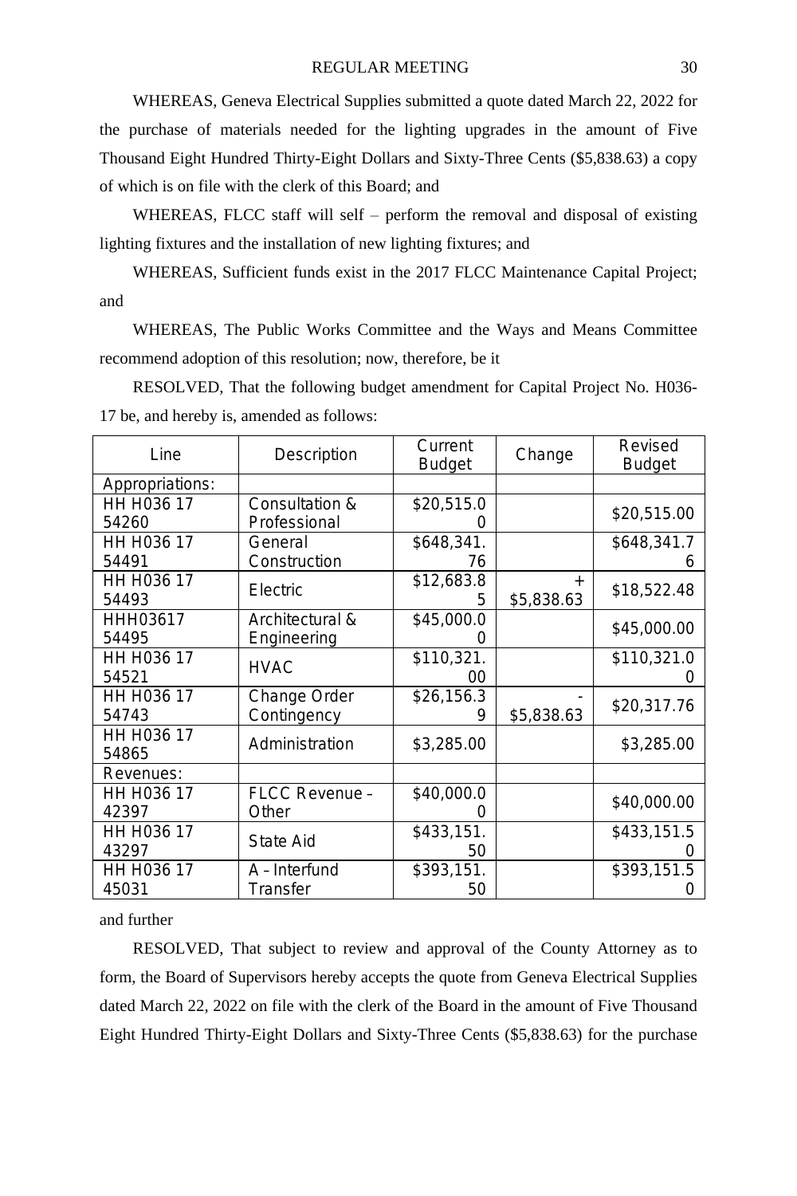WHEREAS, Geneva Electrical Supplies submitted a quote dated March 22, 2022 for the purchase of materials needed for the lighting upgrades in the amount of Five Thousand Eight Hundred Thirty-Eight Dollars and Sixty-Three Cents ($5,838.63) a copy of which is on file with the clerk of this Board; and

WHEREAS, FLCC staff will self – perform the removal and disposal of existing lighting fixtures and the installation of new lighting fixtures; and

WHEREAS, Sufficient funds exist in the 2017 FLCC Maintenance Capital Project; and

WHEREAS, The Public Works Committee and the Ways and Means Committee recommend adoption of this resolution; now, therefore, be it

RESOLVED, That the following budget amendment for Capital Project No. H036-17 be, and hereby is, amended as follows:

| Line | Description | Current Budget | Change | Revised Budget |
|---|---|---|---|---|
| Appropriations: | | | | |
| HH H036 17 54260 | Consultation & Professional | $20,515.00 | | $20,515.00 |
| HH H036 17 54491 | General Construction | $648,341.76 | | $648,341.76 |
| HH H036 17 54493 | Electric | $12,683.85 | + $5,838.63 | $18,522.48 |
| HHH03617 54495 | Architectural & Engineering | $45,000.00 | | $45,000.00 |
| HH H036 17 54521 | HVAC | $110,321.00 | | $110,321.00 |
| HH H036 17 54743 | Change Order Contingency | $26,156.39 | - $5,838.63 | $20,317.76 |
| HH H036 17 54865 | Administration | $3,285.00 | | $3,285.00 |
| Revenues: | | | | |
| HH H036 17 42397 | FLCC Revenue – Other | $40,000.00 | | $40,000.00 |
| HH H036 17 43297 | State Aid | $433,151.50 | | $433,151.50 |
| HH H036 17 45031 | A – Interfund Transfer | $393,151.50 | | $393,151.50 |

and further

RESOLVED, That subject to review and approval of the County Attorney as to form, the Board of Supervisors hereby accepts the quote from Geneva Electrical Supplies dated March 22, 2022 on file with the clerk of the Board in the amount of Five Thousand Eight Hundred Thirty-Eight Dollars and Sixty-Three Cents ($5,838.63) for the purchase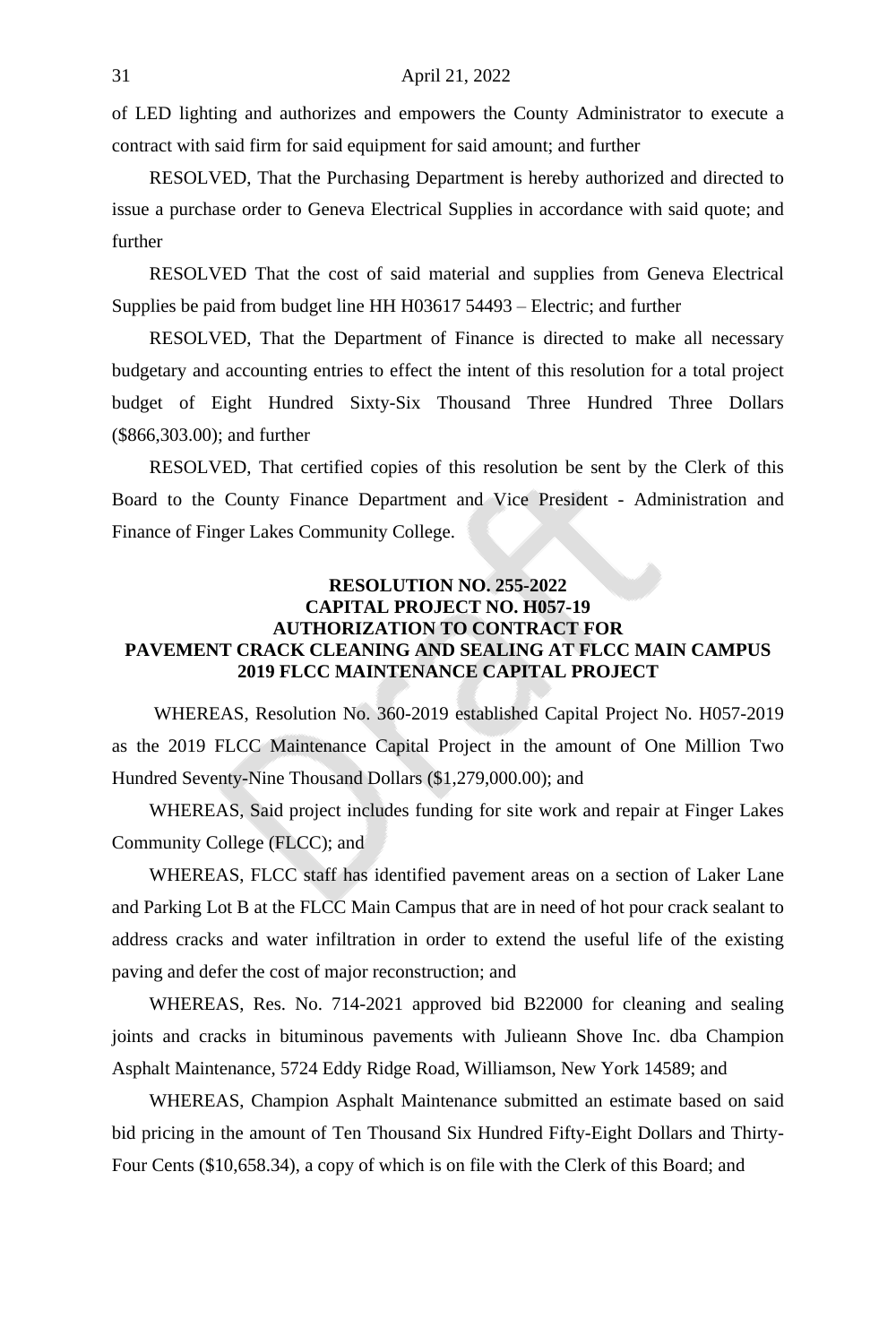of LED lighting and authorizes and empowers the County Administrator to execute a contract with said firm for said equipment for said amount; and further

RESOLVED, That the Purchasing Department is hereby authorized and directed to issue a purchase order to Geneva Electrical Supplies in accordance with said quote; and further

RESOLVED That the cost of said material and supplies from Geneva Electrical Supplies be paid from budget line HH H03617 54493 – Electric; and further

RESOLVED, That the Department of Finance is directed to make all necessary budgetary and accounting entries to effect the intent of this resolution for a total project budget of Eight Hundred Sixty-Six Thousand Three Hundred Three Dollars ($866,303.00); and further

RESOLVED, That certified copies of this resolution be sent by the Clerk of this Board to the County Finance Department and Vice President - Administration and Finance of Finger Lakes Community College.

**RESOLUTION NO. 255-2022**
**CAPITAL PROJECT NO. H057-19**
**AUTHORIZATION TO CONTRACT FOR**
**PAVEMENT CRACK CLEANING AND SEALING AT FLCC MAIN CAMPUS**
**2019 FLCC MAINTENANCE CAPITAL PROJECT**

WHEREAS, Resolution No. 360-2019 established Capital Project No. H057-2019 as the 2019 FLCC Maintenance Capital Project in the amount of One Million Two Hundred Seventy-Nine Thousand Dollars ($1,279,000.00); and

WHEREAS, Said project includes funding for site work and repair at Finger Lakes Community College (FLCC); and

WHEREAS, FLCC staff has identified pavement areas on a section of Laker Lane and Parking Lot B at the FLCC Main Campus that are in need of hot pour crack sealant to address cracks and water infiltration in order to extend the useful life of the existing paving and defer the cost of major reconstruction; and

WHEREAS, Res. No. 714-2021 approved bid B22000 for cleaning and sealing joints and cracks in bituminous pavements with Julieann Shove Inc. dba Champion Asphalt Maintenance, 5724 Eddy Ridge Road, Williamson, New York 14589; and

WHEREAS, Champion Asphalt Maintenance submitted an estimate based on said bid pricing in the amount of Ten Thousand Six Hundred Fifty-Eight Dollars and Thirty-Four Cents ($10,658.34), a copy of which is on file with the Clerk of this Board; and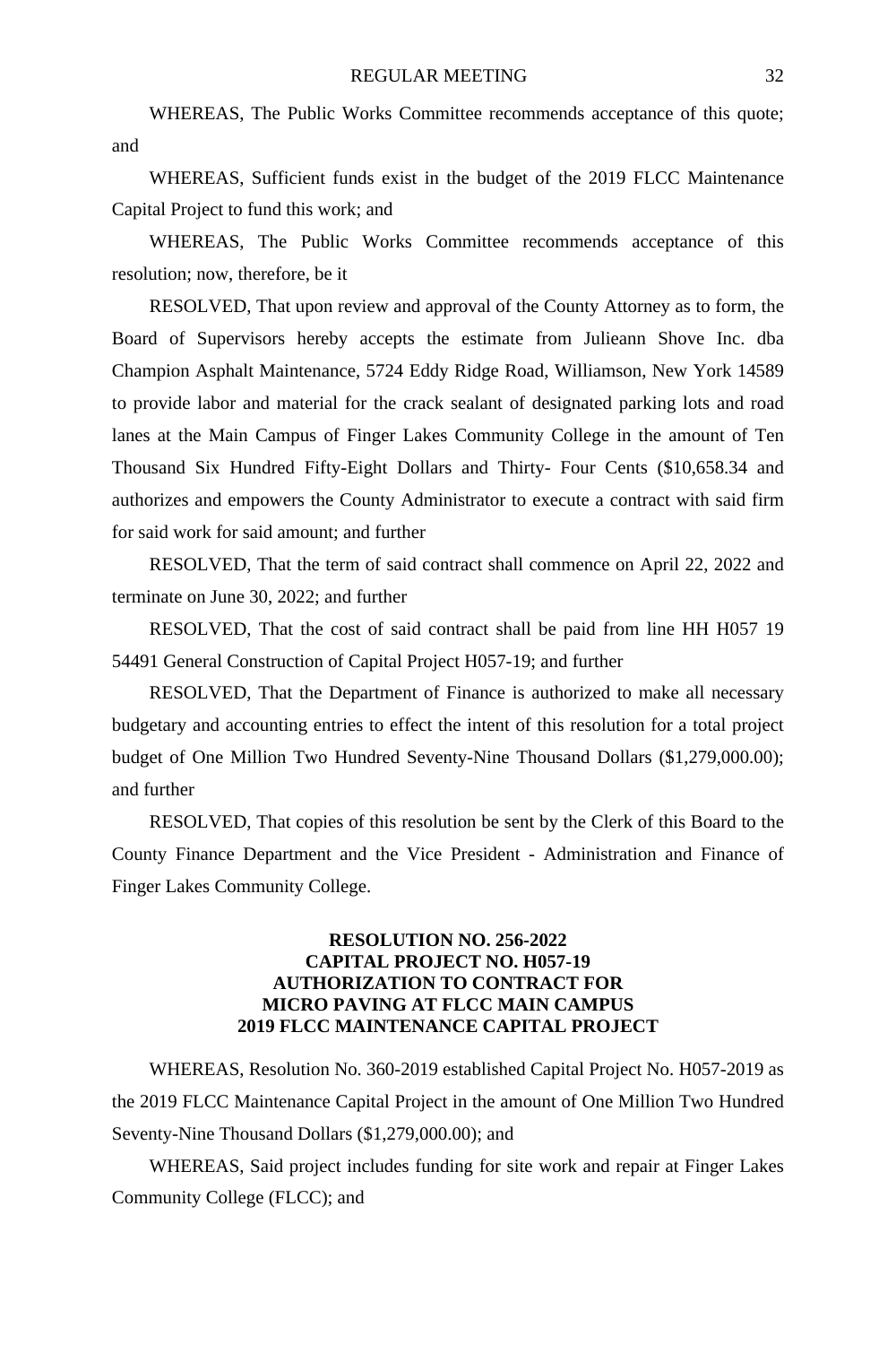WHEREAS, The Public Works Committee recommends acceptance of this quote; and

WHEREAS, Sufficient funds exist in the budget of the 2019 FLCC Maintenance Capital Project to fund this work; and

WHEREAS, The Public Works Committee recommends acceptance of this resolution; now, therefore, be it

RESOLVED, That upon review and approval of the County Attorney as to form, the Board of Supervisors hereby accepts the estimate from Julieann Shove Inc. dba Champion Asphalt Maintenance, 5724 Eddy Ridge Road, Williamson, New York 14589 to provide labor and material for the crack sealant of designated parking lots and road lanes at the Main Campus of Finger Lakes Community College in the amount of Ten Thousand Six Hundred Fifty-Eight Dollars and Thirty- Four Cents ($10,658.34 and authorizes and empowers the County Administrator to execute a contract with said firm for said work for said amount; and further

RESOLVED, That the term of said contract shall commence on April 22, 2022 and terminate on June 30, 2022; and further

RESOLVED, That the cost of said contract shall be paid from line HH H057 19 54491 General Construction of Capital Project H057-19; and further

RESOLVED, That the Department of Finance is authorized to make all necessary budgetary and accounting entries to effect the intent of this resolution for a total project budget of One Million Two Hundred Seventy-Nine Thousand Dollars ($1,279,000.00); and further

RESOLVED, That copies of this resolution be sent by the Clerk of this Board to the County Finance Department and the Vice President - Administration and Finance of Finger Lakes Community College.

**RESOLUTION NO. 256-2022**
**CAPITAL PROJECT NO. H057-19**
**AUTHORIZATION TO CONTRACT FOR**
**MICRO PAVING AT FLCC MAIN CAMPUS**
**2019 FLCC MAINTENANCE CAPITAL PROJECT**

WHEREAS, Resolution No. 360-2019 established Capital Project No. H057-2019 as the 2019 FLCC Maintenance Capital Project in the amount of One Million Two Hundred Seventy-Nine Thousand Dollars ($1,279,000.00); and

WHEREAS, Said project includes funding for site work and repair at Finger Lakes Community College (FLCC); and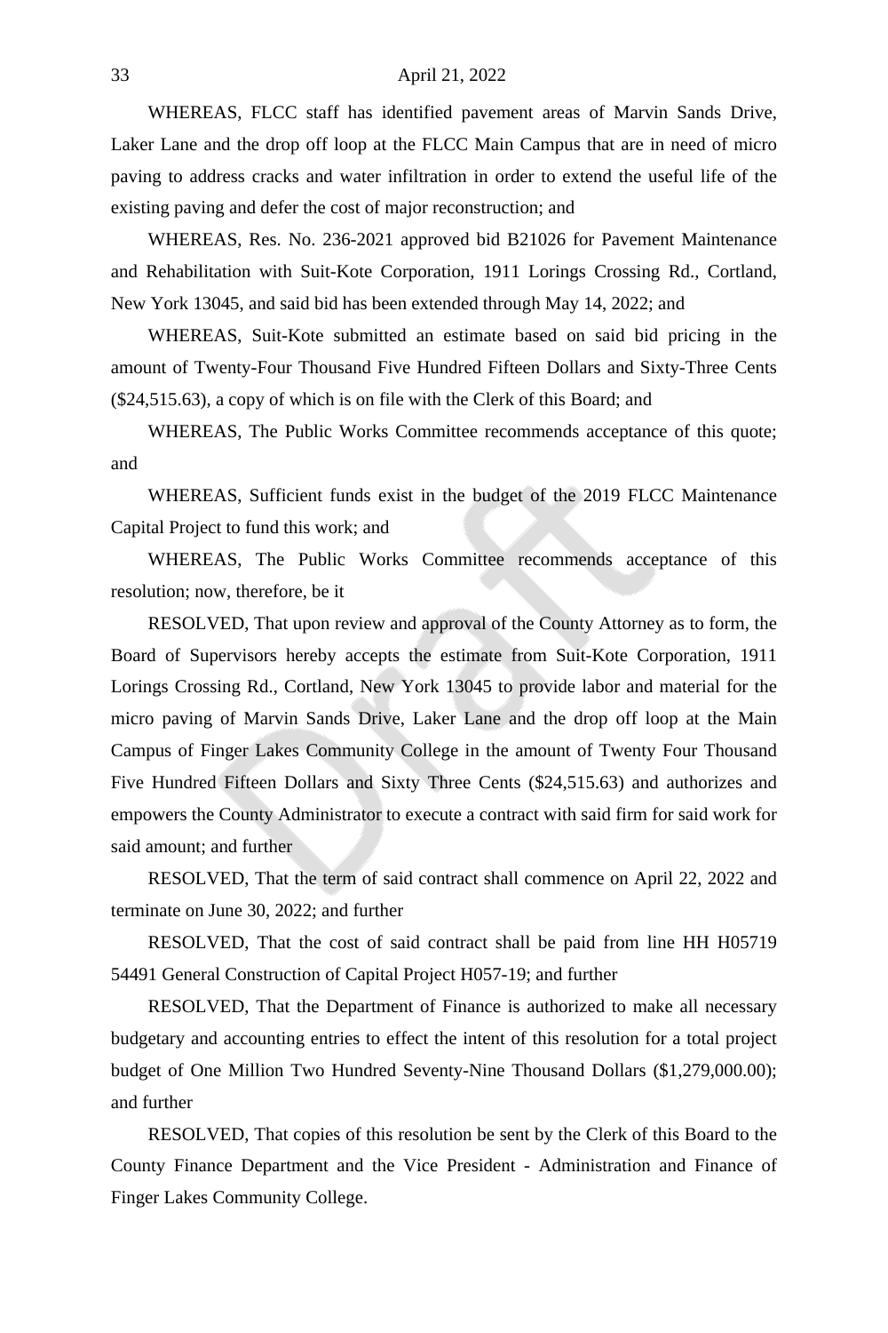WHEREAS, FLCC staff has identified pavement areas of Marvin Sands Drive, Laker Lane and the drop off loop at the FLCC Main Campus that are in need of micro paving to address cracks and water infiltration in order to extend the useful life of the existing paving and defer the cost of major reconstruction; and

WHEREAS, Res. No. 236-2021 approved bid B21026 for Pavement Maintenance and Rehabilitation with Suit-Kote Corporation, 1911 Lorings Crossing Rd., Cortland, New York 13045, and said bid has been extended through May 14, 2022; and

WHEREAS, Suit-Kote submitted an estimate based on said bid pricing in the amount of Twenty-Four Thousand Five Hundred Fifteen Dollars and Sixty-Three Cents ($24,515.63), a copy of which is on file with the Clerk of this Board; and

WHEREAS, The Public Works Committee recommends acceptance of this quote; and

WHEREAS, Sufficient funds exist in the budget of the 2019 FLCC Maintenance Capital Project to fund this work; and

WHEREAS, The Public Works Committee recommends acceptance of this resolution; now, therefore, be it

RESOLVED, That upon review and approval of the County Attorney as to form, the Board of Supervisors hereby accepts the estimate from Suit-Kote Corporation, 1911 Lorings Crossing Rd., Cortland, New York 13045 to provide labor and material for the micro paving of Marvin Sands Drive, Laker Lane and the drop off loop at the Main Campus of Finger Lakes Community College in the amount of Twenty Four Thousand Five Hundred Fifteen Dollars and Sixty Three Cents ($24,515.63) and authorizes and empowers the County Administrator to execute a contract with said firm for said work for said amount; and further

RESOLVED, That the term of said contract shall commence on April 22, 2022 and terminate on June 30, 2022; and further

RESOLVED, That the cost of said contract shall be paid from line HH H05719 54491 General Construction of Capital Project H057-19; and further

RESOLVED, That the Department of Finance is authorized to make all necessary budgetary and accounting entries to effect the intent of this resolution for a total project budget of One Million Two Hundred Seventy-Nine Thousand Dollars ($1,279,000.00); and further

RESOLVED, That copies of this resolution be sent by the Clerk of this Board to the County Finance Department and the Vice President - Administration and Finance of Finger Lakes Community College.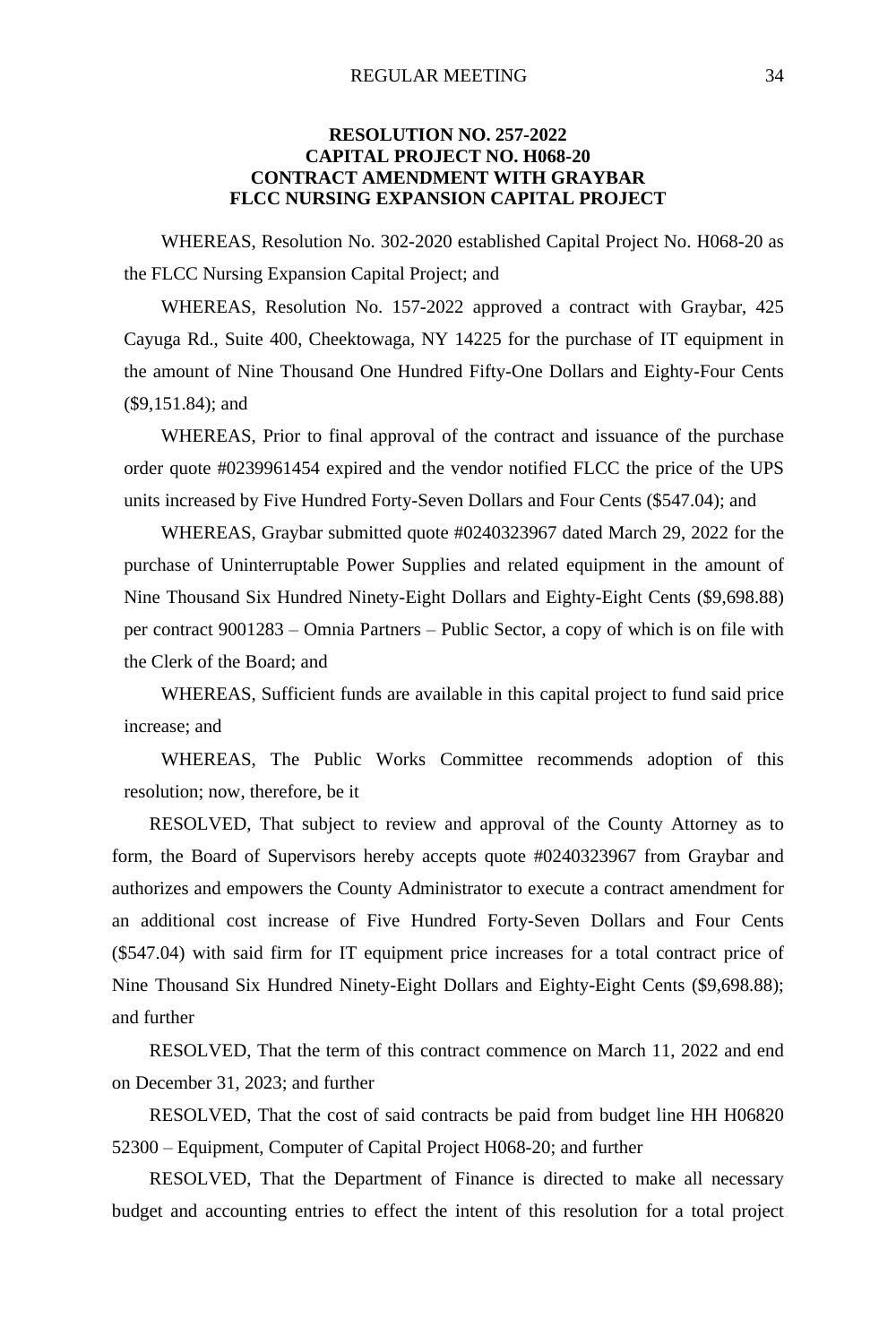**RESOLUTION NO. 257-2022**
**CAPITAL PROJECT NO. H068-20**
**CONTRACT AMENDMENT WITH GRAYBAR**
**FLCC NURSING EXPANSION CAPITAL PROJECT**

WHEREAS, Resolution No. 302-2020 established Capital Project No. H068-20 as the FLCC Nursing Expansion Capital Project; and

WHEREAS, Resolution No. 157-2022 approved a contract with Graybar, 425 Cayuga Rd., Suite 400, Cheektowaga, NY 14225 for the purchase of IT equipment in the amount of Nine Thousand One Hundred Fifty-One Dollars and Eighty-Four Cents ($9,151.84); and

WHEREAS, Prior to final approval of the contract and issuance of the purchase order quote #0239961454 expired and the vendor notified FLCC the price of the UPS units increased by Five Hundred Forty-Seven Dollars and Four Cents ($547.04); and

WHEREAS, Graybar submitted quote #0240323967 dated March 29, 2022 for the purchase of Uninterruptable Power Supplies and related equipment in the amount of Nine Thousand Six Hundred Ninety-Eight Dollars and Eighty-Eight Cents ($9,698.88) per contract 9001283 – Omnia Partners – Public Sector, a copy of which is on file with the Clerk of the Board; and

WHEREAS, Sufficient funds are available in this capital project to fund said price increase; and

WHEREAS, The Public Works Committee recommends adoption of this resolution; now, therefore, be it

RESOLVED, That subject to review and approval of the County Attorney as to form, the Board of Supervisors hereby accepts quote #0240323967 from Graybar and authorizes and empowers the County Administrator to execute a contract amendment for an additional cost increase of Five Hundred Forty-Seven Dollars and Four Cents ($547.04) with said firm for IT equipment price increases for a total contract price of Nine Thousand Six Hundred Ninety-Eight Dollars and Eighty-Eight Cents ($9,698.88); and further

RESOLVED, That the term of this contract commence on March 11, 2022 and end on December 31, 2023; and further

RESOLVED, That the cost of said contracts be paid from budget line HH H06820 52300 – Equipment, Computer of Capital Project H068-20; and further

RESOLVED, That the Department of Finance is directed to make all necessary budget and accounting entries to effect the intent of this resolution for a total project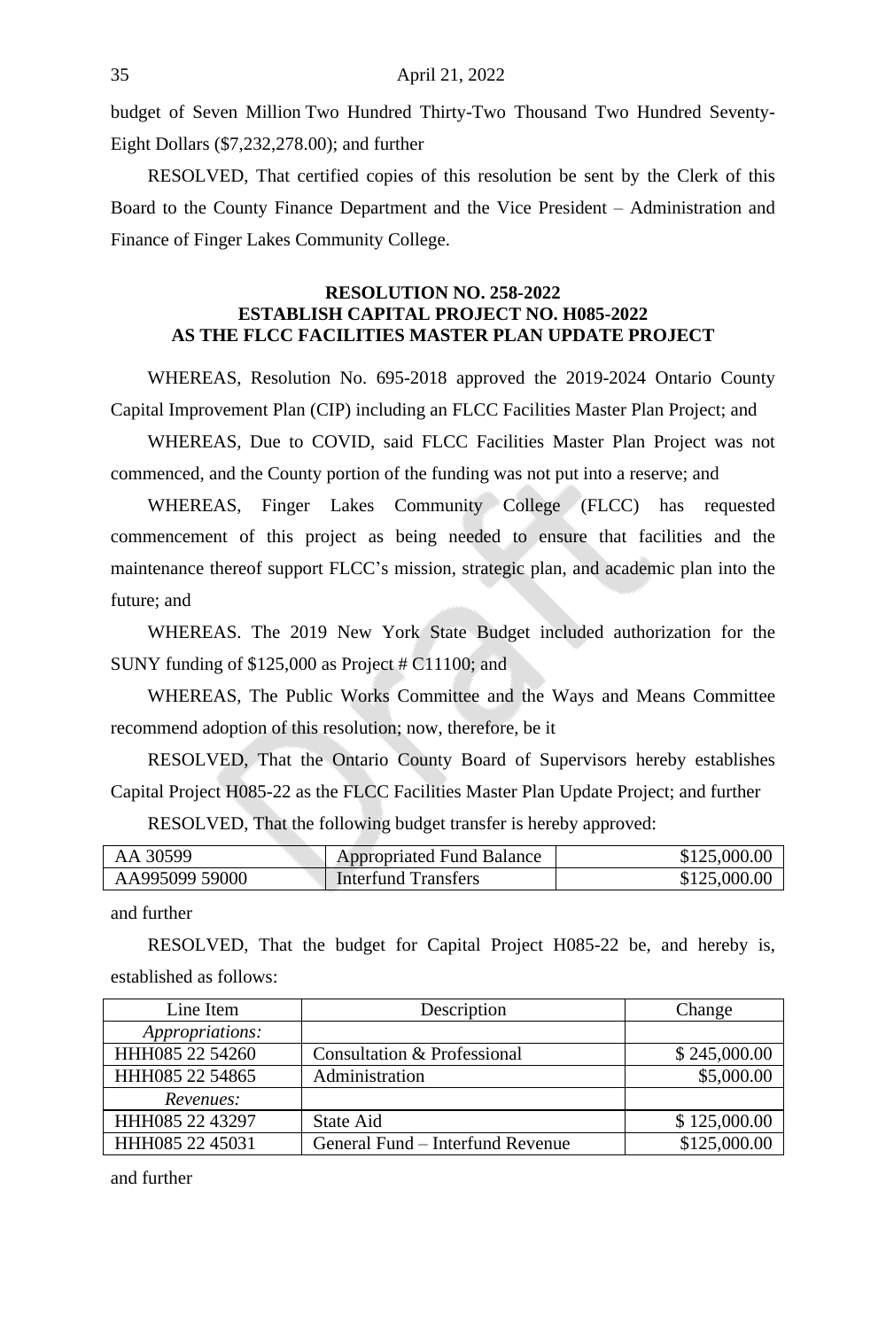budget of Seven Million Two Hundred Thirty-Two Thousand Two Hundred Seventy-Eight Dollars ($7,232,278.00); and further

RESOLVED, That certified copies of this resolution be sent by the Clerk of this Board to the County Finance Department and the Vice President – Administration and Finance of Finger Lakes Community College.

**RESOLUTION NO. 258-2022**
**ESTABLISH CAPITAL PROJECT NO. H085-2022**
**AS THE FLCC FACILITIES MASTER PLAN UPDATE PROJECT**

WHEREAS, Resolution No. 695-2018 approved the 2019-2024 Ontario County Capital Improvement Plan (CIP) including an FLCC Facilities Master Plan Project; and

WHEREAS, Due to COVID, said FLCC Facilities Master Plan Project was not commenced, and the County portion of the funding was not put into a reserve; and

WHEREAS, Finger Lakes Community College (FLCC) has requested commencement of this project as being needed to ensure that facilities and the maintenance thereof support FLCC's mission, strategic plan, and academic plan into the future; and

WHEREAS. The 2019 New York State Budget included authorization for the SUNY funding of $125,000 as Project # C11100; and

WHEREAS, The Public Works Committee and the Ways and Means Committee recommend adoption of this resolution; now, therefore, be it

RESOLVED, That the Ontario County Board of Supervisors hereby establishes Capital Project H085-22 as the FLCC Facilities Master Plan Update Project; and further

RESOLVED, That the following budget transfer is hereby approved:

| | | |
|---|---|---|
| AA 30599 | Appropriated Fund Balance | $125,000.00 |
| AA995099 59000 | Interfund Transfers | $125,000.00 |

and further

RESOLVED, That the budget for Capital Project H085-22 be, and hereby is, established as follows:

| Line Item | Description | Change |
|---|---|---|
| *Appropriations:* | | |
| HHH085 22 54260 | Consultation & Professional | $ 245,000.00 |
| HHH085 22 54865 | Administration | $5,000.00 |
| *Revenues:* | | |
| HHH085 22 43297 | State Aid | $ 125,000.00 |
| HHH085 22 45031 | General Fund – Interfund Revenue | $125,000.00 |

and further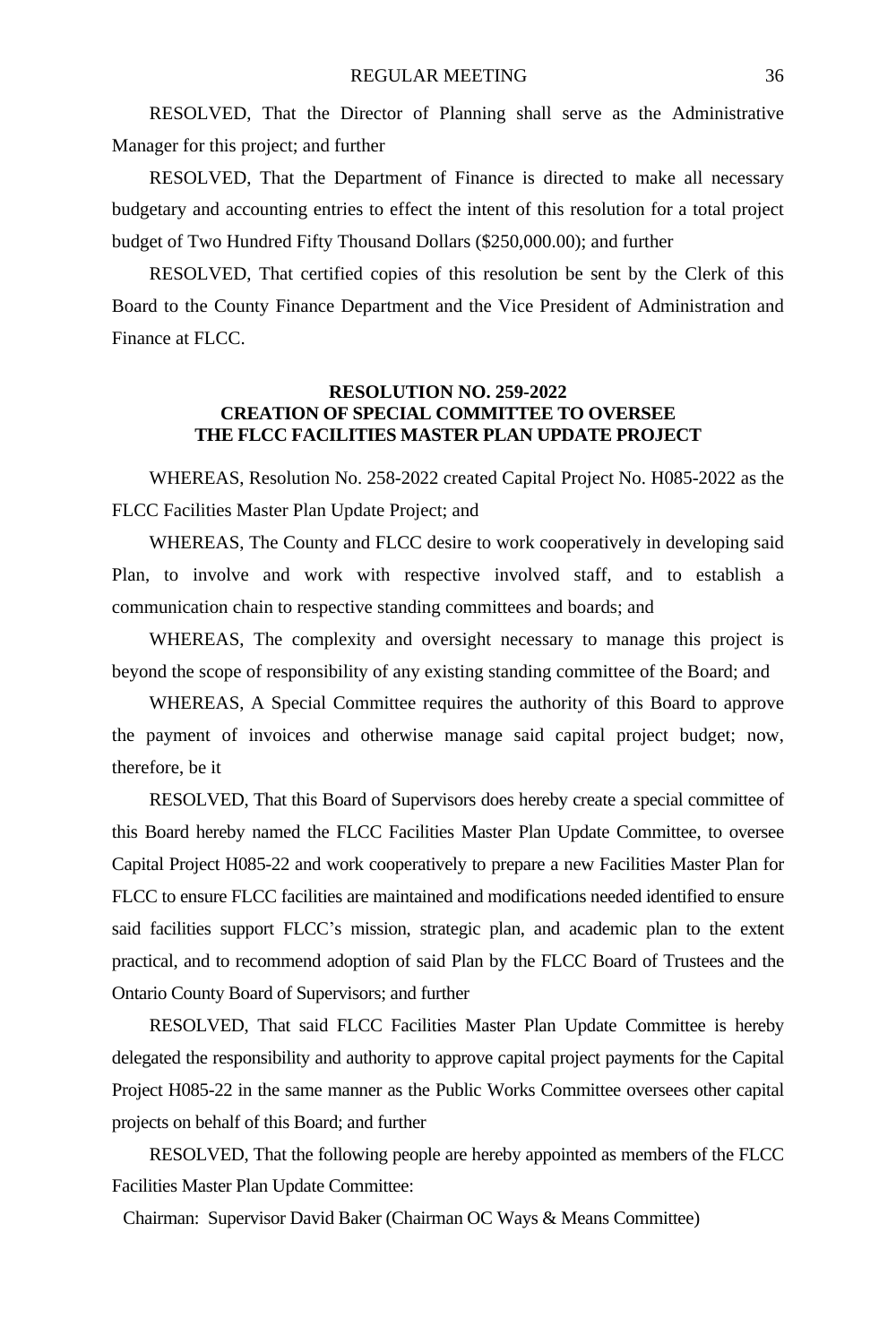RESOLVED, That the Director of Planning shall serve as the Administrative Manager for this project; and further

RESOLVED, That the Department of Finance is directed to make all necessary budgetary and accounting entries to effect the intent of this resolution for a total project budget of Two Hundred Fifty Thousand Dollars ($250,000.00); and further

RESOLVED, That certified copies of this resolution be sent by the Clerk of this Board to the County Finance Department and the Vice President of Administration and Finance at FLCC.

**RESOLUTION NO. 259-2022**
**CREATION OF SPECIAL COMMITTEE TO OVERSEE**
**THE FLCC FACILITIES MASTER PLAN UPDATE PROJECT**

WHEREAS, Resolution No. 258-2022 created Capital Project No. H085-2022 as the FLCC Facilities Master Plan Update Project; and

WHEREAS, The County and FLCC desire to work cooperatively in developing said Plan, to involve and work with respective involved staff, and to establish a communication chain to respective standing committees and boards; and

WHEREAS, The complexity and oversight necessary to manage this project is beyond the scope of responsibility of any existing standing committee of the Board; and

WHEREAS, A Special Committee requires the authority of this Board to approve the payment of invoices and otherwise manage said capital project budget; now, therefore, be it

RESOLVED, That this Board of Supervisors does hereby create a special committee of this Board hereby named the FLCC Facilities Master Plan Update Committee, to oversee Capital Project H085-22 and work cooperatively to prepare a new Facilities Master Plan for FLCC to ensure FLCC facilities are maintained and modifications needed identified to ensure said facilities support FLCC's mission, strategic plan, and academic plan to the extent practical, and to recommend adoption of said Plan by the FLCC Board of Trustees and the Ontario County Board of Supervisors; and further

RESOLVED, That said FLCC Facilities Master Plan Update Committee is hereby delegated the responsibility and authority to approve capital project payments for the Capital Project H085-22 in the same manner as the Public Works Committee oversees other capital projects on behalf of this Board; and further

RESOLVED, That the following people are hereby appointed as members of the FLCC Facilities Master Plan Update Committee:

Chairman: Supervisor David Baker (Chairman OC Ways & Means Committee)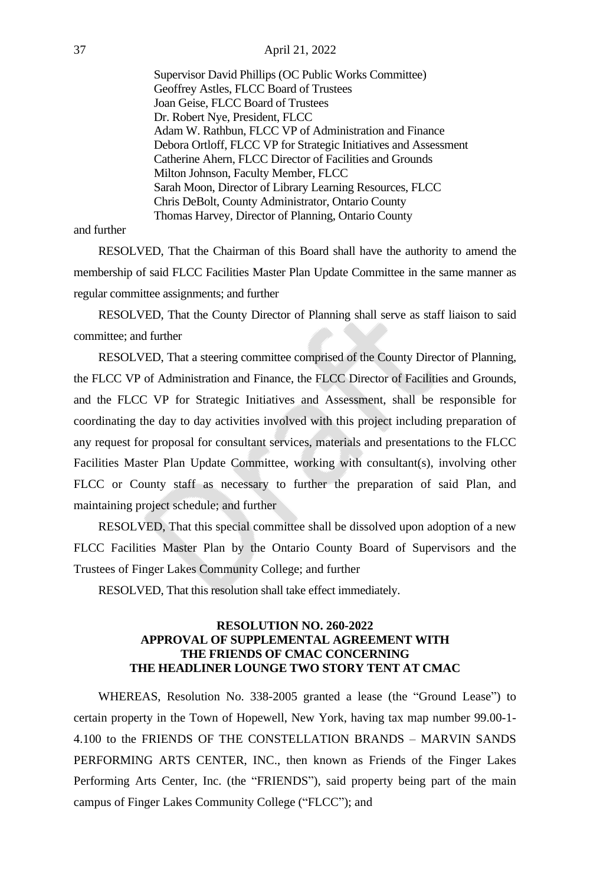Supervisor David Phillips (OC Public Works Committee)
Geoffrey Astles, FLCC Board of Trustees
Joan Geise, FLCC Board of Trustees
Dr. Robert Nye, President, FLCC
Adam W. Rathbun, FLCC VP of Administration and Finance
Debora Ortloff, FLCC VP for Strategic Initiatives and Assessment
Catherine Ahern, FLCC Director of Facilities and Grounds
Milton Johnson, Faculty Member, FLCC
Sarah Moon, Director of Library Learning Resources, FLCC
Chris DeBolt, County Administrator, Ontario County
Thomas Harvey, Director of Planning, Ontario County

and further

RESOLVED, That the Chairman of this Board shall have the authority to amend the membership of said FLCC Facilities Master Plan Update Committee in the same manner as regular committee assignments; and further

RESOLVED, That the County Director of Planning shall serve as staff liaison to said committee; and further

RESOLVED, That a steering committee comprised of the County Director of Planning, the FLCC VP of Administration and Finance, the FLCC Director of Facilities and Grounds, and the FLCC VP for Strategic Initiatives and Assessment, shall be responsible for coordinating the day to day activities involved with this project including preparation of any request for proposal for consultant services, materials and presentations to the FLCC Facilities Master Plan Update Committee, working with consultant(s), involving other FLCC or County staff as necessary to further the preparation of said Plan, and maintaining project schedule; and further

RESOLVED, That this special committee shall be dissolved upon adoption of a new FLCC Facilities Master Plan by the Ontario County Board of Supervisors and the Trustees of Finger Lakes Community College; and further

RESOLVED, That this resolution shall take effect immediately.

## RESOLUTION NO. 260-2022
## APPROVAL OF SUPPLEMENTAL AGREEMENT WITH THE FRIENDS OF CMAC CONCERNING THE HEADLINER LOUNGE TWO STORY TENT AT CMAC

WHEREAS, Resolution No. 338-2005 granted a lease (the "Ground Lease") to certain property in the Town of Hopewell, New York, having tax map number 99.00-1-4.100 to the FRIENDS OF THE CONSTELLATION BRANDS – MARVIN SANDS PERFORMING ARTS CENTER, INC., then known as Friends of the Finger Lakes Performing Arts Center, Inc. (the "FRIENDS"), said property being part of the main campus of Finger Lakes Community College ("FLCC"); and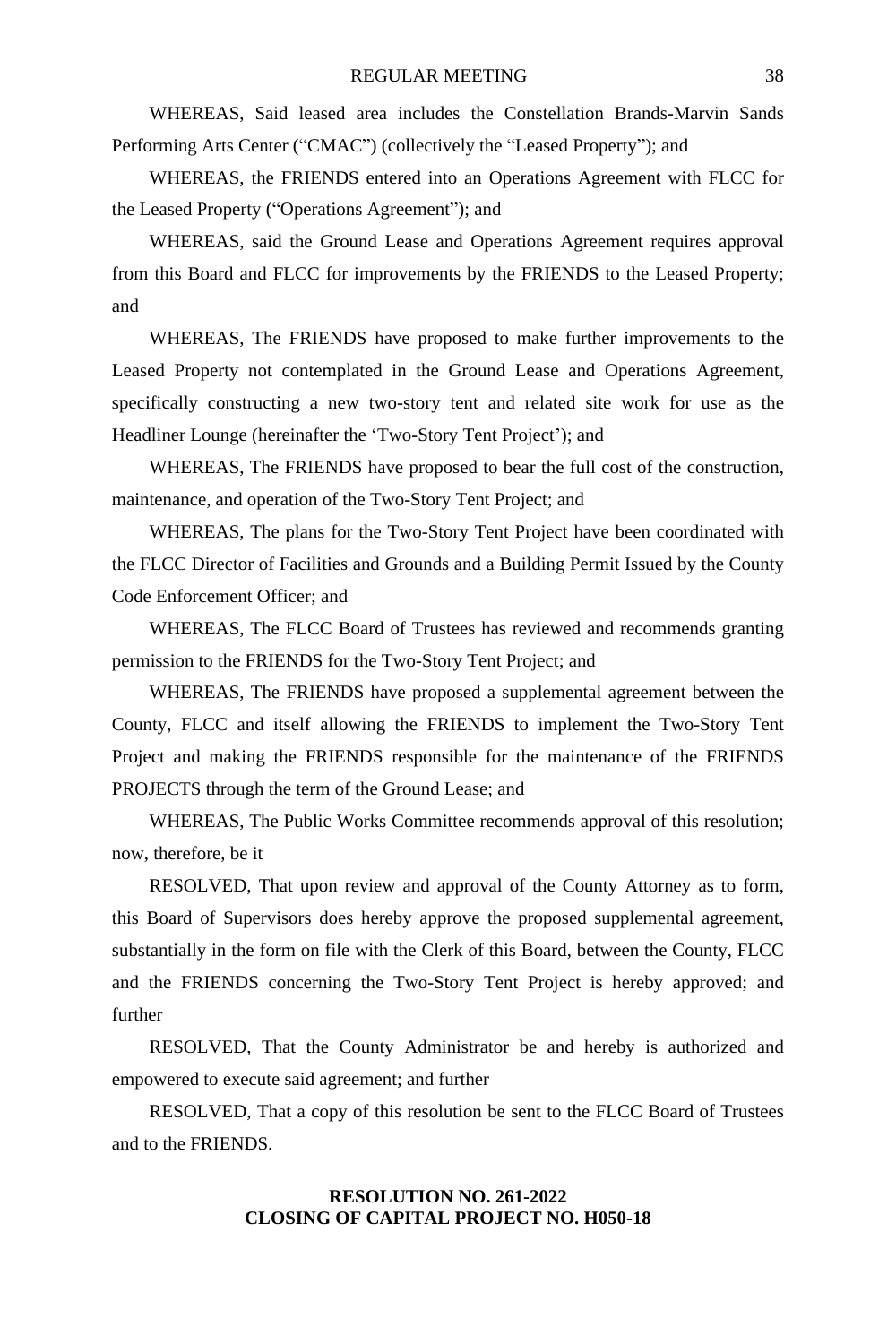WHEREAS, Said leased area includes the Constellation Brands-Marvin Sands Performing Arts Center (“CMAC”) (collectively the “Leased Property”); and

WHEREAS, the FRIENDS entered into an Operations Agreement with FLCC for the Leased Property (“Operations Agreement”); and

WHEREAS, said the Ground Lease and Operations Agreement requires approval from this Board and FLCC for improvements by the FRIENDS to the Leased Property; and

WHEREAS, The FRIENDS have proposed to make further improvements to the Leased Property not contemplated in the Ground Lease and Operations Agreement, specifically constructing a new two-story tent and related site work for use as the Headliner Lounge (hereinafter the ‘Two-Story Tent Project’); and

WHEREAS, The FRIENDS have proposed to bear the full cost of the construction, maintenance, and operation of the Two-Story Tent Project; and

WHEREAS, The plans for the Two-Story Tent Project have been coordinated with the FLCC Director of Facilities and Grounds and a Building Permit Issued by the County Code Enforcement Officer; and

WHEREAS, The FLCC Board of Trustees has reviewed and recommends granting permission to the FRIENDS for the Two-Story Tent Project; and

WHEREAS, The FRIENDS have proposed a supplemental agreement between the County, FLCC and itself allowing the FRIENDS to implement the Two-Story Tent Project and making the FRIENDS responsible for the maintenance of the FRIENDS PROJECTS through the term of the Ground Lease; and

WHEREAS, The Public Works Committee recommends approval of this resolution; now, therefore, be it

RESOLVED, That upon review and approval of the County Attorney as to form, this Board of Supervisors does hereby approve the proposed supplemental agreement, substantially in the form on file with the Clerk of this Board, between the County, FLCC and the FRIENDS concerning the Two-Story Tent Project is hereby approved; and further

RESOLVED, That the County Administrator be and hereby is authorized and empowered to execute said agreement; and further

RESOLVED, That a copy of this resolution be sent to the FLCC Board of Trustees and to the FRIENDS.

**RESOLUTION NO. 261-2022**
**CLOSING OF CAPITAL PROJECT NO. H050-18**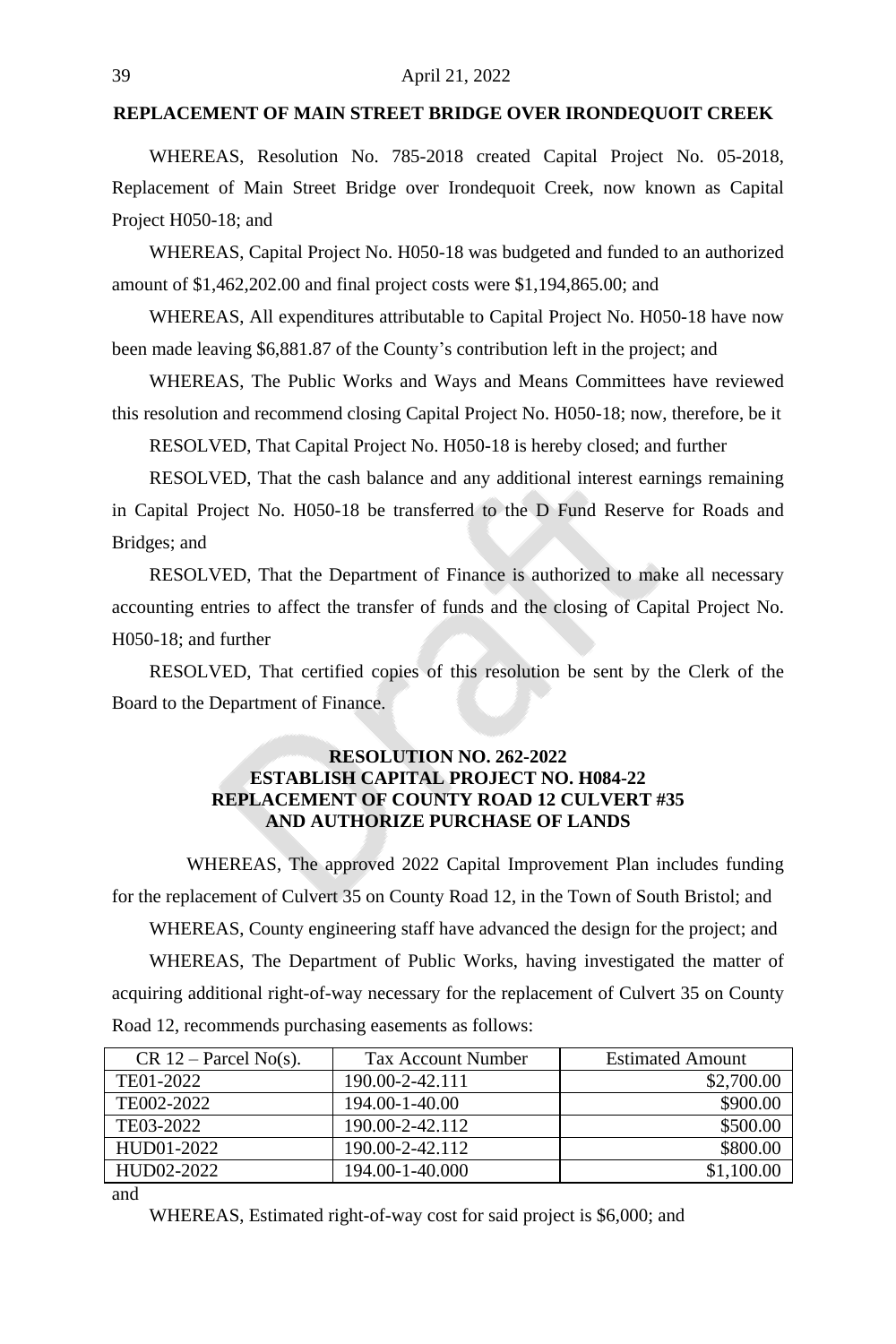### REPLACEMENT OF MAIN STREET BRIDGE OVER IRONDEQUOIT CREEK

WHEREAS, Resolution No. 785-2018 created Capital Project No. 05-2018, Replacement of Main Street Bridge over Irondequoit Creek, now known as Capital Project H050-18; and

WHEREAS, Capital Project No. H050-18 was budgeted and funded to an authorized amount of $1,462,202.00 and final project costs were $1,194,865.00; and

WHEREAS, All expenditures attributable to Capital Project No. H050-18 have now been made leaving $6,881.87 of the County's contribution left in the project; and

WHEREAS, The Public Works and Ways and Means Committees have reviewed this resolution and recommend closing Capital Project No. H050-18; now, therefore, be it

RESOLVED, That Capital Project No. H050-18 is hereby closed; and further

RESOLVED, That the cash balance and any additional interest earnings remaining in Capital Project No. H050-18 be transferred to the D Fund Reserve for Roads and Bridges; and

RESOLVED, That the Department of Finance is authorized to make all necessary accounting entries to affect the transfer of funds and the closing of Capital Project No. H050-18; and further

RESOLVED, That certified copies of this resolution be sent by the Clerk of the Board to the Department of Finance.

### RESOLUTION NO. 262-2022
### ESTABLISH CAPITAL PROJECT NO. H084-22
### REPLACEMENT OF COUNTY ROAD 12 CULVERT #35
### AND AUTHORIZE PURCHASE OF LANDS

WHEREAS, The approved 2022 Capital Improvement Plan includes funding for the replacement of Culvert 35 on County Road 12, in the Town of South Bristol; and

WHEREAS, County engineering staff have advanced the design for the project; and

WHEREAS, The Department of Public Works, having investigated the matter of acquiring additional right-of-way necessary for the replacement of Culvert 35 on County Road 12, recommends purchasing easements as follows:

| CR 12 – Parcel No(s). | Tax Account Number | Estimated Amount |
|---|---|---:|
| TE01-2022 | 190.00-2-42.111 | $2,700.00 |
| TE002-2022 | 194.00-1-40.00 | $900.00 |
| TE03-2022 | 190.00-2-42.112 | $500.00 |
| HUD01-2022 | 190.00-2-42.112 | $800.00 |
| HUD02-2022 | 194.00-1-40.000 | $1,100.00 |

and

WHEREAS, Estimated right-of-way cost for said project is $6,000; and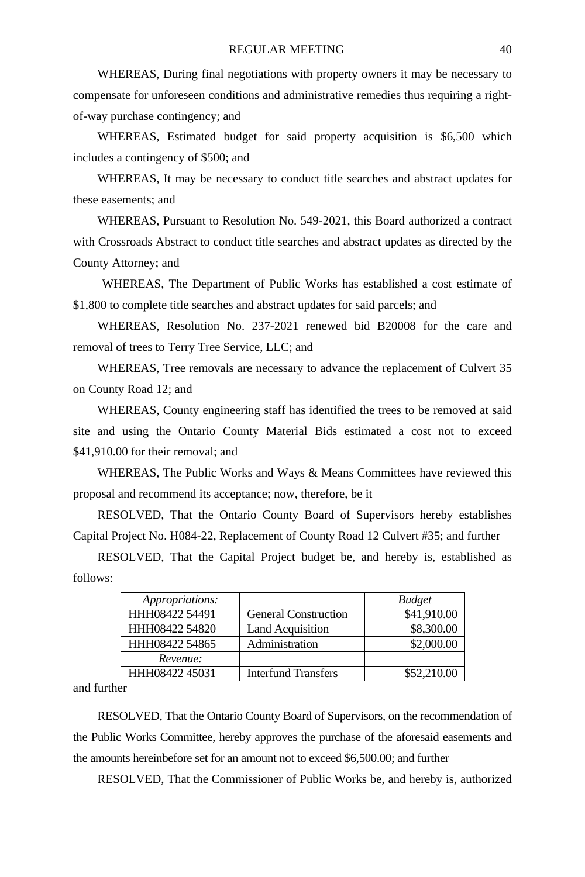WHEREAS, During final negotiations with property owners it may be necessary to compensate for unforeseen conditions and administrative remedies thus requiring a right-of-way purchase contingency; and

WHEREAS, Estimated budget for said property acquisition is $6,500 which includes a contingency of $500; and

WHEREAS, It may be necessary to conduct title searches and abstract updates for these easements; and

WHEREAS, Pursuant to Resolution No. 549-2021, this Board authorized a contract with Crossroads Abstract to conduct title searches and abstract updates as directed by the County Attorney; and

WHEREAS, The Department of Public Works has established a cost estimate of $1,800 to complete title searches and abstract updates for said parcels; and

WHEREAS, Resolution No. 237-2021 renewed bid B20008 for the care and removal of trees to Terry Tree Service, LLC; and

WHEREAS, Tree removals are necessary to advance the replacement of Culvert 35 on County Road 12; and

WHEREAS, County engineering staff has identified the trees to be removed at said site and using the Ontario County Material Bids estimated a cost not to exceed $41,910.00 for their removal; and

WHEREAS, The Public Works and Ways & Means Committees have reviewed this proposal and recommend its acceptance; now, therefore, be it

RESOLVED, That the Ontario County Board of Supervisors hereby establishes Capital Project No. H084-22, Replacement of County Road 12 Culvert #35; and further

RESOLVED, That the Capital Project budget be, and hereby is, established as follows:

| *Appropriations:* | | *Budget* |
|---|---|---|
| HHH08422 54491 | General Construction | $41,910.00 |
| HHH08422 54820 | Land Acquisition | $8,300.00 |
| HHH08422 54865 | Administration | $2,000.00 |
| *Revenue:* | | |
| HHH08422 45031 | Interfund Transfers | $52,210.00 |

and further

RESOLVED, That the Ontario County Board of Supervisors, on the recommendation of the Public Works Committee, hereby approves the purchase of the aforesaid easements and the amounts hereinbefore set for an amount not to exceed $6,500.00; and further

RESOLVED, That the Commissioner of Public Works be, and hereby is, authorized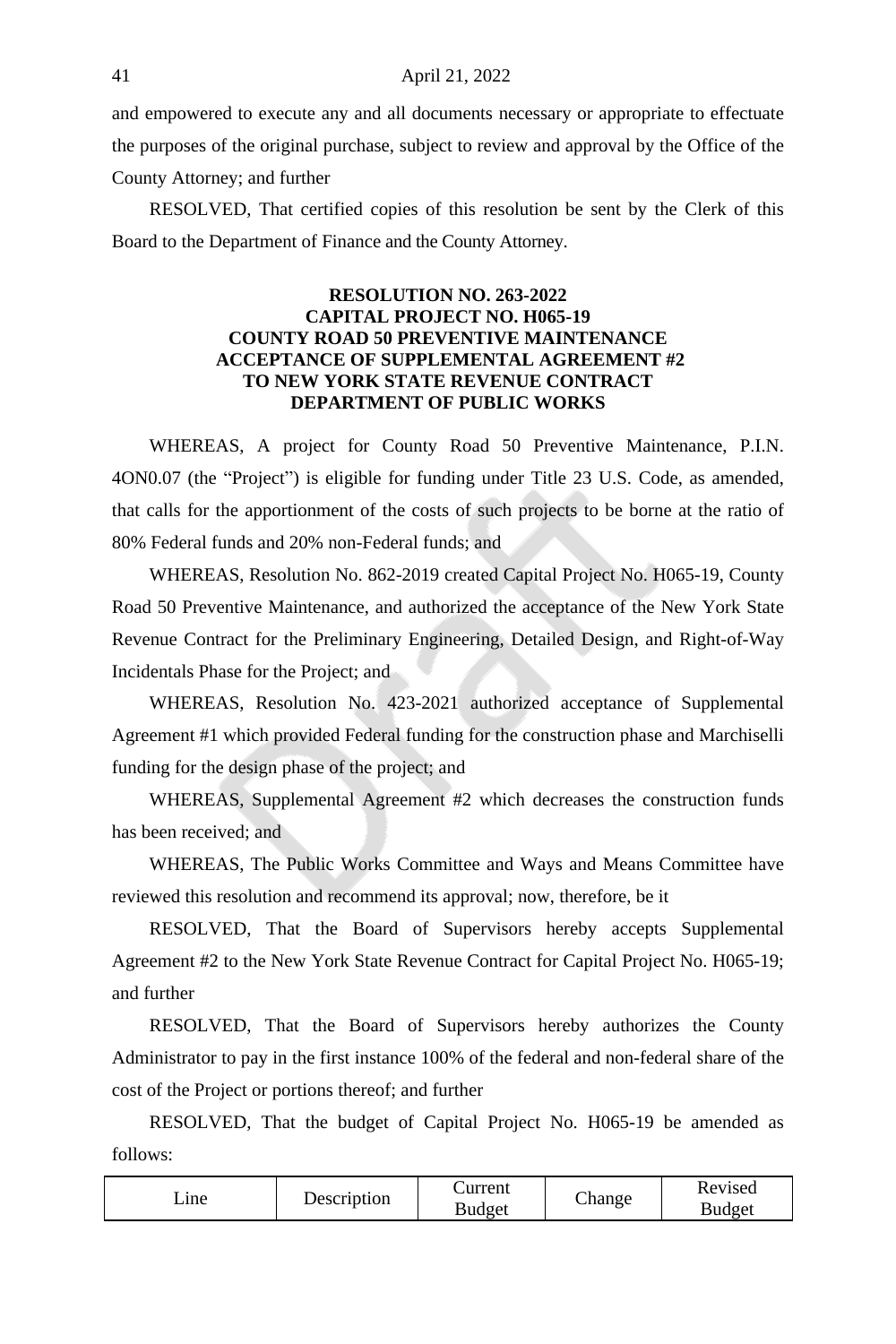and empowered to execute any and all documents necessary or appropriate to effectuate the purposes of the original purchase, subject to review and approval by the Office of the County Attorney; and further

RESOLVED, That certified copies of this resolution be sent by the Clerk of this Board to the Department of Finance and the County Attorney.

**RESOLUTION NO. 263-2022**
**CAPITAL PROJECT NO. H065-19**
**COUNTY ROAD 50 PREVENTIVE MAINTENANCE**
**ACCEPTANCE OF SUPPLEMENTAL AGREEMENT #2**
**TO NEW YORK STATE REVENUE CONTRACT**
**DEPARTMENT OF PUBLIC WORKS**

WHEREAS, A project for County Road 50 Preventive Maintenance, P.I.N. 4ON0.07 (the "Project") is eligible for funding under Title 23 U.S. Code, as amended, that calls for the apportionment of the costs of such projects to be borne at the ratio of 80% Federal funds and 20% non-Federal funds; and

WHEREAS, Resolution No. 862-2019 created Capital Project No. H065-19, County Road 50 Preventive Maintenance, and authorized the acceptance of the New York State Revenue Contract for the Preliminary Engineering, Detailed Design, and Right-of-Way Incidentals Phase for the Project; and

WHEREAS, Resolution No. 423-2021 authorized acceptance of Supplemental Agreement #1 which provided Federal funding for the construction phase and Marchiselli funding for the design phase of the project; and

WHEREAS, Supplemental Agreement #2 which decreases the construction funds has been received; and

WHEREAS, The Public Works Committee and Ways and Means Committee have reviewed this resolution and recommend its approval; now, therefore, be it

RESOLVED, That the Board of Supervisors hereby accepts Supplemental Agreement #2 to the New York State Revenue Contract for Capital Project No. H065-19; and further

RESOLVED, That the Board of Supervisors hereby authorizes the County Administrator to pay in the first instance 100% of the federal and non-federal share of the cost of the Project or portions thereof; and further

RESOLVED, That the budget of Capital Project No. H065-19 be amended as follows:

| Line | Description | Current Budget | Change | Revised Budget |
|---|---|---|---|---|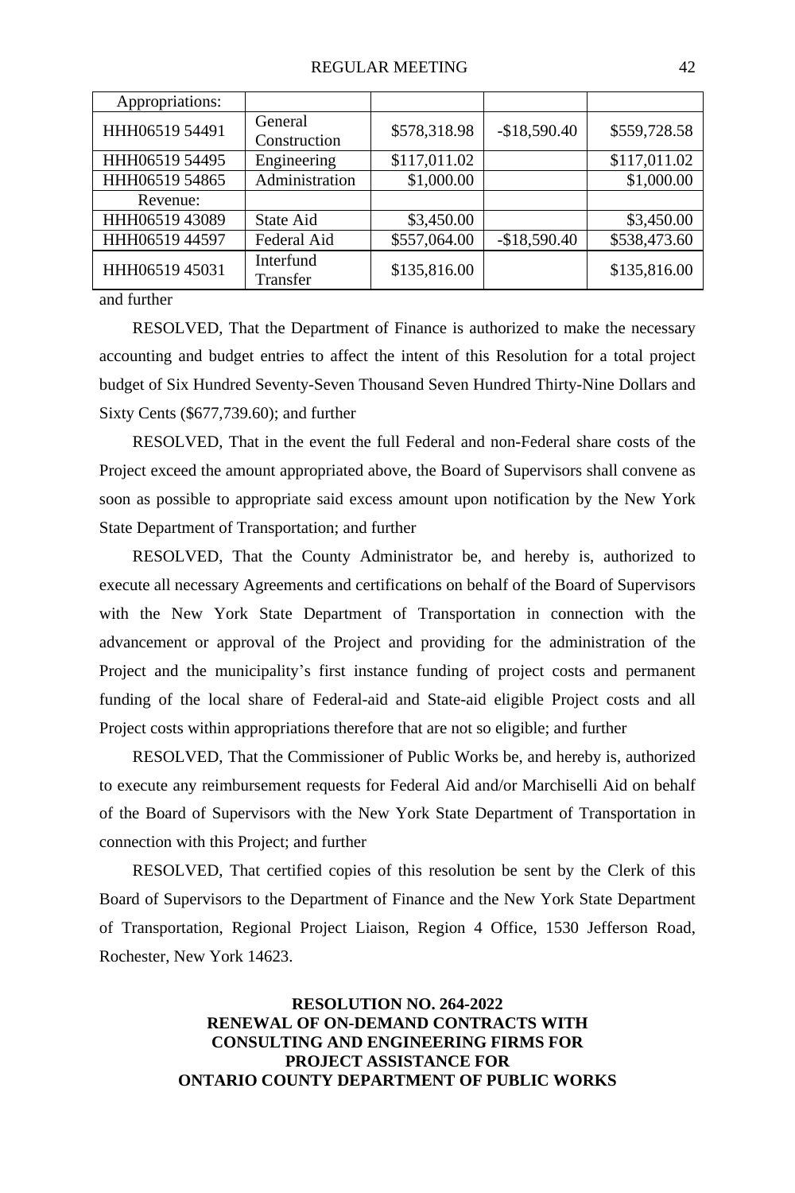| Appropriations: | | | | |
|---|---|---|---|---|
| HHH06519 54491 | General Construction | $578,318.98 | -$18,590.40 | $559,728.58 |
| HHH06519 54495 | Engineering | $117,011.02 | | $117,011.02 |
| HHH06519 54865 | Administration | $1,000.00 | | $1,000.00 |
| Revenue: | | | | |
| HHH06519 43089 | State Aid | $3,450.00 | | $3,450.00 |
| HHH06519 44597 | Federal Aid | $557,064.00 | -$18,590.40 | $538,473.60 |
| HHH06519 45031 | Interfund Transfer | $135,816.00 | | $135,816.00 |

and further

RESOLVED, That the Department of Finance is authorized to make the necessary accounting and budget entries to affect the intent of this Resolution for a total project budget of Six Hundred Seventy-Seven Thousand Seven Hundred Thirty-Nine Dollars and Sixty Cents ($677,739.60); and further

RESOLVED, That in the event the full Federal and non-Federal share costs of the Project exceed the amount appropriated above, the Board of Supervisors shall convene as soon as possible to appropriate said excess amount upon notification by the New York State Department of Transportation; and further

RESOLVED, That the County Administrator be, and hereby is, authorized to execute all necessary Agreements and certifications on behalf of the Board of Supervisors with the New York State Department of Transportation in connection with the advancement or approval of the Project and providing for the administration of the Project and the municipality's first instance funding of project costs and permanent funding of the local share of Federal-aid and State-aid eligible Project costs and all Project costs within appropriations therefore that are not so eligible; and further

RESOLVED, That the Commissioner of Public Works be, and hereby is, authorized to execute any reimbursement requests for Federal Aid and/or Marchiselli Aid on behalf of the Board of Supervisors with the New York State Department of Transportation in connection with this Project; and further

RESOLVED, That certified copies of this resolution be sent by the Clerk of this Board of Supervisors to the Department of Finance and the New York State Department of Transportation, Regional Project Liaison, Region 4 Office, 1530 Jefferson Road, Rochester, New York 14623.

## RESOLUTION NO. 264-2022
## RENEWAL OF ON-DEMAND CONTRACTS WITH CONSULTING AND ENGINEERING FIRMS FOR PROJECT ASSISTANCE FOR ONTARIO COUNTY DEPARTMENT OF PUBLIC WORKS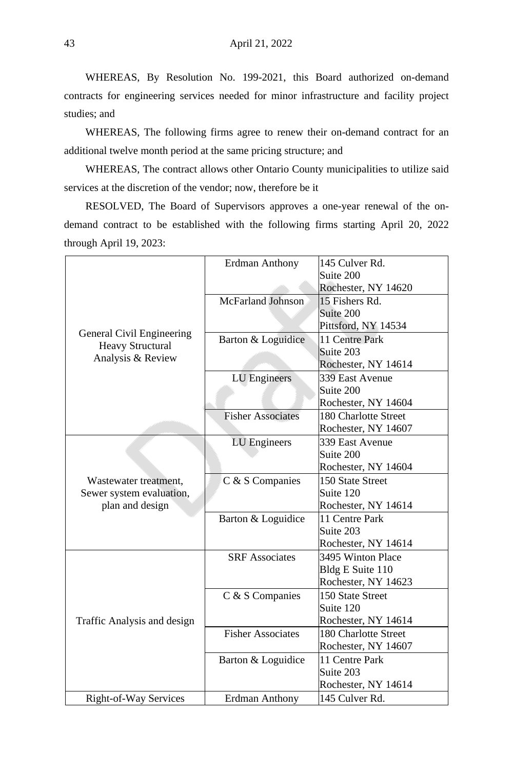WHEREAS, By Resolution No. 199-2021, this Board authorized on-demand contracts for engineering services needed for minor infrastructure and facility project studies; and

WHEREAS, The following firms agree to renew their on-demand contract for an additional twelve month period at the same pricing structure; and

WHEREAS, The contract allows other Ontario County municipalities to utilize said services at the discretion of the vendor; now, therefore be it

RESOLVED, The Board of Supervisors approves a one-year renewal of the on-demand contract to be established with the following firms starting April 20, 2022 through April 19, 2023:

| Service | Firm | Address |
|---|---|---|
| General Civil Engineering Heavy Structural Analysis & Review | Erdman Anthony | 145 Culver Rd. Suite 200 Rochester, NY 14620 |
| | McFarland Johnson | 15 Fishers Rd. Suite 200 Pittsford, NY 14534 |
| | Barton & Loguidice | 11 Centre Park Suite 203 Rochester, NY 14614 |
| | LU Engineers | 339 East Avenue Suite 200 Rochester, NY 14604 |
| | Fisher Associates | 180 Charlotte Street Rochester, NY 14607 |
| Wastewater treatment, Sewer system evaluation, plan and design | LU Engineers | 339 East Avenue Suite 200 Rochester, NY 14604 |
| | C & S Companies | 150 State Street Suite 120 Rochester, NY 14614 |
| | Barton & Loguidice | 11 Centre Park Suite 203 Rochester, NY 14614 |
| Traffic Analysis and design | SRF Associates | 3495 Winton Place Bldg E Suite 110 Rochester, NY 14623 |
| | C & S Companies | 150 State Street Suite 120 Rochester, NY 14614 |
| | Fisher Associates | 180 Charlotte Street Rochester, NY 14607 |
| | Barton & Loguidice | 11 Centre Park Suite 203 Rochester, NY 14614 |
| Right-of-Way Services | Erdman Anthony | 145 Culver Rd. |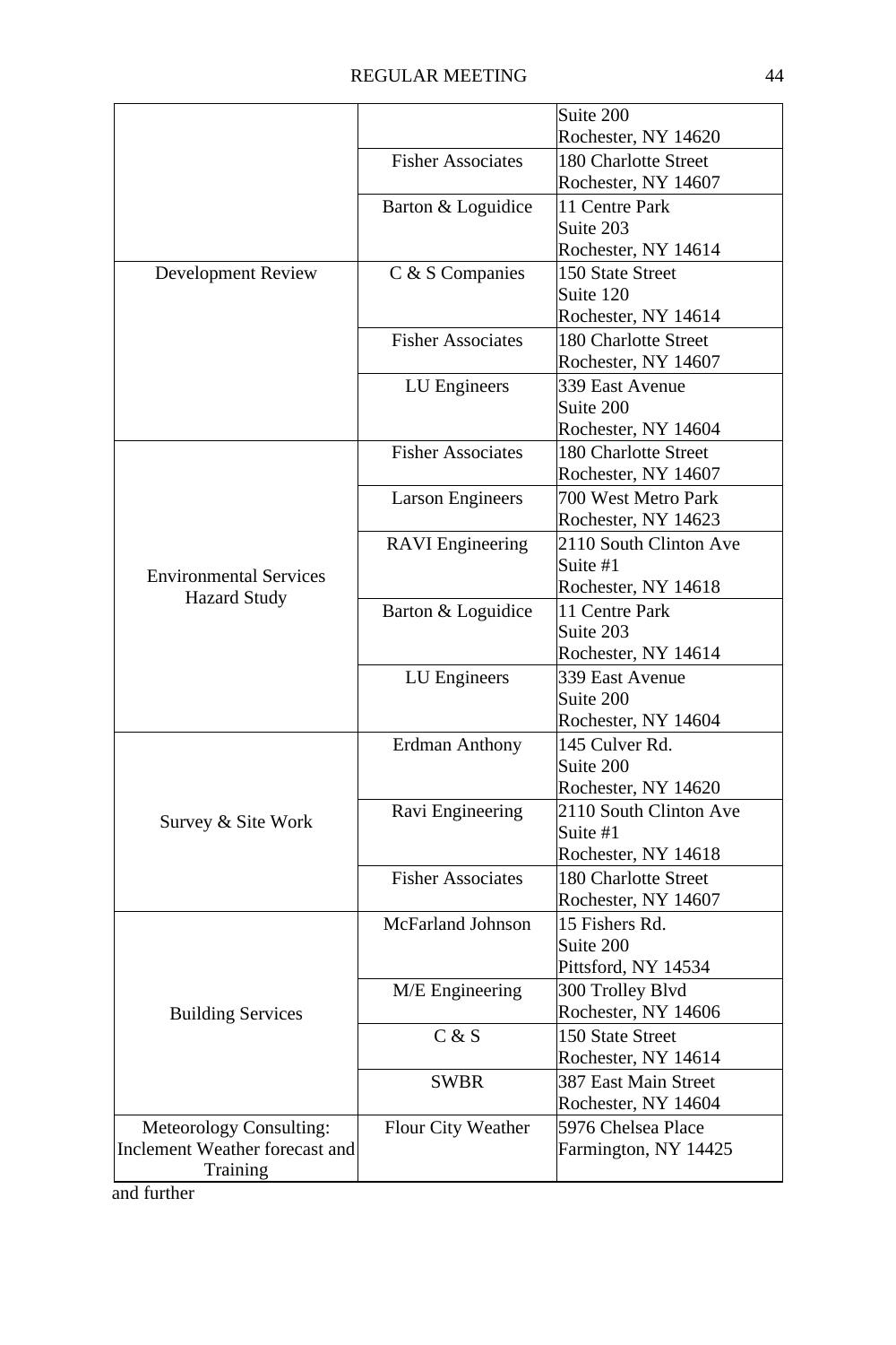| | | |
|---|---|---|
| | | Suite 200<br>Rochester, NY 14620 |
| | Fisher Associates | 180 Charlotte Street<br>Rochester, NY 14607 |
| | Barton & Loguidice | 11 Centre Park<br>Suite 203<br>Rochester, NY 14614 |
| Development Review | C & S Companies | 150 State Street<br>Suite 120<br>Rochester, NY 14614 |
| | Fisher Associates | 180 Charlotte Street<br>Rochester, NY 14607 |
| | LU Engineers | 339 East Avenue<br>Suite 200<br>Rochester, NY 14604 |
| Environmental Services<br>Hazard Study | Fisher Associates | 180 Charlotte Street<br>Rochester, NY 14607 |
| | Larson Engineers | 700 West Metro Park<br>Rochester, NY 14623 |
| | RAVI Engineering | 2110 South Clinton Ave<br>Suite #1<br>Rochester, NY 14618 |
| | Barton & Loguidice | 11 Centre Park<br>Suite 203<br>Rochester, NY 14614 |
| | LU Engineers | 339 East Avenue<br>Suite 200<br>Rochester, NY 14604 |
| Survey & Site Work | Erdman Anthony | 145 Culver Rd.<br>Suite 200<br>Rochester, NY 14620 |
| | Ravi Engineering | 2110 South Clinton Ave<br>Suite #1<br>Rochester, NY 14618 |
| | Fisher Associates | 180 Charlotte Street<br>Rochester, NY 14607 |
| Building Services | McFarland Johnson | 15 Fishers Rd.<br>Suite 200<br>Pittsford, NY 14534 |
| | M/E Engineering | 300 Trolley Blvd<br>Rochester, NY 14606 |
| | C & S | 150 State Street<br>Rochester, NY 14614 |
| | SWBR | 387 East Main Street<br>Rochester, NY 14604 |
| Meteorology Consulting:<br>Inclement Weather forecast and Training | Flour City Weather | 5976 Chelsea Place<br>Farmington, NY 14425 |

and further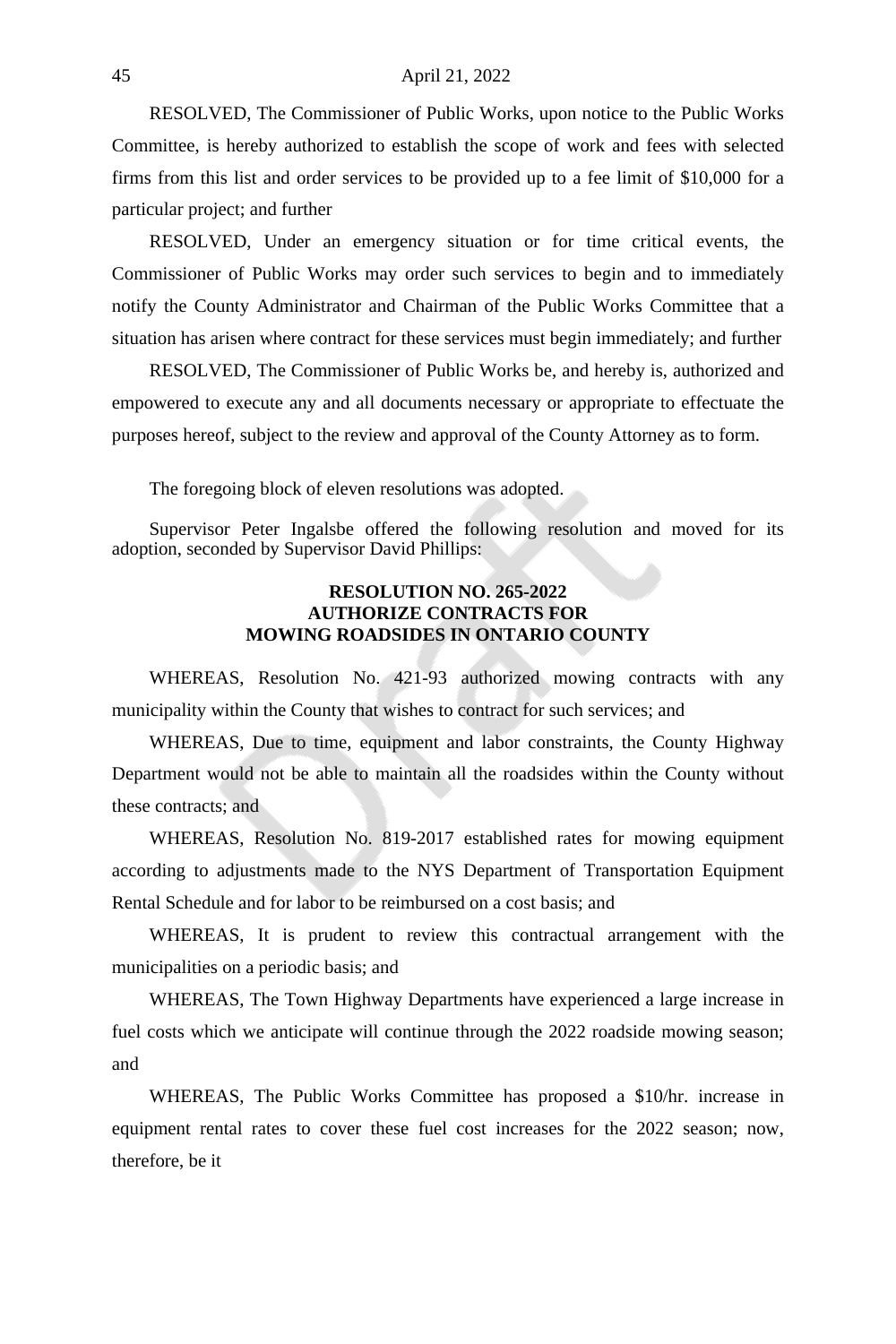RESOLVED, The Commissioner of Public Works, upon notice to the Public Works Committee, is hereby authorized to establish the scope of work and fees with selected firms from this list and order services to be provided up to a fee limit of $10,000 for a particular project; and further

RESOLVED, Under an emergency situation or for time critical events, the Commissioner of Public Works may order such services to begin and to immediately notify the County Administrator and Chairman of the Public Works Committee that a situation has arisen where contract for these services must begin immediately; and further

RESOLVED, The Commissioner of Public Works be, and hereby is, authorized and empowered to execute any and all documents necessary or appropriate to effectuate the purposes hereof, subject to the review and approval of the County Attorney as to form.

The foregoing block of eleven resolutions was adopted.

Supervisor Peter Ingalsbe offered the following resolution and moved for its adoption, seconded by Supervisor David Phillips:

**RESOLUTION NO. 265-2022**
**AUTHORIZE CONTRACTS FOR**
**MOWING ROADSIDES IN ONTARIO COUNTY**

WHEREAS, Resolution No. 421-93 authorized mowing contracts with any municipality within the County that wishes to contract for such services; and

WHEREAS, Due to time, equipment and labor constraints, the County Highway Department would not be able to maintain all the roadsides within the County without these contracts; and

WHEREAS, Resolution No. 819-2017 established rates for mowing equipment according to adjustments made to the NYS Department of Transportation Equipment Rental Schedule and for labor to be reimbursed on a cost basis; and

WHEREAS, It is prudent to review this contractual arrangement with the municipalities on a periodic basis; and

WHEREAS, The Town Highway Departments have experienced a large increase in fuel costs which we anticipate will continue through the 2022 roadside mowing season; and

WHEREAS, The Public Works Committee has proposed a $10/hr. increase in equipment rental rates to cover these fuel cost increases for the 2022 season; now, therefore, be it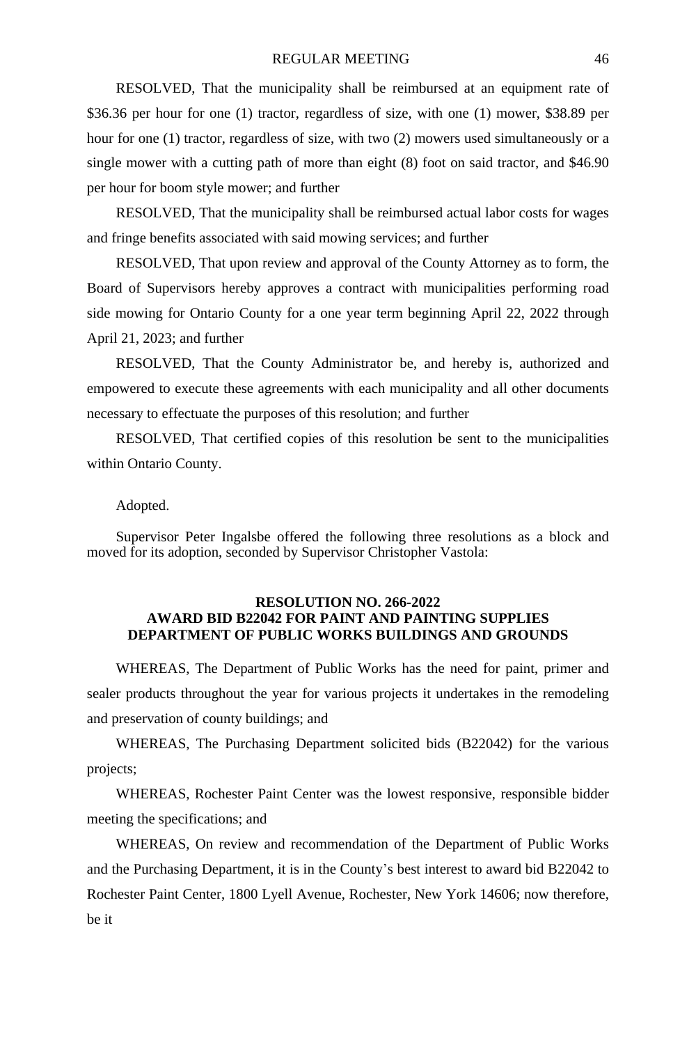RESOLVED, That the municipality shall be reimbursed at an equipment rate of $36.36 per hour for one (1) tractor, regardless of size, with one (1) mower, $38.89 per hour for one (1) tractor, regardless of size, with two (2) mowers used simultaneously or a single mower with a cutting path of more than eight (8) foot on said tractor, and $46.90 per hour for boom style mower; and further

RESOLVED, That the municipality shall be reimbursed actual labor costs for wages and fringe benefits associated with said mowing services; and further

RESOLVED, That upon review and approval of the County Attorney as to form, the Board of Supervisors hereby approves a contract with municipalities performing road side mowing for Ontario County for a one year term beginning April 22, 2022 through April 21, 2023; and further

RESOLVED, That the County Administrator be, and hereby is, authorized and empowered to execute these agreements with each municipality and all other documents necessary to effectuate the purposes of this resolution; and further

RESOLVED, That certified copies of this resolution be sent to the municipalities within Ontario County.

Adopted.

Supervisor Peter Ingalsbe offered the following three resolutions as a block and moved for its adoption, seconded by Supervisor Christopher Vastola:

**RESOLUTION NO. 266-2022**
**AWARD BID B22042 FOR PAINT AND PAINTING SUPPLIES**
**DEPARTMENT OF PUBLIC WORKS BUILDINGS AND GROUNDS**

WHEREAS, The Department of Public Works has the need for paint, primer and sealer products throughout the year for various projects it undertakes in the remodeling and preservation of county buildings; and

WHEREAS, The Purchasing Department solicited bids (B22042) for the various projects;

WHEREAS, Rochester Paint Center was the lowest responsive, responsible bidder meeting the specifications; and

WHEREAS, On review and recommendation of the Department of Public Works and the Purchasing Department, it is in the County's best interest to award bid B22042 to Rochester Paint Center, 1800 Lyell Avenue, Rochester, New York 14606; now therefore, be it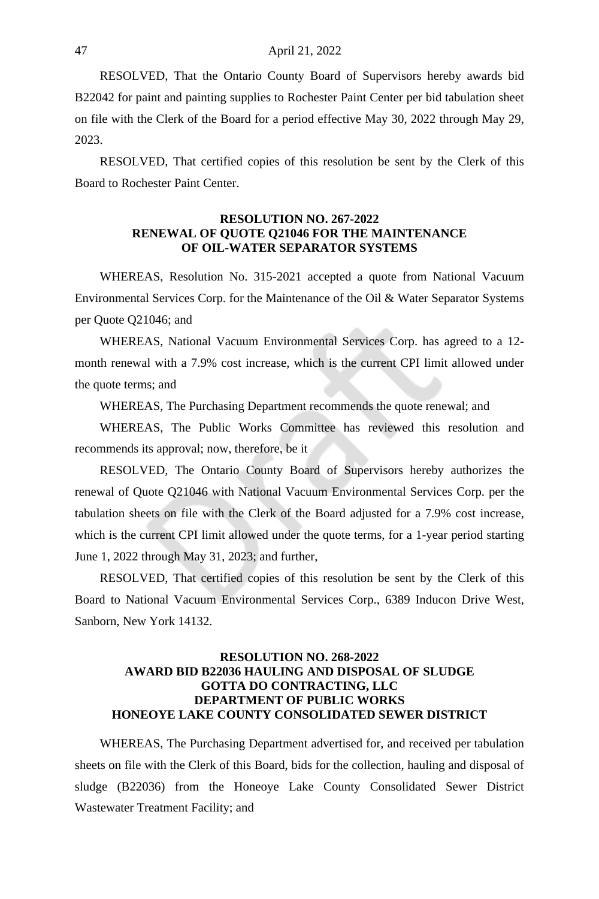RESOLVED, That the Ontario County Board of Supervisors hereby awards bid B22042 for paint and painting supplies to Rochester Paint Center per bid tabulation sheet on file with the Clerk of the Board for a period effective May 30, 2022 through May 29, 2023.

RESOLVED, That certified copies of this resolution be sent by the Clerk of this Board to Rochester Paint Center.

**RESOLUTION NO. 267-2022**
**RENEWAL OF QUOTE Q21046 FOR THE MAINTENANCE OF OIL-WATER SEPARATOR SYSTEMS**

WHEREAS, Resolution No. 315-2021 accepted a quote from National Vacuum Environmental Services Corp. for the Maintenance of the Oil & Water Separator Systems per Quote Q21046; and

WHEREAS, National Vacuum Environmental Services Corp. has agreed to a 12-month renewal with a 7.9% cost increase, which is the current CPI limit allowed under the quote terms; and

WHEREAS, The Purchasing Department recommends the quote renewal; and

WHEREAS, The Public Works Committee has reviewed this resolution and recommends its approval; now, therefore, be it

RESOLVED, The Ontario County Board of Supervisors hereby authorizes the renewal of Quote Q21046 with National Vacuum Environmental Services Corp. per the tabulation sheets on file with the Clerk of the Board adjusted for a 7.9% cost increase, which is the current CPI limit allowed under the quote terms, for a 1-year period starting June 1, 2022 through May 31, 2023; and further,

RESOLVED, That certified copies of this resolution be sent by the Clerk of this Board to National Vacuum Environmental Services Corp., 6389 Inducon Drive West, Sanborn, New York 14132.

**RESOLUTION NO. 268-2022**
**AWARD BID B22036 HAULING AND DISPOSAL OF SLUDGE**
**GOTTA DO CONTRACTING, LLC**
**DEPARTMENT OF PUBLIC WORKS**
**HONEOYE LAKE COUNTY CONSOLIDATED SEWER DISTRICT**

WHEREAS, The Purchasing Department advertised for, and received per tabulation sheets on file with the Clerk of this Board, bids for the collection, hauling and disposal of sludge (B22036) from the Honeoye Lake County Consolidated Sewer District Wastewater Treatment Facility; and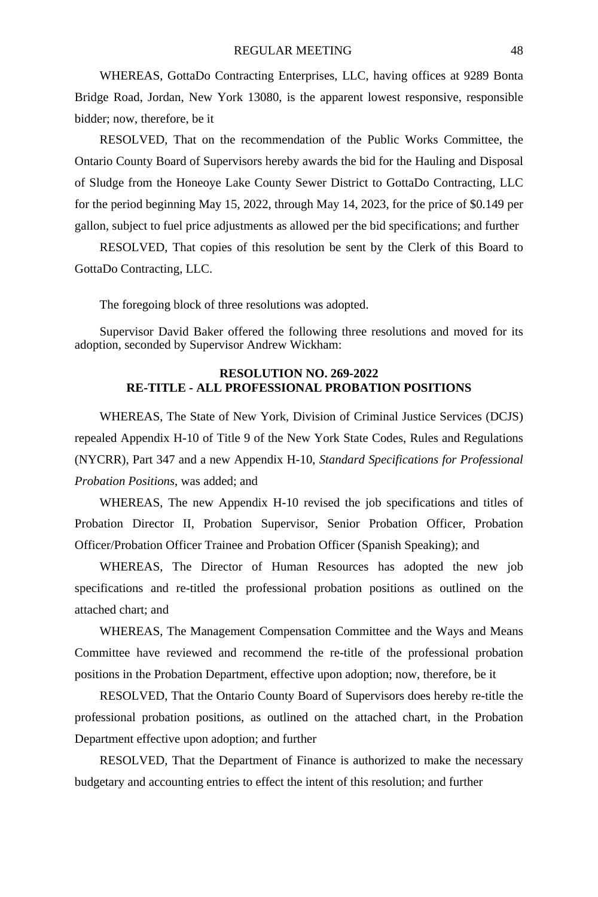WHEREAS, GottaDo Contracting Enterprises, LLC, having offices at 9289 Bonta Bridge Road, Jordan, New York 13080, is the apparent lowest responsive, responsible bidder; now, therefore, be it

RESOLVED, That on the recommendation of the Public Works Committee, the Ontario County Board of Supervisors hereby awards the bid for the Hauling and Disposal of Sludge from the Honeoye Lake County Sewer District to GottaDo Contracting, LLC for the period beginning May 15, 2022, through May 14, 2023, for the price of $0.149 per gallon, subject to fuel price adjustments as allowed per the bid specifications; and further

RESOLVED, That copies of this resolution be sent by the Clerk of this Board to GottaDo Contracting, LLC.

The foregoing block of three resolutions was adopted.

Supervisor David Baker offered the following three resolutions and moved for its adoption, seconded by Supervisor Andrew Wickham:

**RESOLUTION NO. 269-2022**
**RE-TITLE - ALL PROFESSIONAL PROBATION POSITIONS**

WHEREAS, The State of New York, Division of Criminal Justice Services (DCJS) repealed Appendix H-10 of Title 9 of the New York State Codes, Rules and Regulations (NYCRR), Part 347 and a new Appendix H-10, *Standard Specifications for Professional Probation Positions*, was added; and

WHEREAS, The new Appendix H-10 revised the job specifications and titles of Probation Director II, Probation Supervisor, Senior Probation Officer, Probation Officer/Probation Officer Trainee and Probation Officer (Spanish Speaking); and

WHEREAS, The Director of Human Resources has adopted the new job specifications and re-titled the professional probation positions as outlined on the attached chart; and

WHEREAS, The Management Compensation Committee and the Ways and Means Committee have reviewed and recommend the re-title of the professional probation positions in the Probation Department, effective upon adoption; now, therefore, be it

RESOLVED, That the Ontario County Board of Supervisors does hereby re-title the professional probation positions, as outlined on the attached chart, in the Probation Department effective upon adoption; and further

RESOLVED, That the Department of Finance is authorized to make the necessary budgetary and accounting entries to effect the intent of this resolution; and further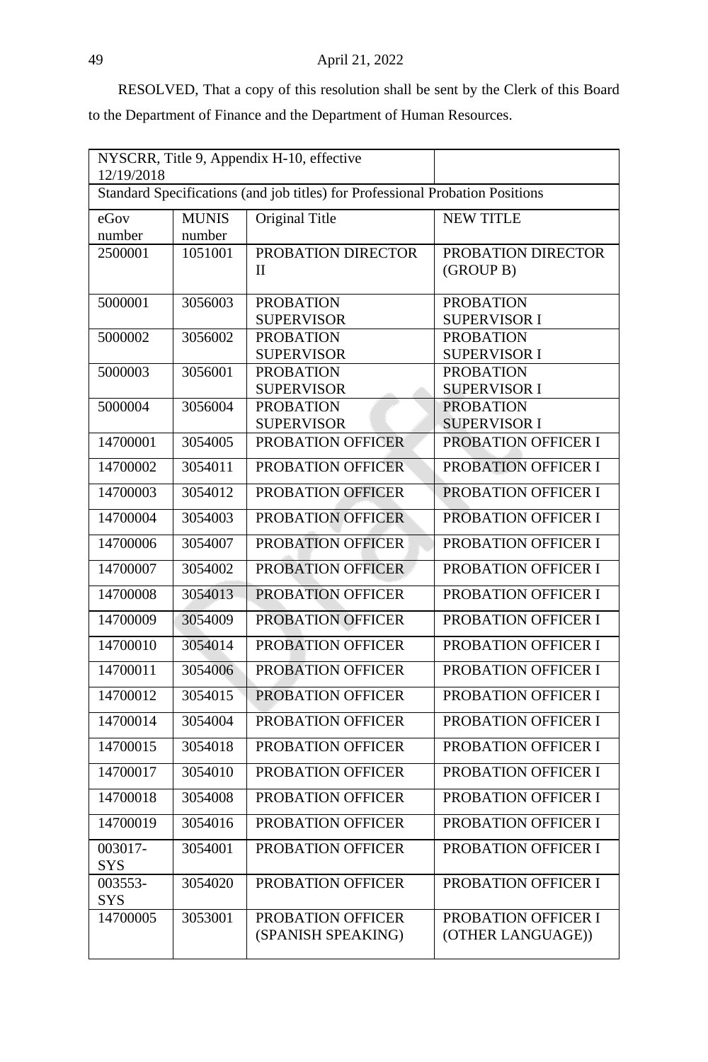RESOLVED, That a copy of this resolution shall be sent by the Clerk of this Board to the Department of Finance and the Department of Human Resources.

| NYSCRR, Title 9, Appendix H-10, effective 12/19/2018 | | | |
|---|---|---|---|
| Standard Specifications (and job titles) for Professional Probation Positions | | | |
| eGov number | MUNIS number | Original Title | NEW TITLE |
| 2500001 | 1051001 | PROBATION DIRECTOR II | PROBATION DIRECTOR (GROUP B) |
| 5000001 | 3056003 | PROBATION SUPERVISOR | PROBATION SUPERVISOR I |
| 5000002 | 3056002 | PROBATION SUPERVISOR | PROBATION SUPERVISOR I |
| 5000003 | 3056001 | PROBATION SUPERVISOR | PROBATION SUPERVISOR I |
| 5000004 | 3056004 | PROBATION SUPERVISOR | PROBATION SUPERVISOR I |
| 14700001 | 3054005 | PROBATION OFFICER | PROBATION OFFICER I |
| 14700002 | 3054011 | PROBATION OFFICER | PROBATION OFFICER I |
| 14700003 | 3054012 | PROBATION OFFICER | PROBATION OFFICER I |
| 14700004 | 3054003 | PROBATION OFFICER | PROBATION OFFICER I |
| 14700006 | 3054007 | PROBATION OFFICER | PROBATION OFFICER I |
| 14700007 | 3054002 | PROBATION OFFICER | PROBATION OFFICER I |
| 14700008 | 3054013 | PROBATION OFFICER | PROBATION OFFICER I |
| 14700009 | 3054009 | PROBATION OFFICER | PROBATION OFFICER I |
| 14700010 | 3054014 | PROBATION OFFICER | PROBATION OFFICER I |
| 14700011 | 3054006 | PROBATION OFFICER | PROBATION OFFICER I |
| 14700012 | 3054015 | PROBATION OFFICER | PROBATION OFFICER I |
| 14700014 | 3054004 | PROBATION OFFICER | PROBATION OFFICER I |
| 14700015 | 3054018 | PROBATION OFFICER | PROBATION OFFICER I |
| 14700017 | 3054010 | PROBATION OFFICER | PROBATION OFFICER I |
| 14700018 | 3054008 | PROBATION OFFICER | PROBATION OFFICER I |
| 14700019 | 3054016 | PROBATION OFFICER | PROBATION OFFICER I |
| 003017-SYS | 3054001 | PROBATION OFFICER | PROBATION OFFICER I |
| 003553-SYS | 3054020 | PROBATION OFFICER | PROBATION OFFICER I |
| 14700005 | 3053001 | PROBATION OFFICER (SPANISH SPEAKING) | PROBATION OFFICER I (OTHER LANGUAGE)) |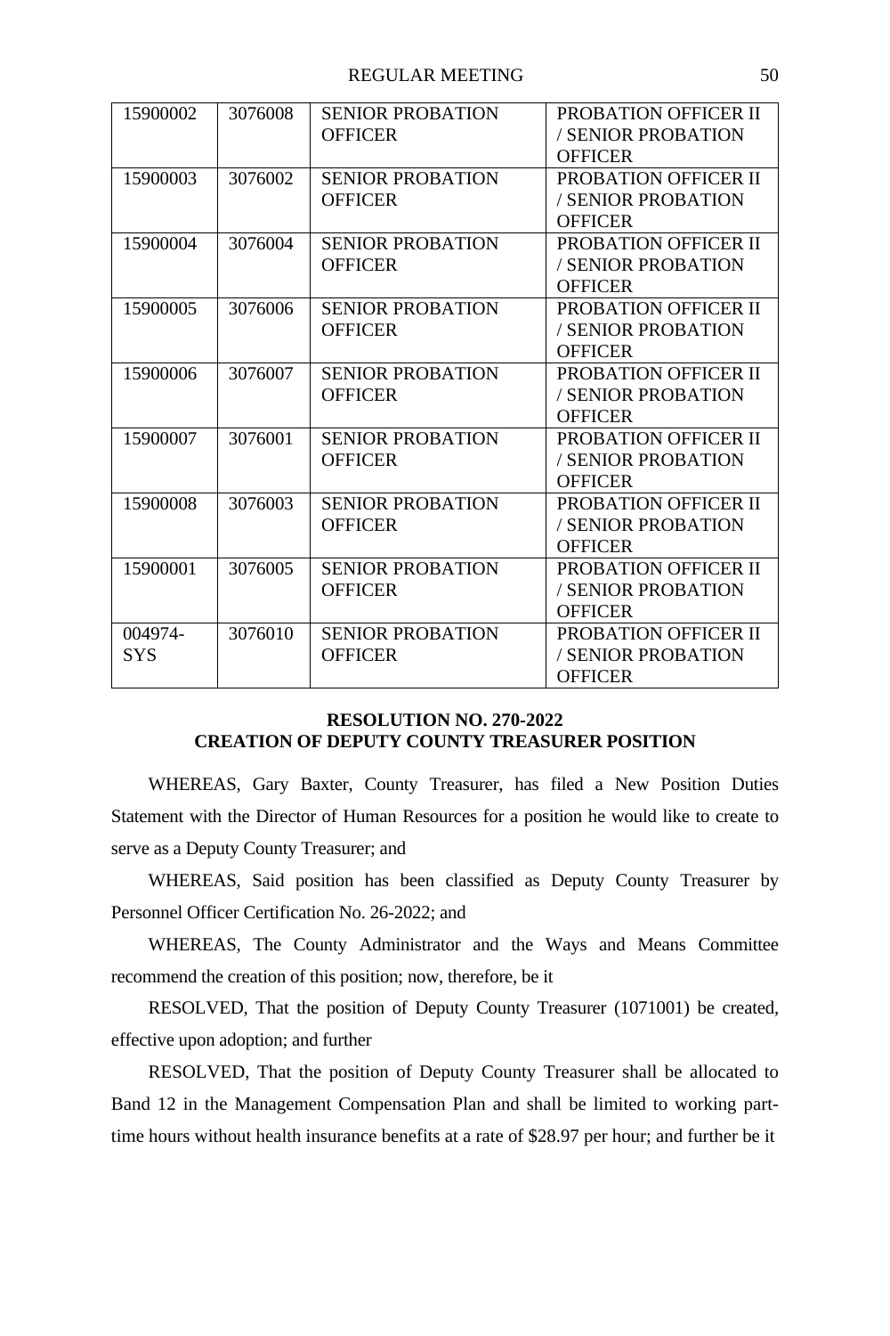| 15900002 | 3076008 | SENIOR PROBATION OFFICER | PROBATION OFFICER II / SENIOR PROBATION OFFICER |
|---|---|---|---|
| 15900003 | 3076002 | SENIOR PROBATION OFFICER | PROBATION OFFICER II / SENIOR PROBATION OFFICER |
| 15900004 | 3076004 | SENIOR PROBATION OFFICER | PROBATION OFFICER II / SENIOR PROBATION OFFICER |
| 15900005 | 3076006 | SENIOR PROBATION OFFICER | PROBATION OFFICER II / SENIOR PROBATION OFFICER |
| 15900006 | 3076007 | SENIOR PROBATION OFFICER | PROBATION OFFICER II / SENIOR PROBATION OFFICER |
| 15900007 | 3076001 | SENIOR PROBATION OFFICER | PROBATION OFFICER II / SENIOR PROBATION OFFICER |
| 15900008 | 3076003 | SENIOR PROBATION OFFICER | PROBATION OFFICER II / SENIOR PROBATION OFFICER |
| 15900001 | 3076005 | SENIOR PROBATION OFFICER | PROBATION OFFICER II / SENIOR PROBATION OFFICER |
| 004974-SYS | 3076010 | SENIOR PROBATION OFFICER | PROBATION OFFICER II / SENIOR PROBATION OFFICER |

**RESOLUTION NO. 270-2022**
**CREATION OF DEPUTY COUNTY TREASURER POSITION**

WHEREAS, Gary Baxter, County Treasurer, has filed a New Position Duties Statement with the Director of Human Resources for a position he would like to create to serve as a Deputy County Treasurer; and

WHEREAS, Said position has been classified as Deputy County Treasurer by Personnel Officer Certification No. 26-2022; and

WHEREAS, The County Administrator and the Ways and Means Committee recommend the creation of this position; now, therefore, be it

RESOLVED, That the position of Deputy County Treasurer (1071001) be created, effective upon adoption; and further

RESOLVED, That the position of Deputy County Treasurer shall be allocated to Band 12 in the Management Compensation Plan and shall be limited to working part-time hours without health insurance benefits at a rate of $28.97 per hour; and further be it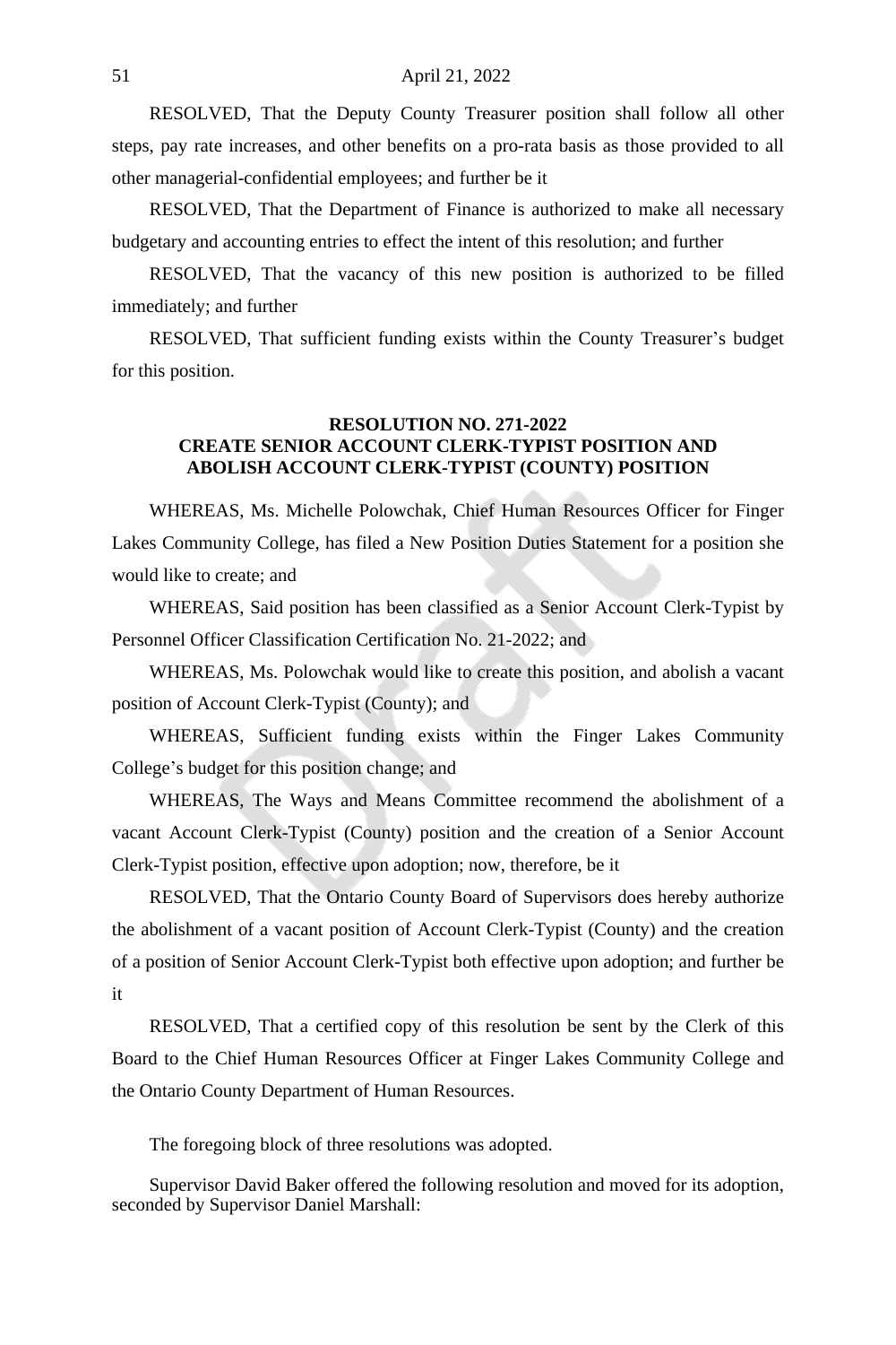RESOLVED, That the Deputy County Treasurer position shall follow all other steps, pay rate increases, and other benefits on a pro-rata basis as those provided to all other managerial-confidential employees; and further be it

RESOLVED, That the Department of Finance is authorized to make all necessary budgetary and accounting entries to effect the intent of this resolution; and further

RESOLVED, That the vacancy of this new position is authorized to be filled immediately; and further

RESOLVED, That sufficient funding exists within the County Treasurer's budget for this position.

**RESOLUTION NO. 271-2022**
**CREATE SENIOR ACCOUNT CLERK-TYPIST POSITION AND ABOLISH ACCOUNT CLERK-TYPIST (COUNTY) POSITION**

WHEREAS, Ms. Michelle Polowchak, Chief Human Resources Officer for Finger Lakes Community College, has filed a New Position Duties Statement for a position she would like to create; and

WHEREAS, Said position has been classified as a Senior Account Clerk-Typist by Personnel Officer Classification Certification No. 21-2022; and

WHEREAS, Ms. Polowchak would like to create this position, and abolish a vacant position of Account Clerk-Typist (County); and

WHEREAS, Sufficient funding exists within the Finger Lakes Community College's budget for this position change; and

WHEREAS, The Ways and Means Committee recommend the abolishment of a vacant Account Clerk-Typist (County) position and the creation of a Senior Account Clerk-Typist position, effective upon adoption; now, therefore, be it

RESOLVED, That the Ontario County Board of Supervisors does hereby authorize the abolishment of a vacant position of Account Clerk-Typist (County) and the creation of a position of Senior Account Clerk-Typist both effective upon adoption; and further be it

RESOLVED, That a certified copy of this resolution be sent by the Clerk of this Board to the Chief Human Resources Officer at Finger Lakes Community College and the Ontario County Department of Human Resources.

The foregoing block of three resolutions was adopted.

Supervisor David Baker offered the following resolution and moved for its adoption, seconded by Supervisor Daniel Marshall: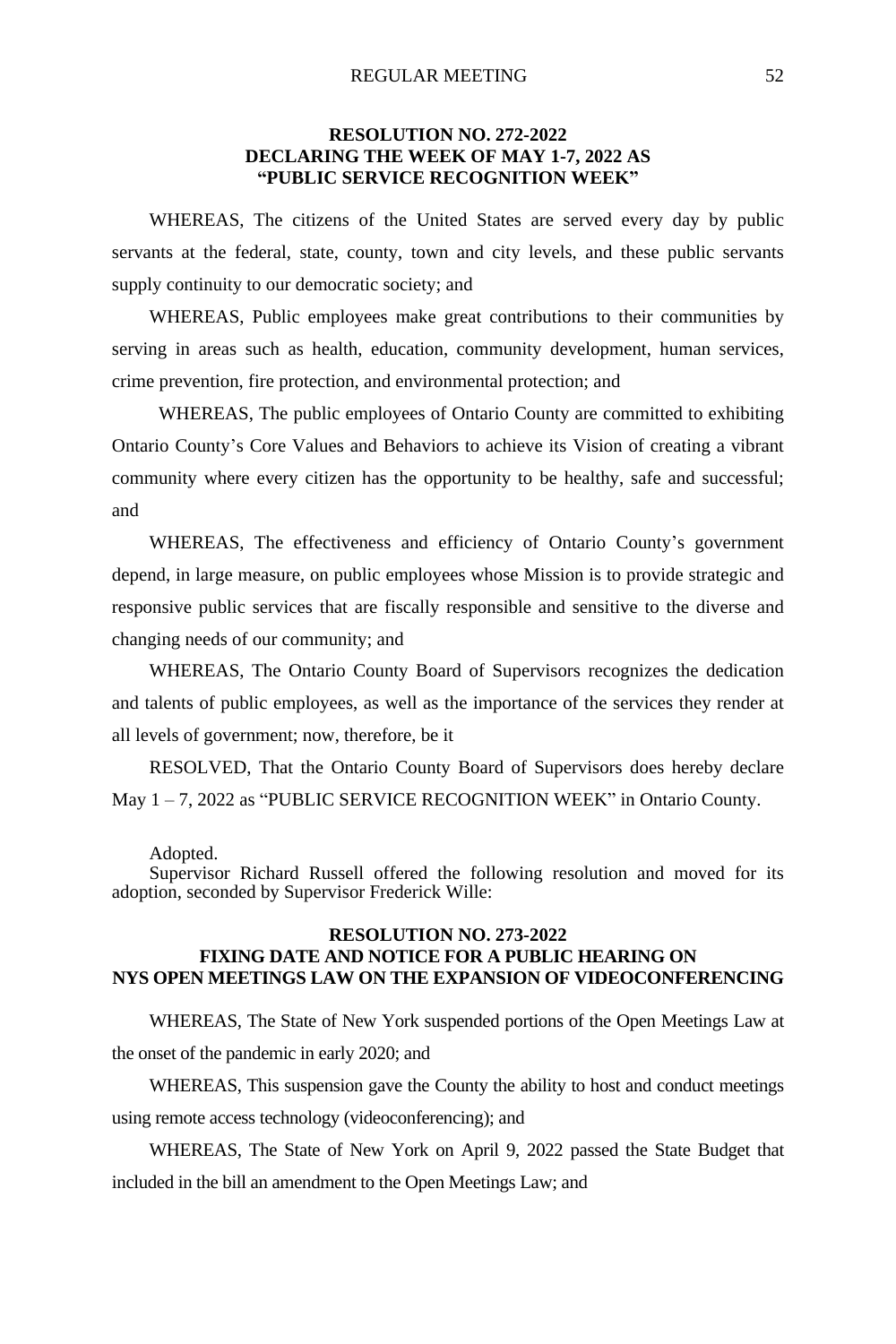**RESOLUTION NO. 272-2022**
**DECLARING THE WEEK OF MAY 1-7, 2022 AS**
**"PUBLIC SERVICE RECOGNITION WEEK"**

WHEREAS, The citizens of the United States are served every day by public servants at the federal, state, county, town and city levels, and these public servants supply continuity to our democratic society; and

WHEREAS, Public employees make great contributions to their communities by serving in areas such as health, education, community development, human services, crime prevention, fire protection, and environmental protection; and

WHEREAS, The public employees of Ontario County are committed to exhibiting Ontario County's Core Values and Behaviors to achieve its Vision of creating a vibrant community where every citizen has the opportunity to be healthy, safe and successful; and

WHEREAS, The effectiveness and efficiency of Ontario County's government depend, in large measure, on public employees whose Mission is to provide strategic and responsive public services that are fiscally responsible and sensitive to the diverse and changing needs of our community; and

WHEREAS, The Ontario County Board of Supervisors recognizes the dedication and talents of public employees, as well as the importance of the services they render at all levels of government; now, therefore, be it

RESOLVED, That the Ontario County Board of Supervisors does hereby declare May 1 – 7, 2022 as "PUBLIC SERVICE RECOGNITION WEEK" in Ontario County.

Adopted.

Supervisor Richard Russell offered the following resolution and moved for its adoption, seconded by Supervisor Frederick Wille:

**RESOLUTION NO. 273-2022**
**FIXING DATE AND NOTICE FOR A PUBLIC HEARING ON**
**NYS OPEN MEETINGS LAW ON THE EXPANSION OF VIDEOCONFERENCING**

WHEREAS, The State of New York suspended portions of the Open Meetings Law at the onset of the pandemic in early 2020; and

WHEREAS, This suspension gave the County the ability to host and conduct meetings using remote access technology (videoconferencing); and

WHEREAS, The State of New York on April 9, 2022 passed the State Budget that included in the bill an amendment to the Open Meetings Law; and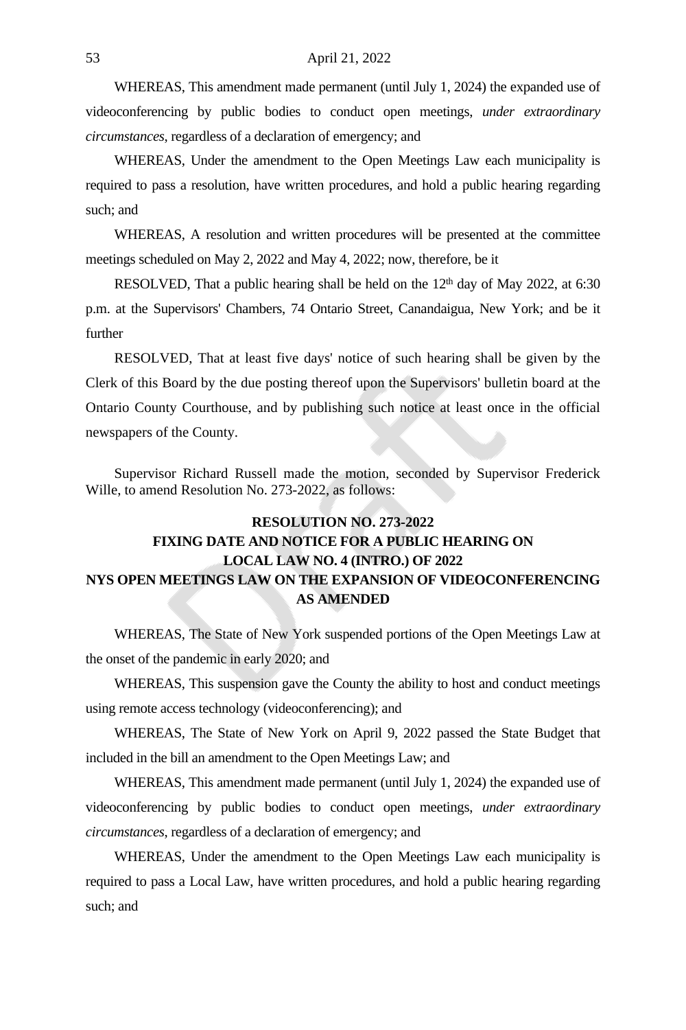WHEREAS, This amendment made permanent (until July 1, 2024) the expanded use of videoconferencing by public bodies to conduct open meetings, *under extraordinary circumstances*, regardless of a declaration of emergency; and

WHEREAS, Under the amendment to the Open Meetings Law each municipality is required to pass a resolution, have written procedures, and hold a public hearing regarding such; and

WHEREAS, A resolution and written procedures will be presented at the committee meetings scheduled on May 2, 2022 and May 4, 2022; now, therefore, be it

RESOLVED, That a public hearing shall be held on the 12th day of May 2022, at 6:30 p.m. at the Supervisors' Chambers, 74 Ontario Street, Canandaigua, New York; and be it further

RESOLVED, That at least five days' notice of such hearing shall be given by the Clerk of this Board by the due posting thereof upon the Supervisors' bulletin board at the Ontario County Courthouse, and by publishing such notice at least once in the official newspapers of the County.

Supervisor Richard Russell made the motion, seconded by Supervisor Frederick Wille, to amend Resolution No. 273-2022, as follows:

**RESOLUTION NO. 273-2022**
**FIXING DATE AND NOTICE FOR A PUBLIC HEARING ON LOCAL LAW NO. 4 (INTRO.) OF 2022**
**NYS OPEN MEETINGS LAW ON THE EXPANSION OF VIDEOCONFERENCING AS AMENDED**

WHEREAS, The State of New York suspended portions of the Open Meetings Law at the onset of the pandemic in early 2020; and

WHEREAS, This suspension gave the County the ability to host and conduct meetings using remote access technology (videoconferencing); and

WHEREAS, The State of New York on April 9, 2022 passed the State Budget that included in the bill an amendment to the Open Meetings Law; and

WHEREAS, This amendment made permanent (until July 1, 2024) the expanded use of videoconferencing by public bodies to conduct open meetings, *under extraordinary circumstances*, regardless of a declaration of emergency; and

WHEREAS, Under the amendment to the Open Meetings Law each municipality is required to pass a Local Law, have written procedures, and hold a public hearing regarding such; and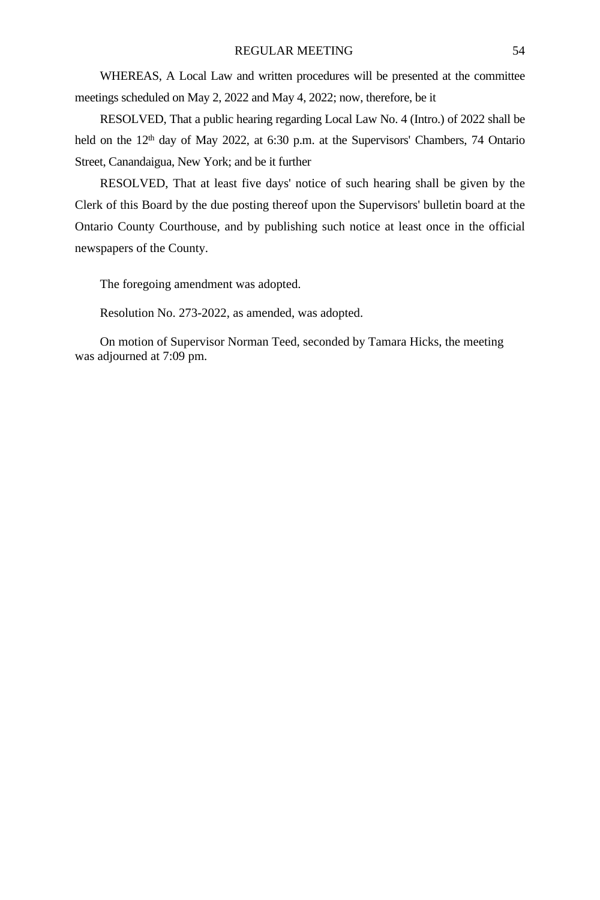WHEREAS, A Local Law and written procedures will be presented at the committee meetings scheduled on May 2, 2022 and May 4, 2022; now, therefore, be it

RESOLVED, That a public hearing regarding Local Law No. 4 (Intro.) of 2022 shall be held on the 12th day of May 2022, at 6:30 p.m. at the Supervisors' Chambers, 74 Ontario Street, Canandaigua, New York; and be it further

RESOLVED, That at least five days' notice of such hearing shall be given by the Clerk of this Board by the due posting thereof upon the Supervisors' bulletin board at the Ontario County Courthouse, and by publishing such notice at least once in the official newspapers of the County.

The foregoing amendment was adopted.

Resolution No. 273-2022, as amended, was adopted.

On motion of Supervisor Norman Teed, seconded by Tamara Hicks, the meeting was adjourned at 7:09 pm.